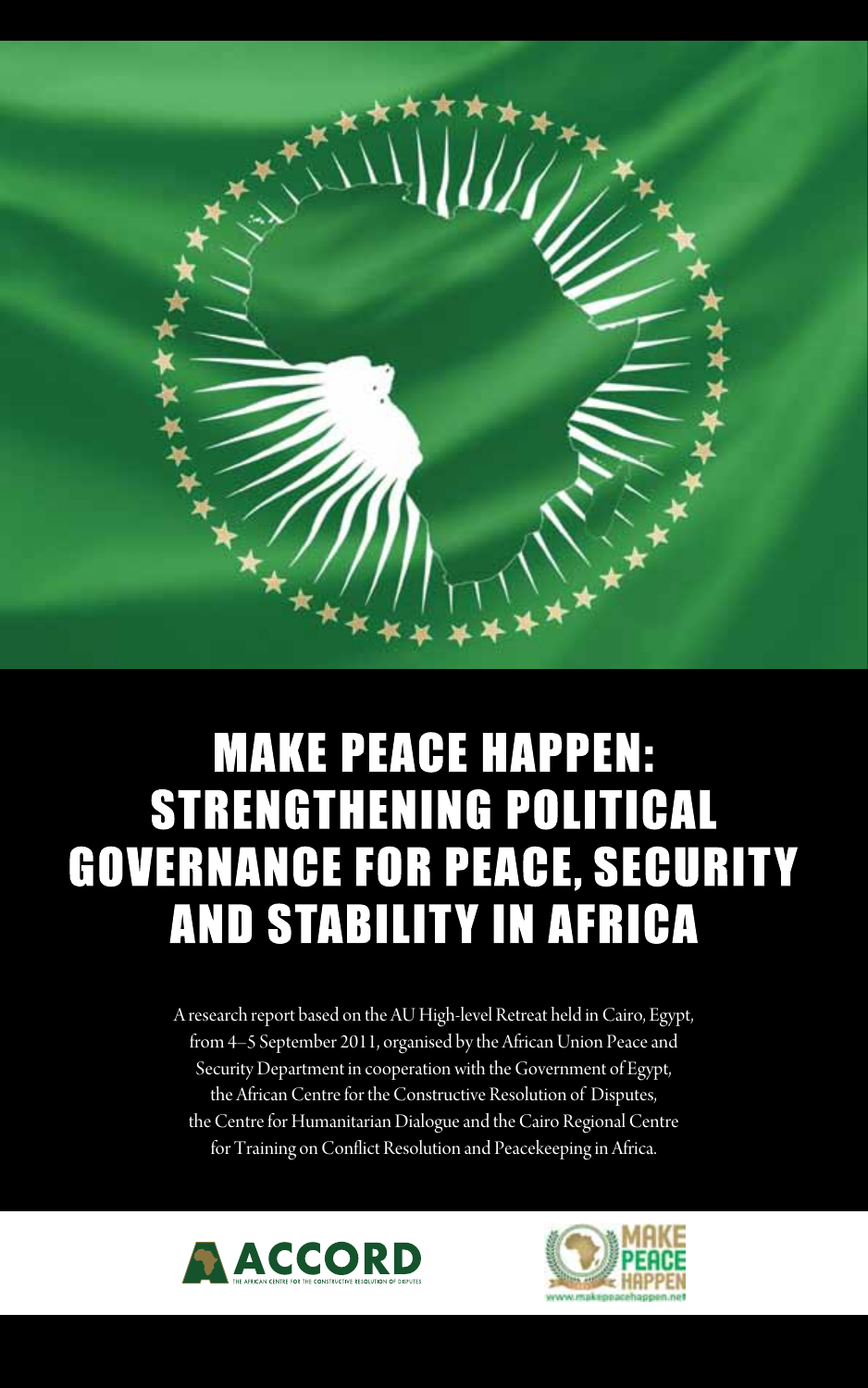# MAKE PEACE HAPPEN: STRENGTHENING POLITICAL GOVERNANCE FOR PEACE, SECURITY AND STABILITY IN AFRICA

A research report based on the AU High-level Retreat held in Cairo, Egypt, from 4–5 September 2011, organised by the African Union Peace and Security Department in cooperation with the Government of Egypt, the African Centre for the Constructive Resolution of Disputes, the Centre for Humanitarian Dialogue and the Cairo Regional Centre for Training on Conflict Resolution and Peacekeeping in Africa.

ACCORD
THE AFRICAN CENTRE FOR THE CONSTRUCTIVE RESOLUTION OF DISPUTES

MAKE PEACE HAPPEN
www.makepeacehappen.net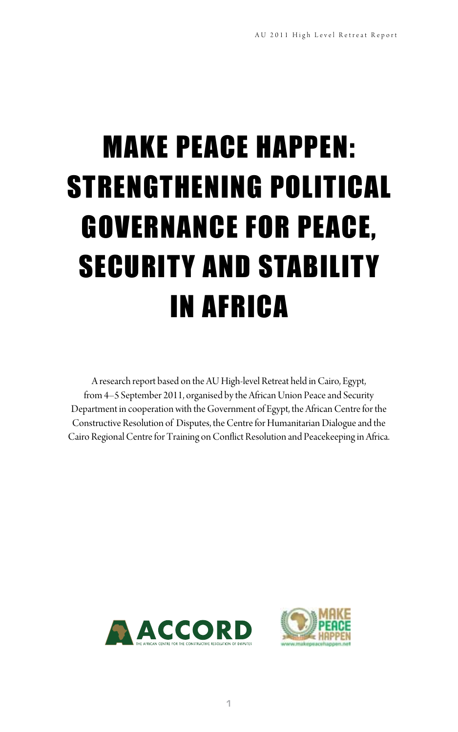# MAKE PEACE HAPPEN: STRENGTHENING POLITICAL GOVERNANCE FOR PEACE, SECURITY AND STABILITY IN AFRICA

A research report based on the AU High-level Retreat held in Cairo, Egypt, from 4–5 September 2011, organised by the African Union Peace and Security Department in cooperation with the Government of Egypt, the African Centre for the Constructive Resolution of Disputes, the Centre for Humanitarian Dialogue and the Cairo Regional Centre for Training on Conflict Resolution and Peacekeeping in Africa.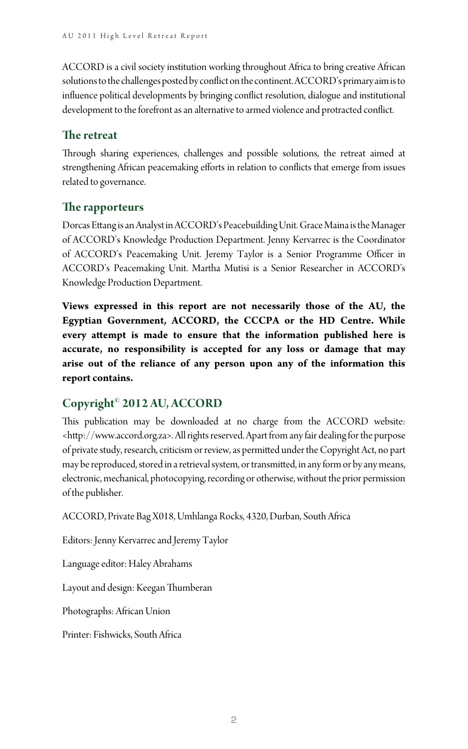ACCORD is a civil society institution working throughout Africa to bring creative African solutions to the challenges posted by conflict on the continent. ACCORD's primary aim is to influence political developments by bringing conflict resolution, dialogue and institutional development to the forefront as an alternative to armed violence and protracted conflict.

## The retreat

Through sharing experiences, challenges and possible solutions, the retreat aimed at strengthening African peacemaking efforts in relation to conflicts that emerge from issues related to governance.

## The rapporteurs

Dorcas Ettang is an Analyst in ACCORD's Peacebuilding Unit. Grace Maina is the Manager of ACCORD's Knowledge Production Department. Jenny Kervarrec is the Coordinator of ACCORD's Peacemaking Unit. Jeremy Taylor is a Senior Programme Officer in ACCORD's Peacemaking Unit. Martha Mutisi is a Senior Researcher in ACCORD's Knowledge Production Department.

**Views expressed in this report are not necessarily those of the AU, the Egyptian Government, ACCORD, the CCCPA or the HD Centre. While every attempt is made to ensure that the information published here is accurate, no responsibility is accepted for any loss or damage that may arise out of the reliance of any person upon any of the information this report contains.**

## Copyright© 2012 AU, ACCORD

This publication may be downloaded at no charge from the ACCORD website: <http://www.accord.org.za>. All rights reserved. Apart from any fair dealing for the purpose of private study, research, criticism or review, as permitted under the Copyright Act, no part may be reproduced, stored in a retrieval system, or transmitted, in any form or by any means, electronic, mechanical, photocopying, recording or otherwise, without the prior permission of the publisher.

ACCORD, Private Bag X018, Umhlanga Rocks, 4320, Durban, South Africa

Editors: Jenny Kervarrec and Jeremy Taylor

Language editor: Haley Abrahams

Layout and design: Keegan Thumberan

Photographs: African Union

Printer: Fishwicks, South Africa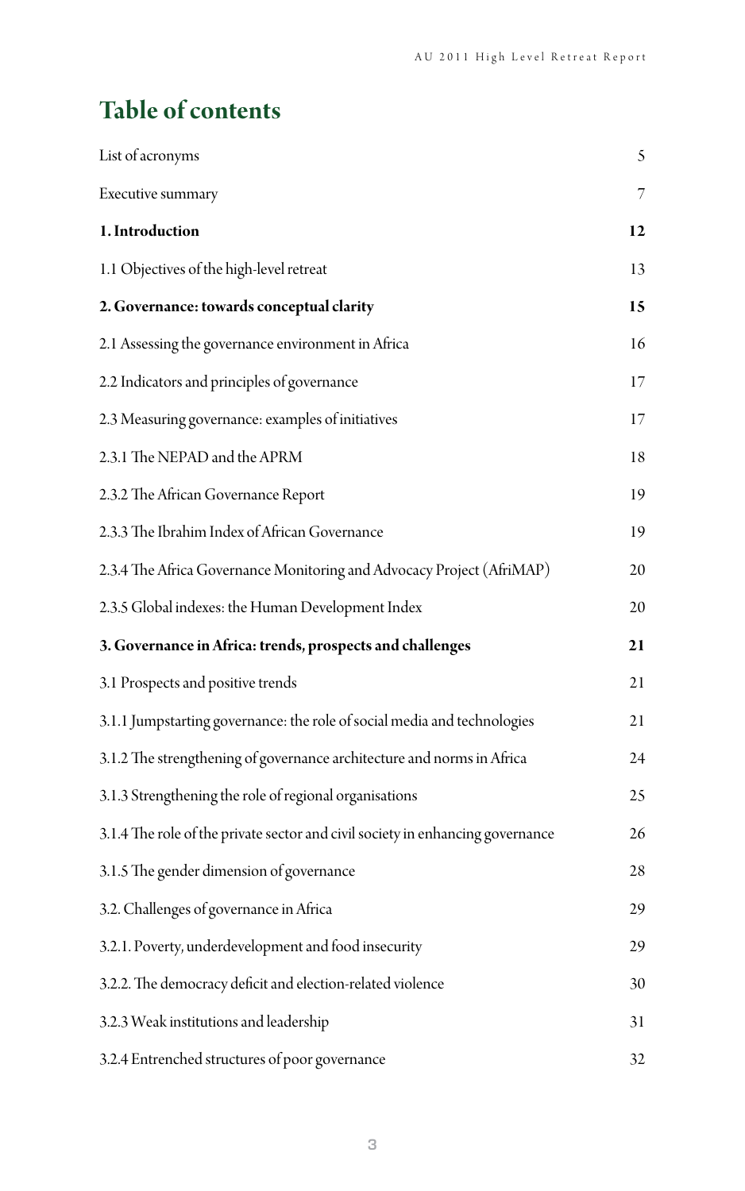# Table of contents

| | |
|---|---|
| List of acronyms | 5 |
| Executive summary | 7 |
| **1. Introduction** | **12** |
| 1.1 Objectives of the high-level retreat | 13 |
| **2. Governance: towards conceptual clarity** | **15** |
| 2.1 Assessing the governance environment in Africa | 16 |
| 2.2 Indicators and principles of governance | 17 |
| 2.3 Measuring governance: examples of initiatives | 17 |
| 2.3.1 The NEPAD and the APRM | 18 |
| 2.3.2 The African Governance Report | 19 |
| 2.3.3 The Ibrahim Index of African Governance | 19 |
| 2.3.4 The Africa Governance Monitoring and Advocacy Project (AfriMAP) | 20 |
| 2.3.5 Global indexes: the Human Development Index | 20 |
| **3. Governance in Africa: trends, prospects and challenges** | **21** |
| 3.1 Prospects and positive trends | 21 |
| 3.1.1 Jumpstarting governance: the role of social media and technologies | 21 |
| 3.1.2 The strengthening of governance architecture and norms in Africa | 24 |
| 3.1.3 Strengthening the role of regional organisations | 25 |
| 3.1.4 The role of the private sector and civil society in enhancing governance | 26 |
| 3.1.5 The gender dimension of governance | 28 |
| 3.2. Challenges of governance in Africa | 29 |
| 3.2.1. Poverty, underdevelopment and food insecurity | 29 |
| 3.2.2. The democracy deficit and election-related violence | 30 |
| 3.2.3 Weak institutions and leadership | 31 |
| 3.2.4 Entrenched structures of poor governance | 32 |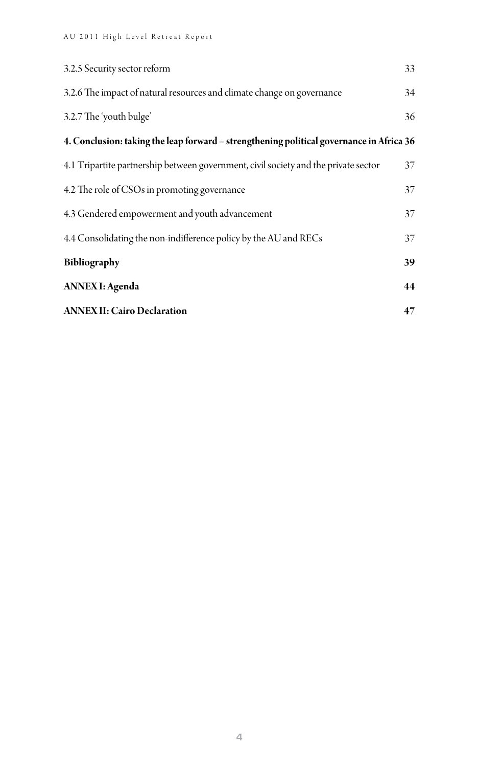3.2.5 Security sector reform 33

3.2.6 The impact of natural resources and climate change on governance 34

3.2.7 The 'youth bulge' 36

**4. Conclusion: taking the leap forward – strengthening political governance in Africa 36**

4.1 Tripartite partnership between government, civil society and the private sector 37

4.2 The role of CSOs in promoting governance 37

4.3 Gendered empowerment and youth advancement 37

4.4 Consolidating the non-indifference policy by the AU and RECs 37

**Bibliography 39**

**ANNEX I: Agenda 44**

**ANNEX II: Cairo Declaration 47**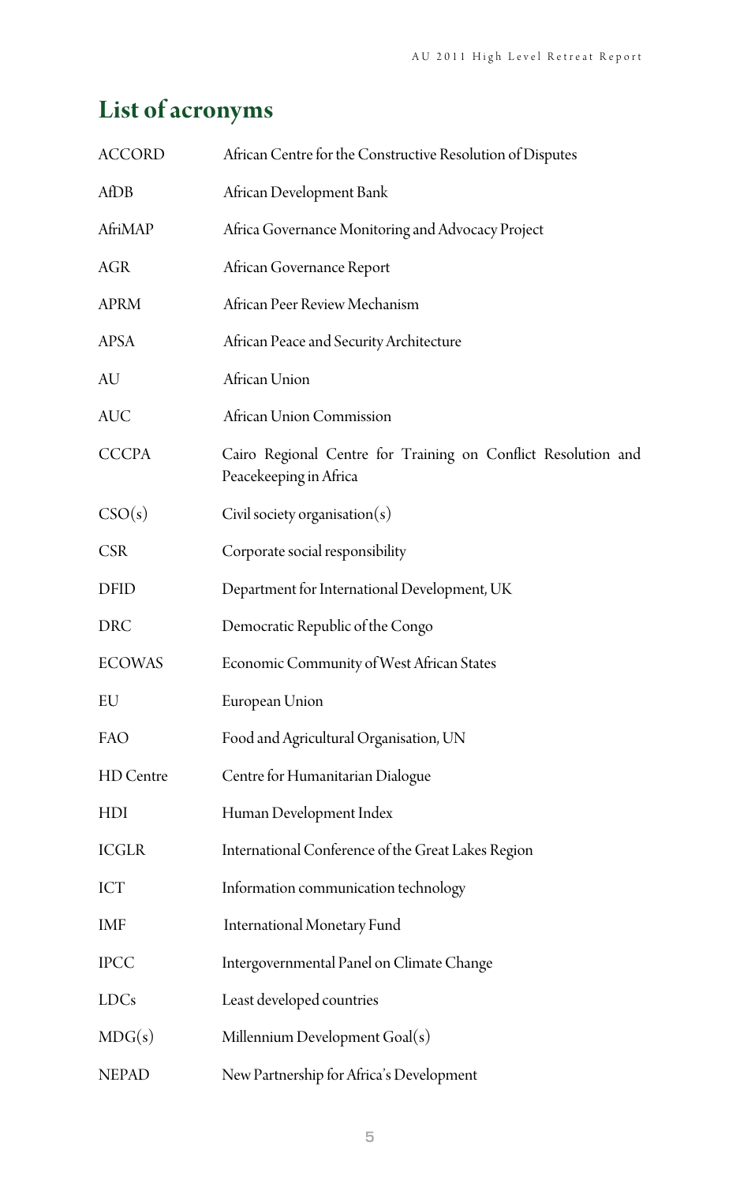## List of acronyms

| | |
|---|---|
| ACCORD | African Centre for the Constructive Resolution of Disputes |
| AfDB | African Development Bank |
| AfriMAP | Africa Governance Monitoring and Advocacy Project |
| AGR | African Governance Report |
| APRM | African Peer Review Mechanism |
| APSA | African Peace and Security Architecture |
| AU | African Union |
| AUC | African Union Commission |
| CCCPA | Cairo Regional Centre for Training on Conflict Resolution and Peacekeeping in Africa |
| CSO(s) | Civil society organisation(s) |
| CSR | Corporate social responsibility |
| DFID | Department for International Development, UK |
| DRC | Democratic Republic of the Congo |
| ECOWAS | Economic Community of West African States |
| EU | European Union |
| FAO | Food and Agricultural Organisation, UN |
| HD Centre | Centre for Humanitarian Dialogue |
| HDI | Human Development Index |
| ICGLR | International Conference of the Great Lakes Region |
| ICT | Information communication technology |
| IMF | International Monetary Fund |
| IPCC | Intergovernmental Panel on Climate Change |
| LDCs | Least developed countries |
| MDG(s) | Millennium Development Goal(s) |
| NEPAD | New Partnership for Africa's Development |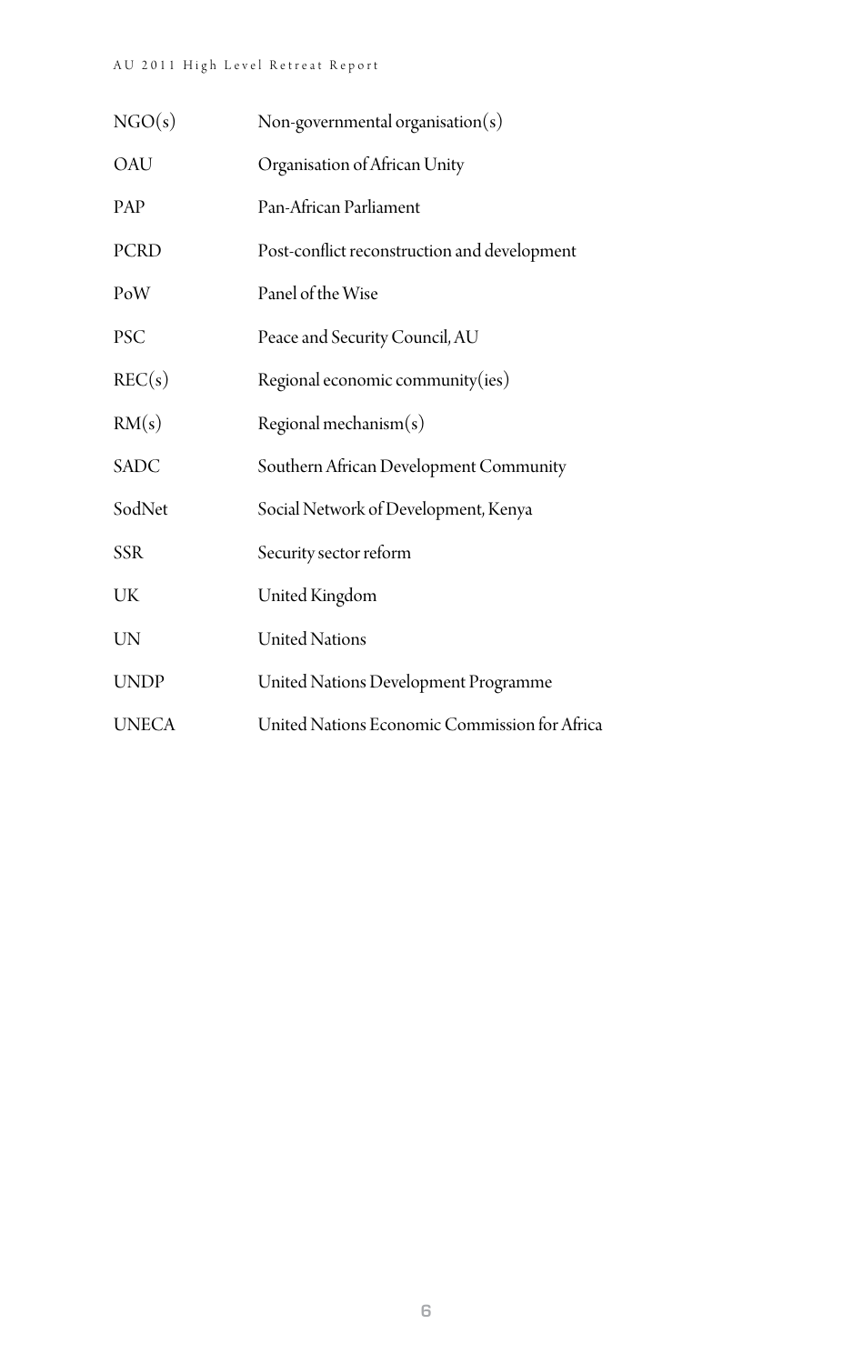| | |
|---|---|
| NGO(s) | Non-governmental organisation(s) |
| OAU | Organisation of African Unity |
| PAP | Pan-African Parliament |
| PCRD | Post-conflict reconstruction and development |
| PoW | Panel of the Wise |
| PSC | Peace and Security Council, AU |
| REC(s) | Regional economic community(ies) |
| RM(s) | Regional mechanism(s) |
| SADC | Southern African Development Community |
| SodNet | Social Network of Development, Kenya |
| SSR | Security sector reform |
| UK | United Kingdom |
| UN | United Nations |
| UNDP | United Nations Development Programme |
| UNECA | United Nations Economic Commission for Africa |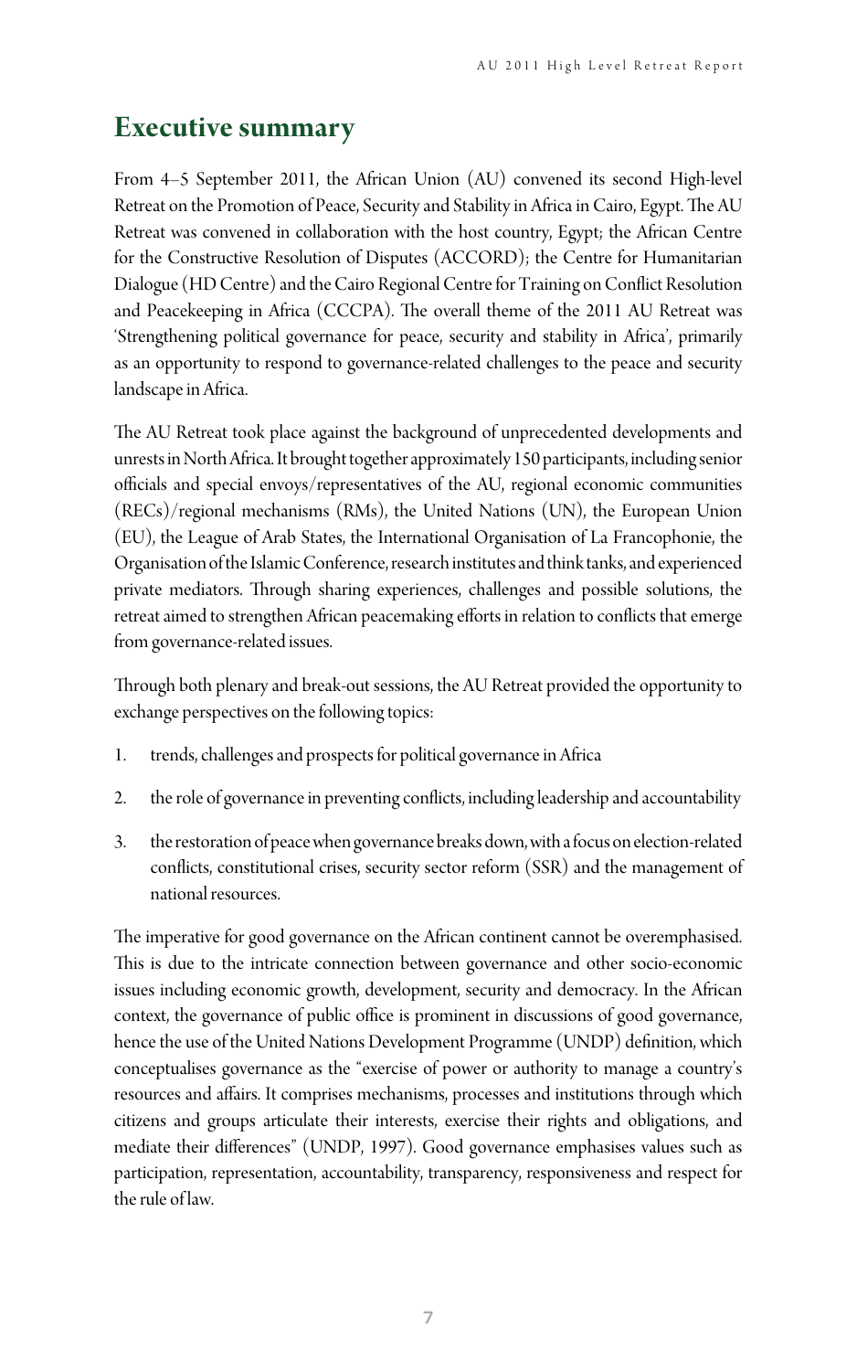## Executive summary

From 4–5 September 2011, the African Union (AU) convened its second High-level Retreat on the Promotion of Peace, Security and Stability in Africa in Cairo, Egypt. The AU Retreat was convened in collaboration with the host country, Egypt; the African Centre for the Constructive Resolution of Disputes (ACCORD); the Centre for Humanitarian Dialogue (HD Centre) and the Cairo Regional Centre for Training on Conflict Resolution and Peacekeeping in Africa (CCCPA). The overall theme of the 2011 AU Retreat was 'Strengthening political governance for peace, security and stability in Africa', primarily as an opportunity to respond to governance-related challenges to the peace and security landscape in Africa.

The AU Retreat took place against the background of unprecedented developments and unrests in North Africa. It brought together approximately 150 participants, including senior officials and special envoys/representatives of the AU, regional economic communities (RECs)/regional mechanisms (RMs), the United Nations (UN), the European Union (EU), the League of Arab States, the International Organisation of La Francophonie, the Organisation of the Islamic Conference, research institutes and think tanks, and experienced private mediators. Through sharing experiences, challenges and possible solutions, the retreat aimed to strengthen African peacemaking efforts in relation to conflicts that emerge from governance-related issues.

Through both plenary and break-out sessions, the AU Retreat provided the opportunity to exchange perspectives on the following topics:

1. trends, challenges and prospects for political governance in Africa
2. the role of governance in preventing conflicts, including leadership and accountability
3. the restoration of peace when governance breaks down, with a focus on election-related conflicts, constitutional crises, security sector reform (SSR) and the management of national resources.

The imperative for good governance on the African continent cannot be overemphasised. This is due to the intricate connection between governance and other socio-economic issues including economic growth, development, security and democracy. In the African context, the governance of public office is prominent in discussions of good governance, hence the use of the United Nations Development Programme (UNDP) definition, which conceptualises governance as the "exercise of power or authority to manage a country's resources and affairs. It comprises mechanisms, processes and institutions through which citizens and groups articulate their interests, exercise their rights and obligations, and mediate their differences" (UNDP, 1997). Good governance emphasises values such as participation, representation, accountability, transparency, responsiveness and respect for the rule of law.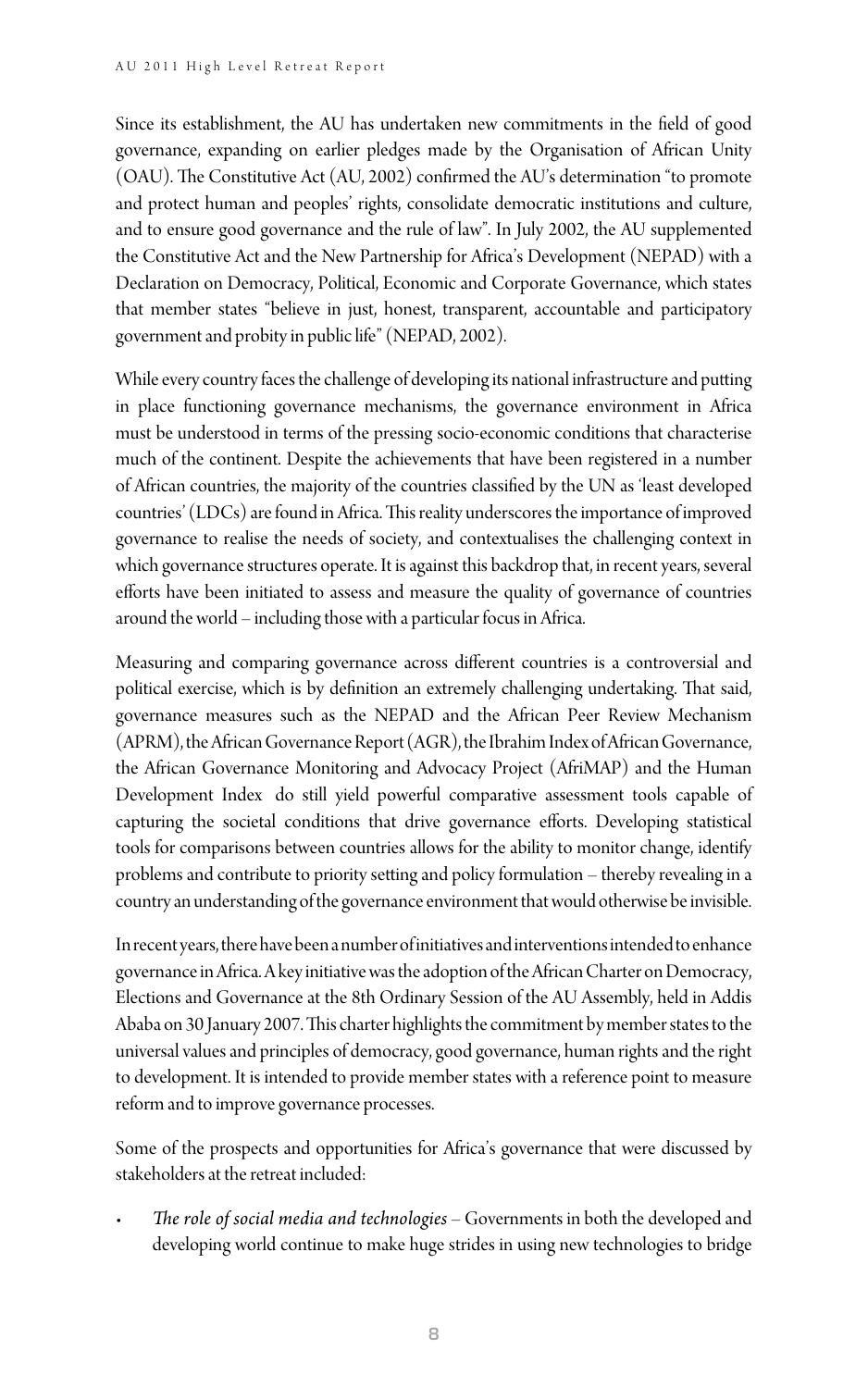Since its establishment, the AU has undertaken new commitments in the field of good governance, expanding on earlier pledges made by the Organisation of African Unity (OAU). The Constitutive Act (AU, 2002) confirmed the AU's determination "to promote and protect human and peoples' rights, consolidate democratic institutions and culture, and to ensure good governance and the rule of law". In July 2002, the AU supplemented the Constitutive Act and the New Partnership for Africa's Development (NEPAD) with a Declaration on Democracy, Political, Economic and Corporate Governance, which states that member states "believe in just, honest, transparent, accountable and participatory government and probity in public life" (NEPAD, 2002).

While every country faces the challenge of developing its national infrastructure and putting in place functioning governance mechanisms, the governance environment in Africa must be understood in terms of the pressing socio-economic conditions that characterise much of the continent. Despite the achievements that have been registered in a number of African countries, the majority of the countries classified by the UN as 'least developed countries' (LDCs) are found in Africa. This reality underscores the importance of improved governance to realise the needs of society, and contextualises the challenging context in which governance structures operate. It is against this backdrop that, in recent years, several efforts have been initiated to assess and measure the quality of governance of countries around the world – including those with a particular focus in Africa.

Measuring and comparing governance across different countries is a controversial and political exercise, which is by definition an extremely challenging undertaking. That said, governance measures such as the NEPAD and the African Peer Review Mechanism (APRM), the African Governance Report (AGR), the Ibrahim Index of African Governance, the African Governance Monitoring and Advocacy Project (AfriMAP) and the Human Development Index do still yield powerful comparative assessment tools capable of capturing the societal conditions that drive governance efforts. Developing statistical tools for comparisons between countries allows for the ability to monitor change, identify problems and contribute to priority setting and policy formulation – thereby revealing in a country an understanding of the governance environment that would otherwise be invisible.

In recent years, there have been a number of initiatives and interventions intended to enhance governance in Africa. A key initiative was the adoption of the African Charter on Democracy, Elections and Governance at the 8th Ordinary Session of the AU Assembly, held in Addis Ababa on 30 January 2007. This charter highlights the commitment by member states to the universal values and principles of democracy, good governance, human rights and the right to development. It is intended to provide member states with a reference point to measure reform and to improve governance processes.

Some of the prospects and opportunities for Africa's governance that were discussed by stakeholders at the retreat included:

- *The role of social media and technologies* – Governments in both the developed and developing world continue to make huge strides in using new technologies to bridge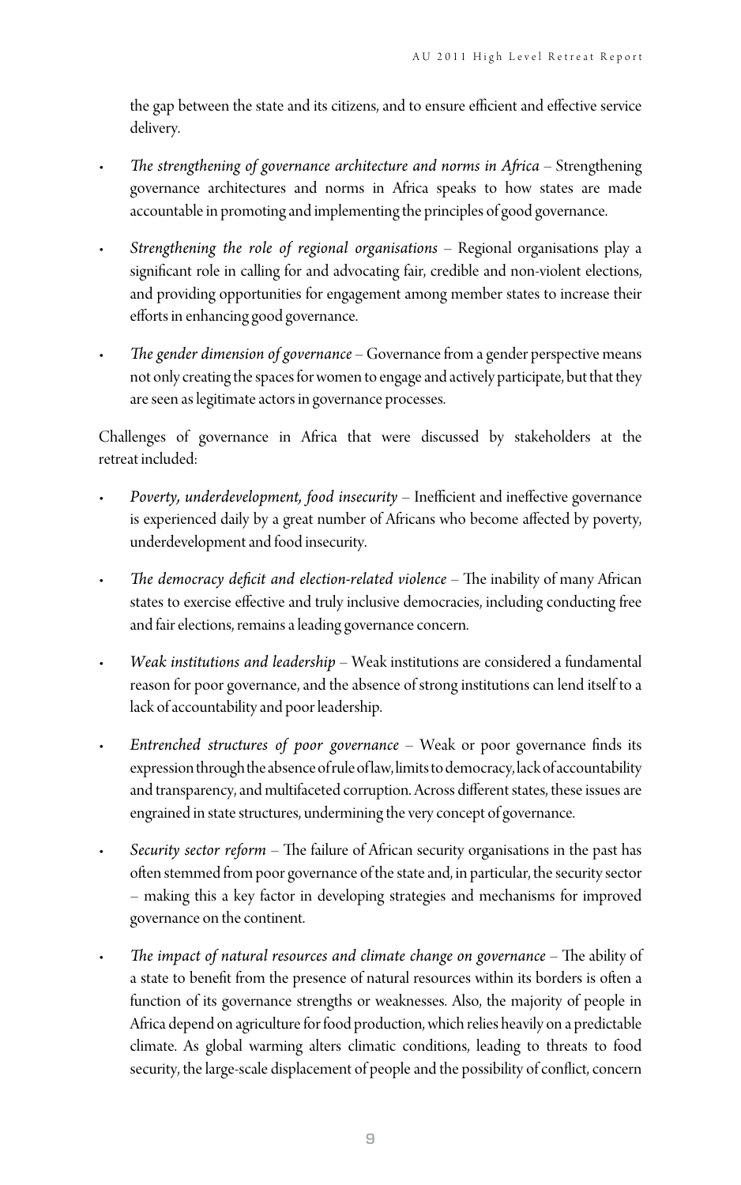the gap between the state and its citizens, and to ensure efficient and effective service delivery.

- *The strengthening of governance architecture and norms in Africa* – Strengthening governance architectures and norms in Africa speaks to how states are made accountable in promoting and implementing the principles of good governance.
- *Strengthening the role of regional organisations* – Regional organisations play a significant role in calling for and advocating fair, credible and non-violent elections, and providing opportunities for engagement among member states to increase their efforts in enhancing good governance.
- *The gender dimension of governance* – Governance from a gender perspective means not only creating the spaces for women to engage and actively participate, but that they are seen as legitimate actors in governance processes.

Challenges of governance in Africa that were discussed by stakeholders at the retreat included:

- *Poverty, underdevelopment, food insecurity* – Inefficient and ineffective governance is experienced daily by a great number of Africans who become affected by poverty, underdevelopment and food insecurity.
- *The democracy deficit and election-related violence* – The inability of many African states to exercise effective and truly inclusive democracies, including conducting free and fair elections, remains a leading governance concern.
- *Weak institutions and leadership* – Weak institutions are considered a fundamental reason for poor governance, and the absence of strong institutions can lend itself to a lack of accountability and poor leadership.
- *Entrenched structures of poor governance* – Weak or poor governance finds its expression through the absence of rule of law, limits to democracy, lack of accountability and transparency, and multifaceted corruption. Across different states, these issues are engrained in state structures, undermining the very concept of governance.
- *Security sector reform* – The failure of African security organisations in the past has often stemmed from poor governance of the state and, in particular, the security sector – making this a key factor in developing strategies and mechanisms for improved governance on the continent.
- *The impact of natural resources and climate change on governance* – The ability of a state to benefit from the presence of natural resources within its borders is often a function of its governance strengths or weaknesses. Also, the majority of people in Africa depend on agriculture for food production, which relies heavily on a predictable climate. As global warming alters climatic conditions, leading to threats to food security, the large-scale displacement of people and the possibility of conflict, concern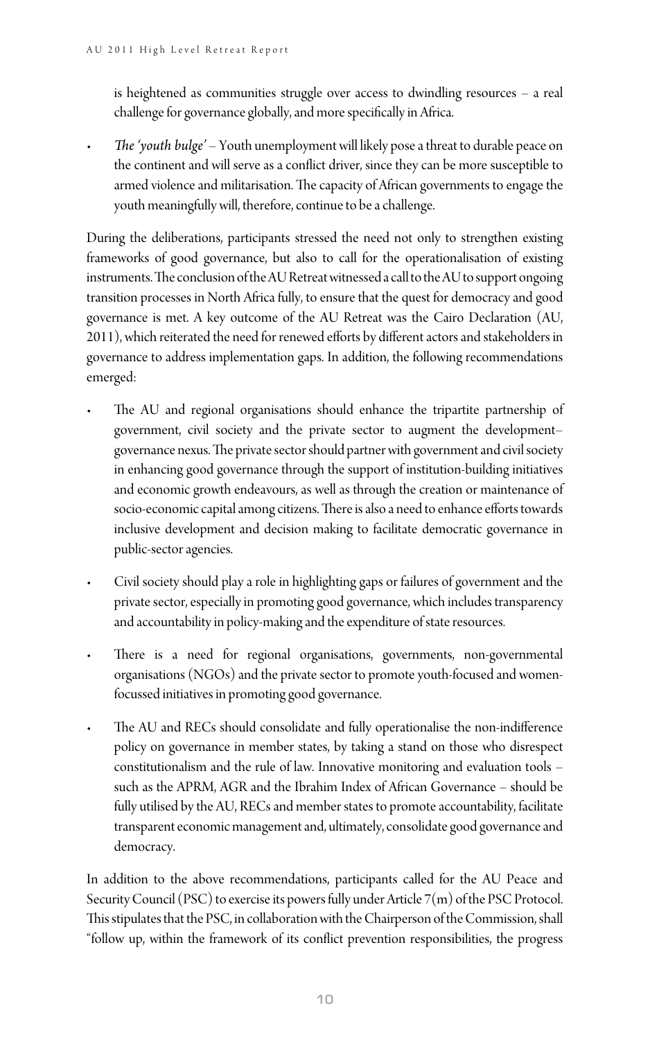is heightened as communities struggle over access to dwindling resources – a real challenge for governance globally, and more specifically in Africa.

- *The 'youth bulge'* – Youth unemployment will likely pose a threat to durable peace on the continent and will serve as a conflict driver, since they can be more susceptible to armed violence and militarisation. The capacity of African governments to engage the youth meaningfully will, therefore, continue to be a challenge.

During the deliberations, participants stressed the need not only to strengthen existing frameworks of good governance, but also to call for the operationalisation of existing instruments. The conclusion of the AU Retreat witnessed a call to the AU to support ongoing transition processes in North Africa fully, to ensure that the quest for democracy and good governance is met. A key outcome of the AU Retreat was the Cairo Declaration (AU, 2011), which reiterated the need for renewed efforts by different actors and stakeholders in governance to address implementation gaps. In addition, the following recommendations emerged:

- The AU and regional organisations should enhance the tripartite partnership of government, civil society and the private sector to augment the development–governance nexus. The private sector should partner with government and civil society in enhancing good governance through the support of institution-building initiatives and economic growth endeavours, as well as through the creation or maintenance of socio-economic capital among citizens. There is also a need to enhance efforts towards inclusive development and decision making to facilitate democratic governance in public-sector agencies.
- Civil society should play a role in highlighting gaps or failures of government and the private sector, especially in promoting good governance, which includes transparency and accountability in policy-making and the expenditure of state resources.
- There is a need for regional organisations, governments, non-governmental organisations (NGOs) and the private sector to promote youth-focused and women-focussed initiatives in promoting good governance.
- The AU and RECs should consolidate and fully operationalise the non-indifference policy on governance in member states, by taking a stand on those who disrespect constitutionalism and the rule of law. Innovative monitoring and evaluation tools – such as the APRM, AGR and the Ibrahim Index of African Governance – should be fully utilised by the AU, RECs and member states to promote accountability, facilitate transparent economic management and, ultimately, consolidate good governance and democracy.

In addition to the above recommendations, participants called for the AU Peace and Security Council (PSC) to exercise its powers fully under Article 7(m) of the PSC Protocol. This stipulates that the PSC, in collaboration with the Chairperson of the Commission, shall "follow up, within the framework of its conflict prevention responsibilities, the progress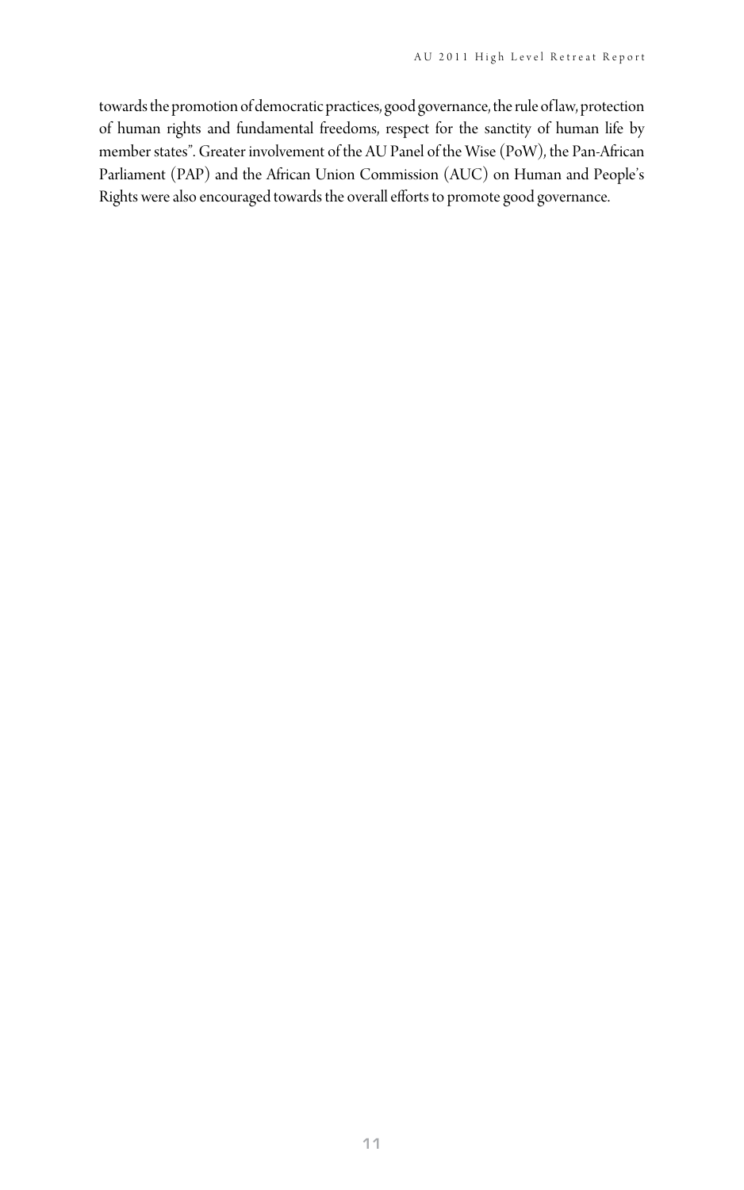towards the promotion of democratic practices, good governance, the rule of law, protection of human rights and fundamental freedoms, respect for the sanctity of human life by member states". Greater involvement of the AU Panel of the Wise (PoW), the Pan-African Parliament (PAP) and the African Union Commission (AUC) on Human and People's Rights were also encouraged towards the overall efforts to promote good governance.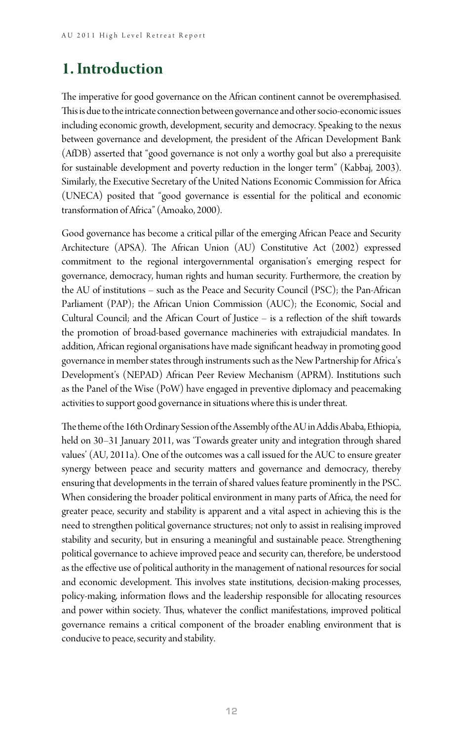# 1. Introduction

The imperative for good governance on the African continent cannot be overemphasised. This is due to the intricate connection between governance and other socio-economic issues including economic growth, development, security and democracy. Speaking to the nexus between governance and development, the president of the African Development Bank (AfDB) asserted that "good governance is not only a worthy goal but also a prerequisite for sustainable development and poverty reduction in the longer term" (Kabbaj, 2003). Similarly, the Executive Secretary of the United Nations Economic Commission for Africa (UNECA) posited that "good governance is essential for the political and economic transformation of Africa" (Amoako, 2000).

Good governance has become a critical pillar of the emerging African Peace and Security Architecture (APSA). The African Union (AU) Constitutive Act (2002) expressed commitment to the regional intergovernmental organisation's emerging respect for governance, democracy, human rights and human security. Furthermore, the creation by the AU of institutions – such as the Peace and Security Council (PSC); the Pan-African Parliament (PAP); the African Union Commission (AUC); the Economic, Social and Cultural Council; and the African Court of Justice – is a reflection of the shift towards the promotion of broad-based governance machineries with extrajudicial mandates. In addition, African regional organisations have made significant headway in promoting good governance in member states through instruments such as the New Partnership for Africa's Development's (NEPAD) African Peer Review Mechanism (APRM). Institutions such as the Panel of the Wise (PoW) have engaged in preventive diplomacy and peacemaking activities to support good governance in situations where this is under threat.

The theme of the 16th Ordinary Session of the Assembly of the AU in Addis Ababa, Ethiopia, held on 30–31 January 2011, was 'Towards greater unity and integration through shared values' (AU, 2011a). One of the outcomes was a call issued for the AUC to ensure greater synergy between peace and security matters and governance and democracy, thereby ensuring that developments in the terrain of shared values feature prominently in the PSC. When considering the broader political environment in many parts of Africa, the need for greater peace, security and stability is apparent and a vital aspect in achieving this is the need to strengthen political governance structures; not only to assist in realising improved stability and security, but in ensuring a meaningful and sustainable peace. Strengthening political governance to achieve improved peace and security can, therefore, be understood as the effective use of political authority in the management of national resources for social and economic development. This involves state institutions, decision-making processes, policy-making, information flows and the leadership responsible for allocating resources and power within society. Thus, whatever the conflict manifestations, improved political governance remains a critical component of the broader enabling environment that is conducive to peace, security and stability.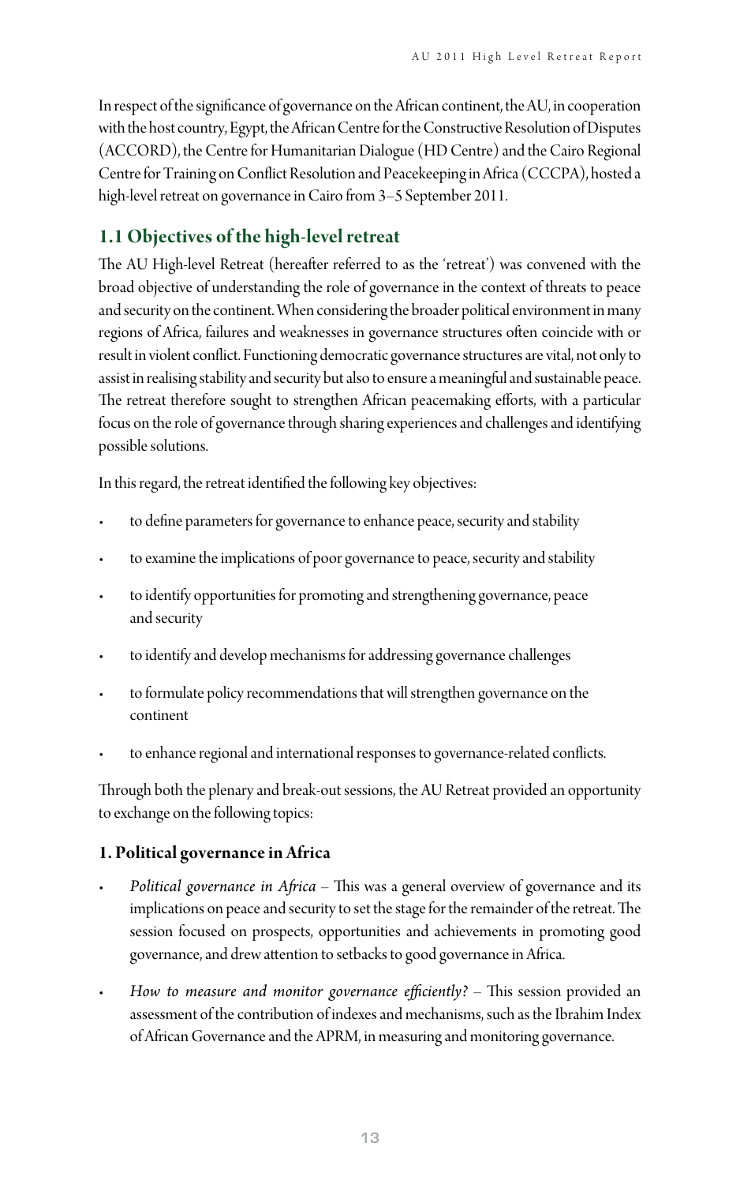In respect of the significance of governance on the African continent, the AU, in cooperation with the host country, Egypt, the African Centre for the Constructive Resolution of Disputes (ACCORD), the Centre for Humanitarian Dialogue (HD Centre) and the Cairo Regional Centre for Training on Conflict Resolution and Peacekeeping in Africa (CCCPA), hosted a high-level retreat on governance in Cairo from 3–5 September 2011.

## 1.1 Objectives of the high-level retreat

The AU High-level Retreat (hereafter referred to as the 'retreat') was convened with the broad objective of understanding the role of governance in the context of threats to peace and security on the continent. When considering the broader political environment in many regions of Africa, failures and weaknesses in governance structures often coincide with or result in violent conflict. Functioning democratic governance structures are vital, not only to assist in realising stability and security but also to ensure a meaningful and sustainable peace. The retreat therefore sought to strengthen African peacemaking efforts, with a particular focus on the role of governance through sharing experiences and challenges and identifying possible solutions.

In this regard, the retreat identified the following key objectives:

- to define parameters for governance to enhance peace, security and stability
- to examine the implications of poor governance to peace, security and stability
- to identify opportunities for promoting and strengthening governance, peace and security
- to identify and develop mechanisms for addressing governance challenges
- to formulate policy recommendations that will strengthen governance on the continent
- to enhance regional and international responses to governance-related conflicts.

Through both the plenary and break-out sessions, the AU Retreat provided an opportunity to exchange on the following topics:

### 1. Political governance in Africa

- *Political governance in Africa* – This was a general overview of governance and its implications on peace and security to set the stage for the remainder of the retreat. The session focused on prospects, opportunities and achievements in promoting good governance, and drew attention to setbacks to good governance in Africa.
- *How to measure and monitor governance efficiently?* – This session provided an assessment of the contribution of indexes and mechanisms, such as the Ibrahim Index of African Governance and the APRM, in measuring and monitoring governance.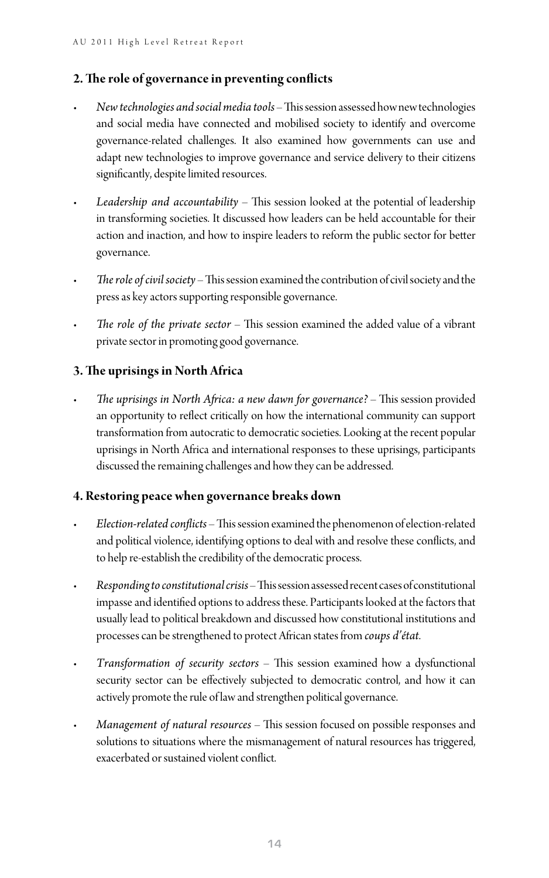## 2. The role of governance in preventing conflicts

- *New technologies and social media tools* – This session assessed how new technologies and social media have connected and mobilised society to identify and overcome governance-related challenges. It also examined how governments can use and adapt new technologies to improve governance and service delivery to their citizens significantly, despite limited resources.
- *Leadership and accountability* – This session looked at the potential of leadership in transforming societies. It discussed how leaders can be held accountable for their action and inaction, and how to inspire leaders to reform the public sector for better governance.
- *The role of civil society* – This session examined the contribution of civil society and the press as key actors supporting responsible governance.
- *The role of the private sector* – This session examined the added value of a vibrant private sector in promoting good governance.

## 3. The uprisings in North Africa

- *The uprisings in North Africa: a new dawn for governance?* – This session provided an opportunity to reflect critically on how the international community can support transformation from autocratic to democratic societies. Looking at the recent popular uprisings in North Africa and international responses to these uprisings, participants discussed the remaining challenges and how they can be addressed.

## 4. Restoring peace when governance breaks down

- *Election-related conflicts* – This session examined the phenomenon of election-related and political violence, identifying options to deal with and resolve these conflicts, and to help re-establish the credibility of the democratic process.
- *Responding to constitutional crisis* – This session assessed recent cases of constitutional impasse and identified options to address these. Participants looked at the factors that usually lead to political breakdown and discussed how constitutional institutions and processes can be strengthened to protect African states from *coups d'état*.
- *Transformation of security sectors* – This session examined how a dysfunctional security sector can be effectively subjected to democratic control, and how it can actively promote the rule of law and strengthen political governance.
- *Management of natural resources* – This session focused on possible responses and solutions to situations where the mismanagement of natural resources has triggered, exacerbated or sustained violent conflict.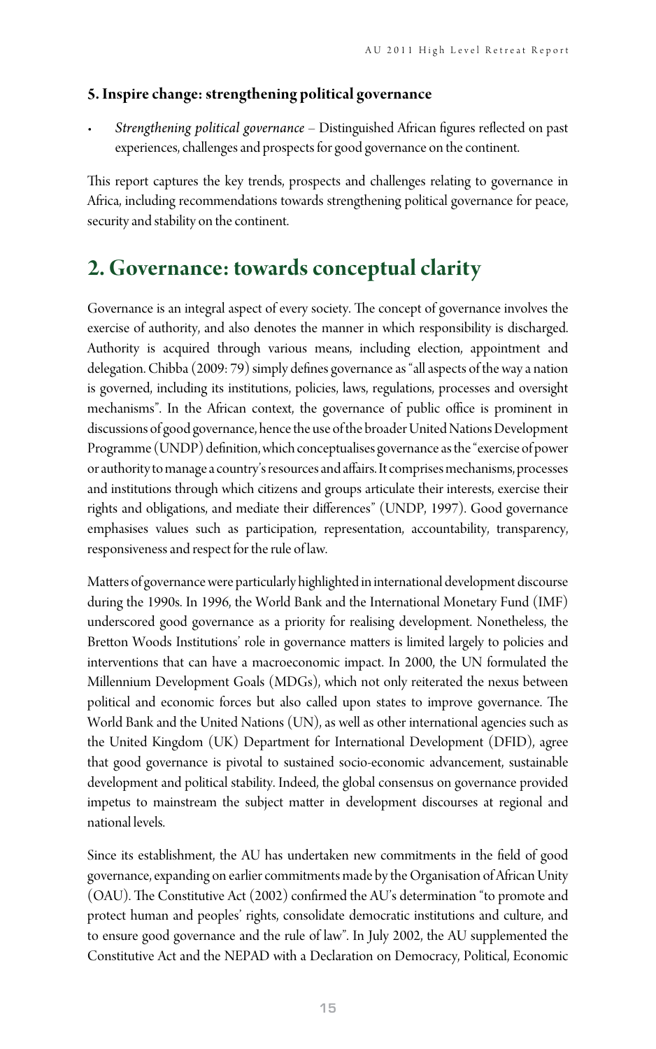### 5. Inspire change: strengthening political governance

- *Strengthening political governance* – Distinguished African figures reflected on past experiences, challenges and prospects for good governance on the continent.

This report captures the key trends, prospects and challenges relating to governance in Africa, including recommendations towards strengthening political governance for peace, security and stability on the continent.

## 2. Governance: towards conceptual clarity

Governance is an integral aspect of every society. The concept of governance involves the exercise of authority, and also denotes the manner in which responsibility is discharged. Authority is acquired through various means, including election, appointment and delegation. Chibba (2009: 79) simply defines governance as "all aspects of the way a nation is governed, including its institutions, policies, laws, regulations, processes and oversight mechanisms". In the African context, the governance of public office is prominent in discussions of good governance, hence the use of the broader United Nations Development Programme (UNDP) definition, which conceptualises governance as the "exercise of power or authority to manage a country's resources and affairs. It comprises mechanisms, processes and institutions through which citizens and groups articulate their interests, exercise their rights and obligations, and mediate their differences" (UNDP, 1997). Good governance emphasises values such as participation, representation, accountability, transparency, responsiveness and respect for the rule of law.

Matters of governance were particularly highlighted in international development discourse during the 1990s. In 1996, the World Bank and the International Monetary Fund (IMF) underscored good governance as a priority for realising development. Nonetheless, the Bretton Woods Institutions' role in governance matters is limited largely to policies and interventions that can have a macroeconomic impact. In 2000, the UN formulated the Millennium Development Goals (MDGs), which not only reiterated the nexus between political and economic forces but also called upon states to improve governance. The World Bank and the United Nations (UN), as well as other international agencies such as the United Kingdom (UK) Department for International Development (DFID), agree that good governance is pivotal to sustained socio-economic advancement, sustainable development and political stability. Indeed, the global consensus on governance provided impetus to mainstream the subject matter in development discourses at regional and national levels.

Since its establishment, the AU has undertaken new commitments in the field of good governance, expanding on earlier commitments made by the Organisation of African Unity (OAU). The Constitutive Act (2002) confirmed the AU's determination "to promote and protect human and peoples' rights, consolidate democratic institutions and culture, and to ensure good governance and the rule of law". In July 2002, the AU supplemented the Constitutive Act and the NEPAD with a Declaration on Democracy, Political, Economic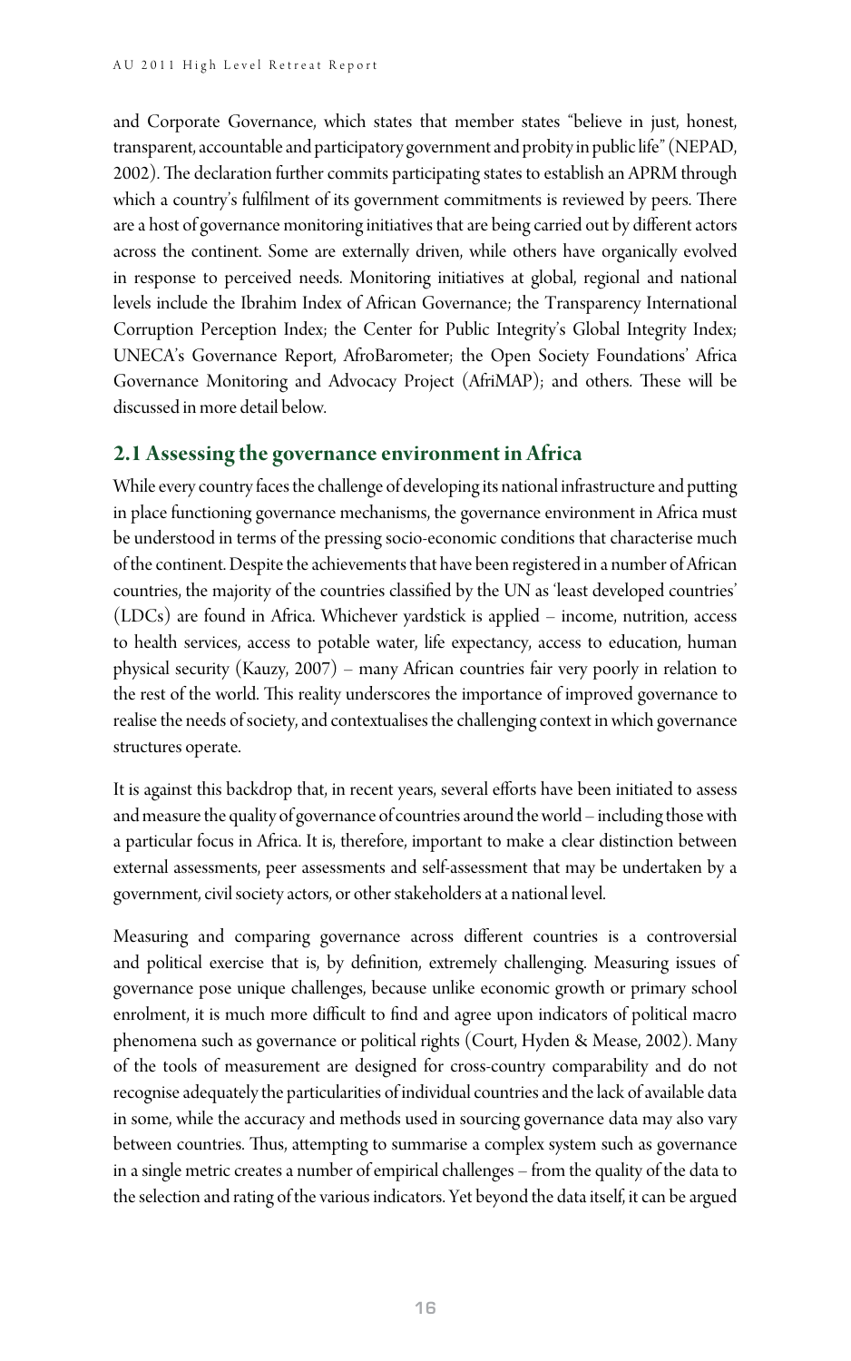and Corporate Governance, which states that member states "believe in just, honest, transparent, accountable and participatory government and probity in public life" (NEPAD, 2002). The declaration further commits participating states to establish an APRM through which a country's fulfilment of its government commitments is reviewed by peers. There are a host of governance monitoring initiatives that are being carried out by different actors across the continent. Some are externally driven, while others have organically evolved in response to perceived needs. Monitoring initiatives at global, regional and national levels include the Ibrahim Index of African Governance; the Transparency International Corruption Perception Index; the Center for Public Integrity's Global Integrity Index; UNECA's Governance Report, AfroBarometer; the Open Society Foundations' Africa Governance Monitoring and Advocacy Project (AfriMAP); and others. These will be discussed in more detail below.

## 2.1 Assessing the governance environment in Africa

While every country faces the challenge of developing its national infrastructure and putting in place functioning governance mechanisms, the governance environment in Africa must be understood in terms of the pressing socio-economic conditions that characterise much of the continent. Despite the achievements that have been registered in a number of African countries, the majority of the countries classified by the UN as 'least developed countries' (LDCs) are found in Africa. Whichever yardstick is applied – income, nutrition, access to health services, access to potable water, life expectancy, access to education, human physical security (Kauzy, 2007) – many African countries fair very poorly in relation to the rest of the world. This reality underscores the importance of improved governance to realise the needs of society, and contextualises the challenging context in which governance structures operate.

It is against this backdrop that, in recent years, several efforts have been initiated to assess and measure the quality of governance of countries around the world – including those with a particular focus in Africa. It is, therefore, important to make a clear distinction between external assessments, peer assessments and self-assessment that may be undertaken by a government, civil society actors, or other stakeholders at a national level.

Measuring and comparing governance across different countries is a controversial and political exercise that is, by definition, extremely challenging. Measuring issues of governance pose unique challenges, because unlike economic growth or primary school enrolment, it is much more difficult to find and agree upon indicators of political macro phenomena such as governance or political rights (Court, Hyden & Mease, 2002). Many of the tools of measurement are designed for cross-country comparability and do not recognise adequately the particularities of individual countries and the lack of available data in some, while the accuracy and methods used in sourcing governance data may also vary between countries. Thus, attempting to summarise a complex system such as governance in a single metric creates a number of empirical challenges – from the quality of the data to the selection and rating of the various indicators. Yet beyond the data itself, it can be argued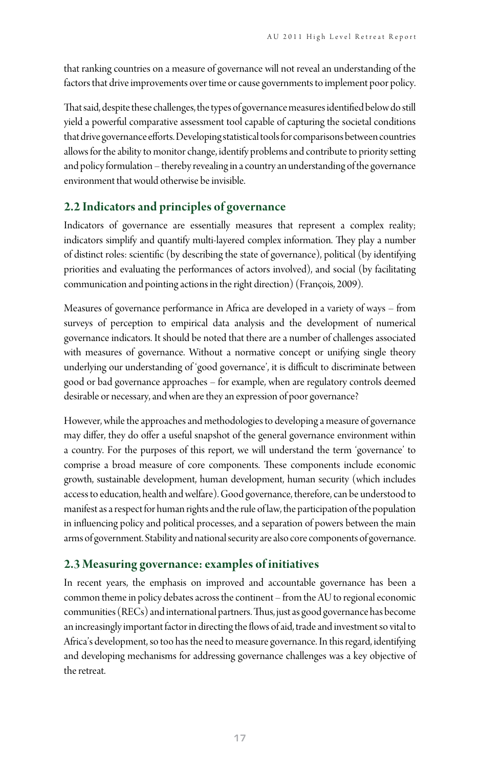that ranking countries on a measure of governance will not reveal an understanding of the factors that drive improvements over time or cause governments to implement poor policy.

That said, despite these challenges, the types of governance measures identified below do still yield a powerful comparative assessment tool capable of capturing the societal conditions that drive governance efforts. Developing statistical tools for comparisons between countries allows for the ability to monitor change, identify problems and contribute to priority setting and policy formulation – thereby revealing in a country an understanding of the governance environment that would otherwise be invisible.

## 2.2 Indicators and principles of governance

Indicators of governance are essentially measures that represent a complex reality; indicators simplify and quantify multi-layered complex information. They play a number of distinct roles: scientific (by describing the state of governance), political (by identifying priorities and evaluating the performances of actors involved), and social (by facilitating communication and pointing actions in the right direction) (François, 2009).

Measures of governance performance in Africa are developed in a variety of ways – from surveys of perception to empirical data analysis and the development of numerical governance indicators. It should be noted that there are a number of challenges associated with measures of governance. Without a normative concept or unifying single theory underlying our understanding of 'good governance', it is difficult to discriminate between good or bad governance approaches – for example, when are regulatory controls deemed desirable or necessary, and when are they an expression of poor governance?

However, while the approaches and methodologies to developing a measure of governance may differ, they do offer a useful snapshot of the general governance environment within a country. For the purposes of this report, we will understand the term 'governance' to comprise a broad measure of core components. These components include economic growth, sustainable development, human development, human security (which includes access to education, health and welfare). Good governance, therefore, can be understood to manifest as a respect for human rights and the rule of law, the participation of the population in influencing policy and political processes, and a separation of powers between the main arms of government. Stability and national security are also core components of governance.

## 2.3 Measuring governance: examples of initiatives

In recent years, the emphasis on improved and accountable governance has been a common theme in policy debates across the continent – from the AU to regional economic communities (RECs) and international partners. Thus, just as good governance has become an increasingly important factor in directing the flows of aid, trade and investment so vital to Africa's development, so too has the need to measure governance. In this regard, identifying and developing mechanisms for addressing governance challenges was a key objective of the retreat.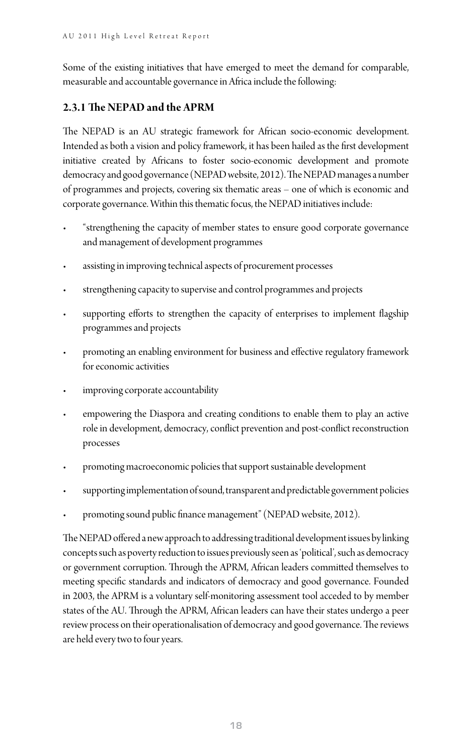Some of the existing initiatives that have emerged to meet the demand for comparable, measurable and accountable governance in Africa include the following:

### 2.3.1 The NEPAD and the APRM

The NEPAD is an AU strategic framework for African socio-economic development. Intended as both a vision and policy framework, it has been hailed as the first development initiative created by Africans to foster socio-economic development and promote democracy and good governance (NEPAD website, 2012). The NEPAD manages a number of programmes and projects, covering six thematic areas – one of which is economic and corporate governance. Within this thematic focus, the NEPAD initiatives include:

- "strengthening the capacity of member states to ensure good corporate governance and management of development programmes
- assisting in improving technical aspects of procurement processes
- strengthening capacity to supervise and control programmes and projects
- supporting efforts to strengthen the capacity of enterprises to implement flagship programmes and projects
- promoting an enabling environment for business and effective regulatory framework for economic activities
- improving corporate accountability
- empowering the Diaspora and creating conditions to enable them to play an active role in development, democracy, conflict prevention and post-conflict reconstruction processes
- promoting macroeconomic policies that support sustainable development
- supporting implementation of sound, transparent and predictable government policies
- promoting sound public finance management" (NEPAD website, 2012).

The NEPAD offered a new approach to addressing traditional development issues by linking concepts such as poverty reduction to issues previously seen as 'political', such as democracy or government corruption. Through the APRM, African leaders committed themselves to meeting specific standards and indicators of democracy and good governance. Founded in 2003, the APRM is a voluntary self-monitoring assessment tool acceded to by member states of the AU. Through the APRM, African leaders can have their states undergo a peer review process on their operationalisation of democracy and good governance. The reviews are held every two to four years.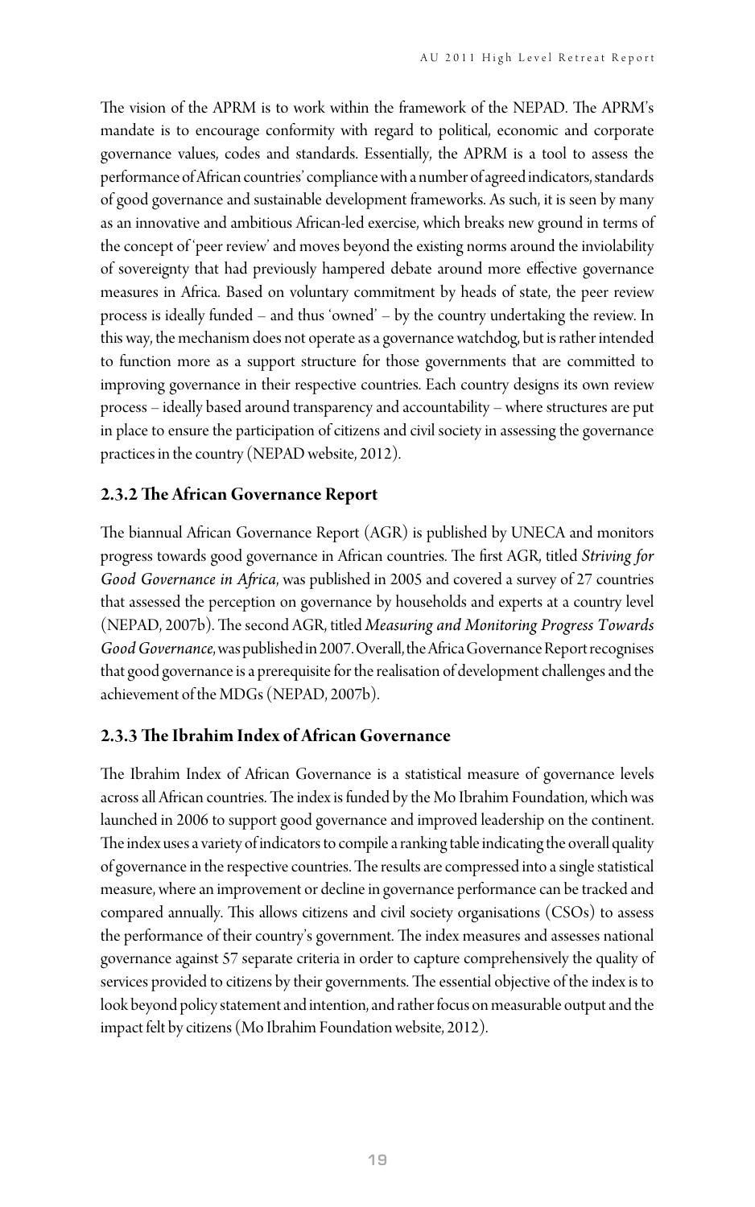The vision of the APRM is to work within the framework of the NEPAD. The APRM's mandate is to encourage conformity with regard to political, economic and corporate governance values, codes and standards. Essentially, the APRM is a tool to assess the performance of African countries' compliance with a number of agreed indicators, standards of good governance and sustainable development frameworks. As such, it is seen by many as an innovative and ambitious African-led exercise, which breaks new ground in terms of the concept of 'peer review' and moves beyond the existing norms around the inviolability of sovereignty that had previously hampered debate around more effective governance measures in Africa. Based on voluntary commitment by heads of state, the peer review process is ideally funded – and thus 'owned' – by the country undertaking the review. In this way, the mechanism does not operate as a governance watchdog, but is rather intended to function more as a support structure for those governments that are committed to improving governance in their respective countries. Each country designs its own review process – ideally based around transparency and accountability – where structures are put in place to ensure the participation of citizens and civil society in assessing the governance practices in the country (NEPAD website, 2012).

### 2.3.2 The African Governance Report

The biannual African Governance Report (AGR) is published by UNECA and monitors progress towards good governance in African countries. The first AGR, titled *Striving for Good Governance in Africa*, was published in 2005 and covered a survey of 27 countries that assessed the perception on governance by households and experts at a country level (NEPAD, 2007b). The second AGR, titled *Measuring and Monitoring Progress Towards Good Governance*, was published in 2007. Overall, the Africa Governance Report recognises that good governance is a prerequisite for the realisation of development challenges and the achievement of the MDGs (NEPAD, 2007b).

### 2.3.3 The Ibrahim Index of African Governance

The Ibrahim Index of African Governance is a statistical measure of governance levels across all African countries. The index is funded by the Mo Ibrahim Foundation, which was launched in 2006 to support good governance and improved leadership on the continent. The index uses a variety of indicators to compile a ranking table indicating the overall quality of governance in the respective countries. The results are compressed into a single statistical measure, where an improvement or decline in governance performance can be tracked and compared annually. This allows citizens and civil society organisations (CSOs) to assess the performance of their country's government. The index measures and assesses national governance against 57 separate criteria in order to capture comprehensively the quality of services provided to citizens by their governments. The essential objective of the index is to look beyond policy statement and intention, and rather focus on measurable output and the impact felt by citizens (Mo Ibrahim Foundation website, 2012).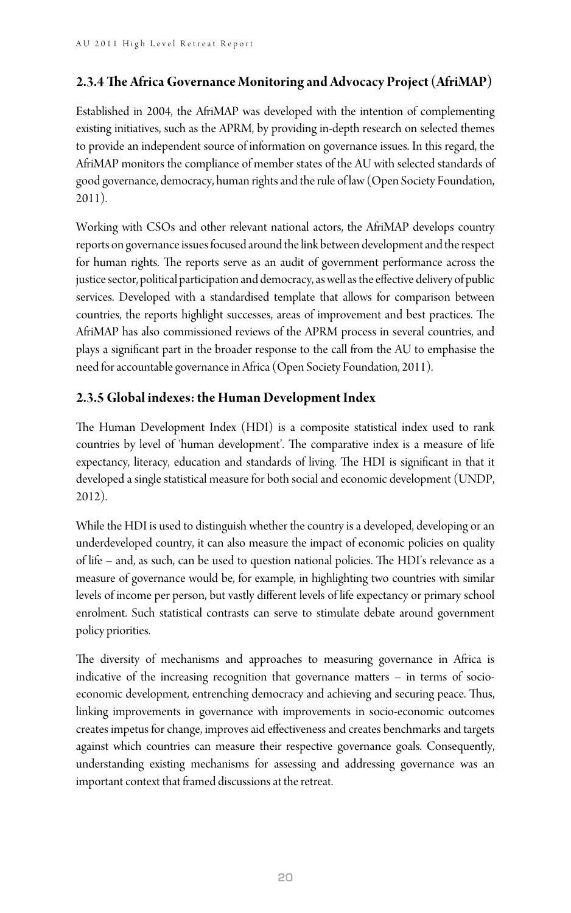### 2.3.4 The Africa Governance Monitoring and Advocacy Project (AfriMAP)

Established in 2004, the AfriMAP was developed with the intention of complementing existing initiatives, such as the APRM, by providing in-depth research on selected themes to provide an independent source of information on governance issues. In this regard, the AfriMAP monitors the compliance of member states of the AU with selected standards of good governance, democracy, human rights and the rule of law (Open Society Foundation, 2011).

Working with CSOs and other relevant national actors, the AfriMAP develops country reports on governance issues focused around the link between development and the respect for human rights. The reports serve as an audit of government performance across the justice sector, political participation and democracy, as well as the effective delivery of public services. Developed with a standardised template that allows for comparison between countries, the reports highlight successes, areas of improvement and best practices. The AfriMAP has also commissioned reviews of the APRM process in several countries, and plays a significant part in the broader response to the call from the AU to emphasise the need for accountable governance in Africa (Open Society Foundation, 2011).

### 2.3.5 Global indexes: the Human Development Index

The Human Development Index (HDI) is a composite statistical index used to rank countries by level of 'human development'. The comparative index is a measure of life expectancy, literacy, education and standards of living. The HDI is significant in that it developed a single statistical measure for both social and economic development (UNDP, 2012).

While the HDI is used to distinguish whether the country is a developed, developing or an underdeveloped country, it can also measure the impact of economic policies on quality of life – and, as such, can be used to question national policies. The HDI's relevance as a measure of governance would be, for example, in highlighting two countries with similar levels of income per person, but vastly different levels of life expectancy or primary school enrolment. Such statistical contrasts can serve to stimulate debate around government policy priorities.

The diversity of mechanisms and approaches to measuring governance in Africa is indicative of the increasing recognition that governance matters – in terms of socio-economic development, entrenching democracy and achieving and securing peace. Thus, linking improvements in governance with improvements in socio-economic outcomes creates impetus for change, improves aid effectiveness and creates benchmarks and targets against which countries can measure their respective governance goals. Consequently, understanding existing mechanisms for assessing and addressing governance was an important context that framed discussions at the retreat.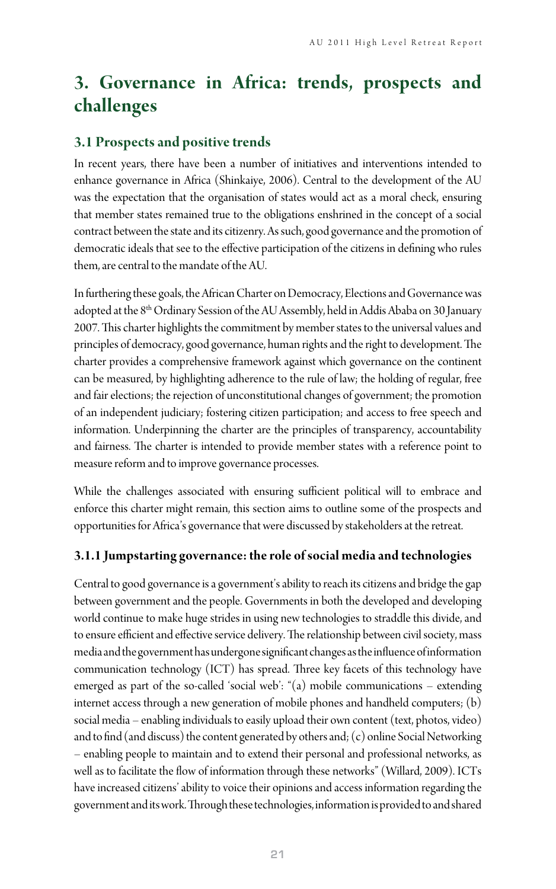# 3. Governance in Africa: trends, prospects and challenges

## 3.1 Prospects and positive trends

In recent years, there have been a number of initiatives and interventions intended to enhance governance in Africa (Shinkaiye, 2006). Central to the development of the AU was the expectation that the organisation of states would act as a moral check, ensuring that member states remained true to the obligations enshrined in the concept of a social contract between the state and its citizenry. As such, good governance and the promotion of democratic ideals that see to the effective participation of the citizens in defining who rules them, are central to the mandate of the AU.

In furthering these goals, the African Charter on Democracy, Elections and Governance was adopted at the 8th Ordinary Session of the AU Assembly, held in Addis Ababa on 30 January 2007. This charter highlights the commitment by member states to the universal values and principles of democracy, good governance, human rights and the right to development. The charter provides a comprehensive framework against which governance on the continent can be measured, by highlighting adherence to the rule of law; the holding of regular, free and fair elections; the rejection of unconstitutional changes of government; the promotion of an independent judiciary; fostering citizen participation; and access to free speech and information. Underpinning the charter are the principles of transparency, accountability and fairness. The charter is intended to provide member states with a reference point to measure reform and to improve governance processes.

While the challenges associated with ensuring sufficient political will to embrace and enforce this charter might remain, this section aims to outline some of the prospects and opportunities for Africa's governance that were discussed by stakeholders at the retreat.

### 3.1.1 Jumpstarting governance: the role of social media and technologies

Central to good governance is a government's ability to reach its citizens and bridge the gap between government and the people. Governments in both the developed and developing world continue to make huge strides in using new technologies to straddle this divide, and to ensure efficient and effective service delivery. The relationship between civil society, mass media and the government has undergone significant changes as the influence of information communication technology (ICT) has spread. Three key facets of this technology have emerged as part of the so-called 'social web': "(a) mobile communications – extending internet access through a new generation of mobile phones and handheld computers; (b) social media – enabling individuals to easily upload their own content (text, photos, video) and to find (and discuss) the content generated by others and; (c) online Social Networking – enabling people to maintain and to extend their personal and professional networks, as well as to facilitate the flow of information through these networks" (Willard, 2009). ICTs have increased citizens' ability to voice their opinions and access information regarding the government and its work. Through these technologies, information is provided to and shared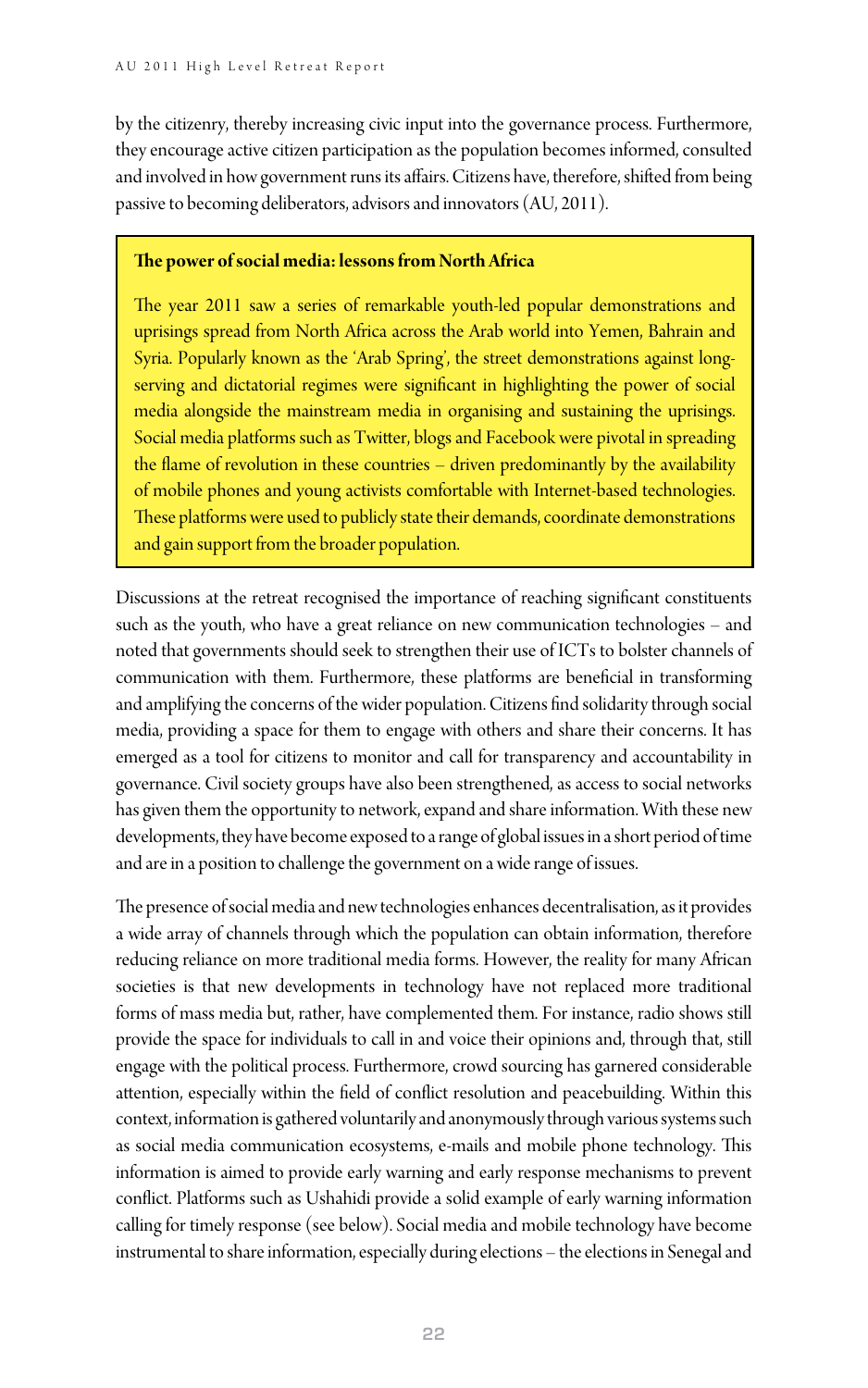by the citizenry, thereby increasing civic input into the governance process. Furthermore, they encourage active citizen participation as the population becomes informed, consulted and involved in how government runs its affairs. Citizens have, therefore, shifted from being passive to becoming deliberators, advisors and innovators (AU, 2011).

> **The power of social media: lessons from North Africa**
>
> The year 2011 saw a series of remarkable youth-led popular demonstrations and uprisings spread from North Africa across the Arab world into Yemen, Bahrain and Syria. Popularly known as the 'Arab Spring', the street demonstrations against long-serving and dictatorial regimes were significant in highlighting the power of social media alongside the mainstream media in organising and sustaining the uprisings. Social media platforms such as Twitter, blogs and Facebook were pivotal in spreading the flame of revolution in these countries – driven predominantly by the availability of mobile phones and young activists comfortable with Internet-based technologies. These platforms were used to publicly state their demands, coordinate demonstrations and gain support from the broader population.

Discussions at the retreat recognised the importance of reaching significant constituents such as the youth, who have a great reliance on new communication technologies – and noted that governments should seek to strengthen their use of ICTs to bolster channels of communication with them. Furthermore, these platforms are beneficial in transforming and amplifying the concerns of the wider population. Citizens find solidarity through social media, providing a space for them to engage with others and share their concerns. It has emerged as a tool for citizens to monitor and call for transparency and accountability in governance. Civil society groups have also been strengthened, as access to social networks has given them the opportunity to network, expand and share information. With these new developments, they have become exposed to a range of global issues in a short period of time and are in a position to challenge the government on a wide range of issues.

The presence of social media and new technologies enhances decentralisation, as it provides a wide array of channels through which the population can obtain information, therefore reducing reliance on more traditional media forms. However, the reality for many African societies is that new developments in technology have not replaced more traditional forms of mass media but, rather, have complemented them. For instance, radio shows still provide the space for individuals to call in and voice their opinions and, through that, still engage with the political process. Furthermore, crowd sourcing has garnered considerable attention, especially within the field of conflict resolution and peacebuilding. Within this context, information is gathered voluntarily and anonymously through various systems such as social media communication ecosystems, e-mails and mobile phone technology. This information is aimed to provide early warning and early response mechanisms to prevent conflict. Platforms such as Ushahidi provide a solid example of early warning information calling for timely response (see below). Social media and mobile technology have become instrumental to share information, especially during elections – the elections in Senegal and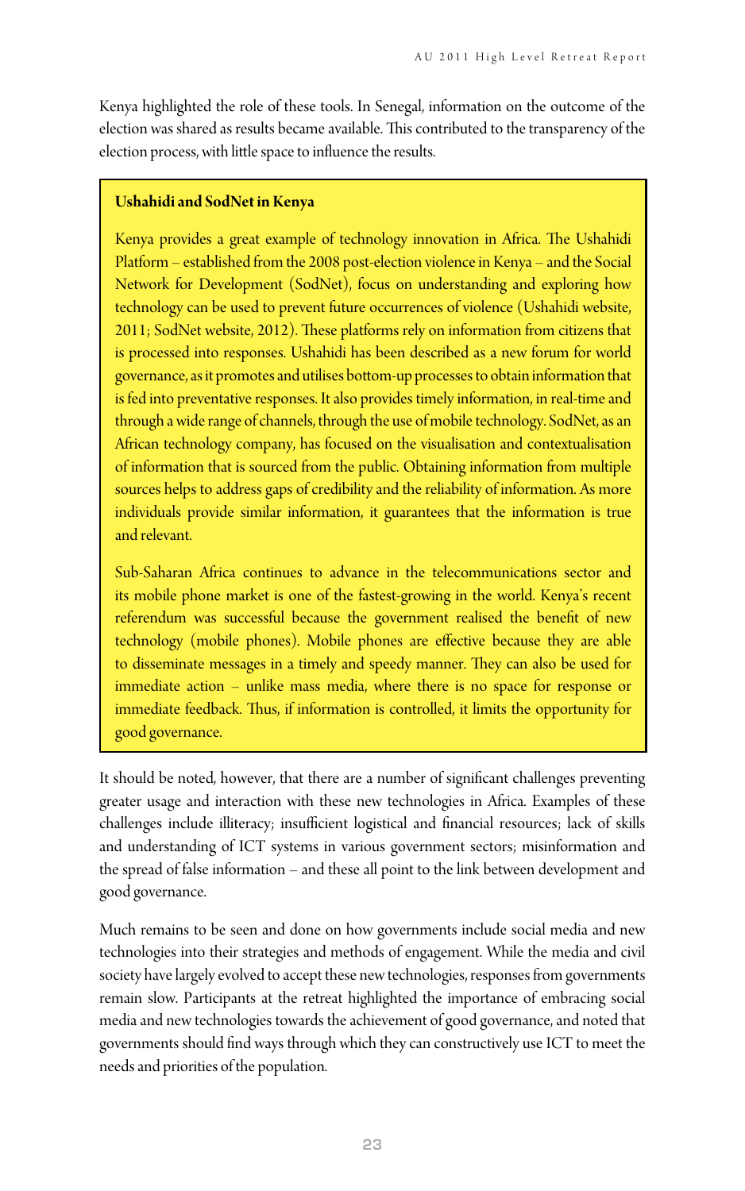Kenya highlighted the role of these tools. In Senegal, information on the outcome of the election was shared as results became available. This contributed to the transparency of the election process, with little space to influence the results.

> **Ushahidi and SodNet in Kenya**
>
> Kenya provides a great example of technology innovation in Africa. The Ushahidi Platform – established from the 2008 post-election violence in Kenya – and the Social Network for Development (SodNet), focus on understanding and exploring how technology can be used to prevent future occurrences of violence (Ushahidi website, 2011; SodNet website, 2012). These platforms rely on information from citizens that is processed into responses. Ushahidi has been described as a new forum for world governance, as it promotes and utilises bottom-up processes to obtain information that is fed into preventative responses. It also provides timely information, in real-time and through a wide range of channels, through the use of mobile technology. SodNet, as an African technology company, has focused on the visualisation and contextualisation of information that is sourced from the public. Obtaining information from multiple sources helps to address gaps of credibility and the reliability of information. As more individuals provide similar information, it guarantees that the information is true and relevant.
>
> Sub-Saharan Africa continues to advance in the telecommunications sector and its mobile phone market is one of the fastest-growing in the world. Kenya's recent referendum was successful because the government realised the benefit of new technology (mobile phones). Mobile phones are effective because they are able to disseminate messages in a timely and speedy manner. They can also be used for immediate action – unlike mass media, where there is no space for response or immediate feedback. Thus, if information is controlled, it limits the opportunity for good governance.

It should be noted, however, that there are a number of significant challenges preventing greater usage and interaction with these new technologies in Africa. Examples of these challenges include illiteracy; insufficient logistical and financial resources; lack of skills and understanding of ICT systems in various government sectors; misinformation and the spread of false information – and these all point to the link between development and good governance.

Much remains to be seen and done on how governments include social media and new technologies into their strategies and methods of engagement. While the media and civil society have largely evolved to accept these new technologies, responses from governments remain slow. Participants at the retreat highlighted the importance of embracing social media and new technologies towards the achievement of good governance, and noted that governments should find ways through which they can constructively use ICT to meet the needs and priorities of the population.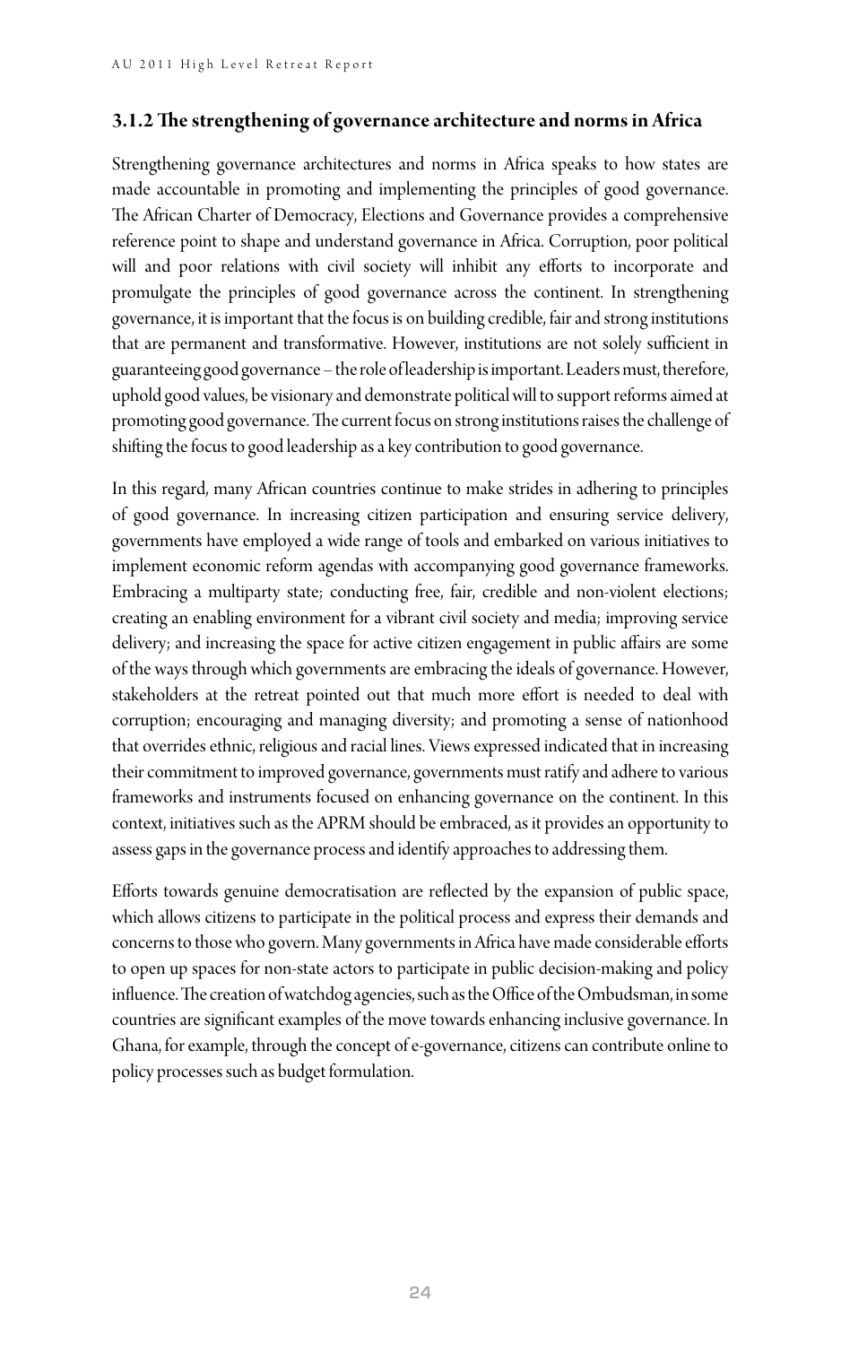### 3.1.2 The strengthening of governance architecture and norms in Africa

Strengthening governance architectures and norms in Africa speaks to how states are made accountable in promoting and implementing the principles of good governance. The African Charter of Democracy, Elections and Governance provides a comprehensive reference point to shape and understand governance in Africa. Corruption, poor political will and poor relations with civil society will inhibit any efforts to incorporate and promulgate the principles of good governance across the continent. In strengthening governance, it is important that the focus is on building credible, fair and strong institutions that are permanent and transformative. However, institutions are not solely sufficient in guaranteeing good governance – the role of leadership is important. Leaders must, therefore, uphold good values, be visionary and demonstrate political will to support reforms aimed at promoting good governance. The current focus on strong institutions raises the challenge of shifting the focus to good leadership as a key contribution to good governance.

In this regard, many African countries continue to make strides in adhering to principles of good governance. In increasing citizen participation and ensuring service delivery, governments have employed a wide range of tools and embarked on various initiatives to implement economic reform agendas with accompanying good governance frameworks. Embracing a multiparty state; conducting free, fair, credible and non-violent elections; creating an enabling environment for a vibrant civil society and media; improving service delivery; and increasing the space for active citizen engagement in public affairs are some of the ways through which governments are embracing the ideals of governance. However, stakeholders at the retreat pointed out that much more effort is needed to deal with corruption; encouraging and managing diversity; and promoting a sense of nationhood that overrides ethnic, religious and racial lines. Views expressed indicated that in increasing their commitment to improved governance, governments must ratify and adhere to various frameworks and instruments focused on enhancing governance on the continent. In this context, initiatives such as the APRM should be embraced, as it provides an opportunity to assess gaps in the governance process and identify approaches to addressing them.

Efforts towards genuine democratisation are reflected by the expansion of public space, which allows citizens to participate in the political process and express their demands and concerns to those who govern. Many governments in Africa have made considerable efforts to open up spaces for non-state actors to participate in public decision-making and policy influence. The creation of watchdog agencies, such as the Office of the Ombudsman, in some countries are significant examples of the move towards enhancing inclusive governance. In Ghana, for example, through the concept of e-governance, citizens can contribute online to policy processes such as budget formulation.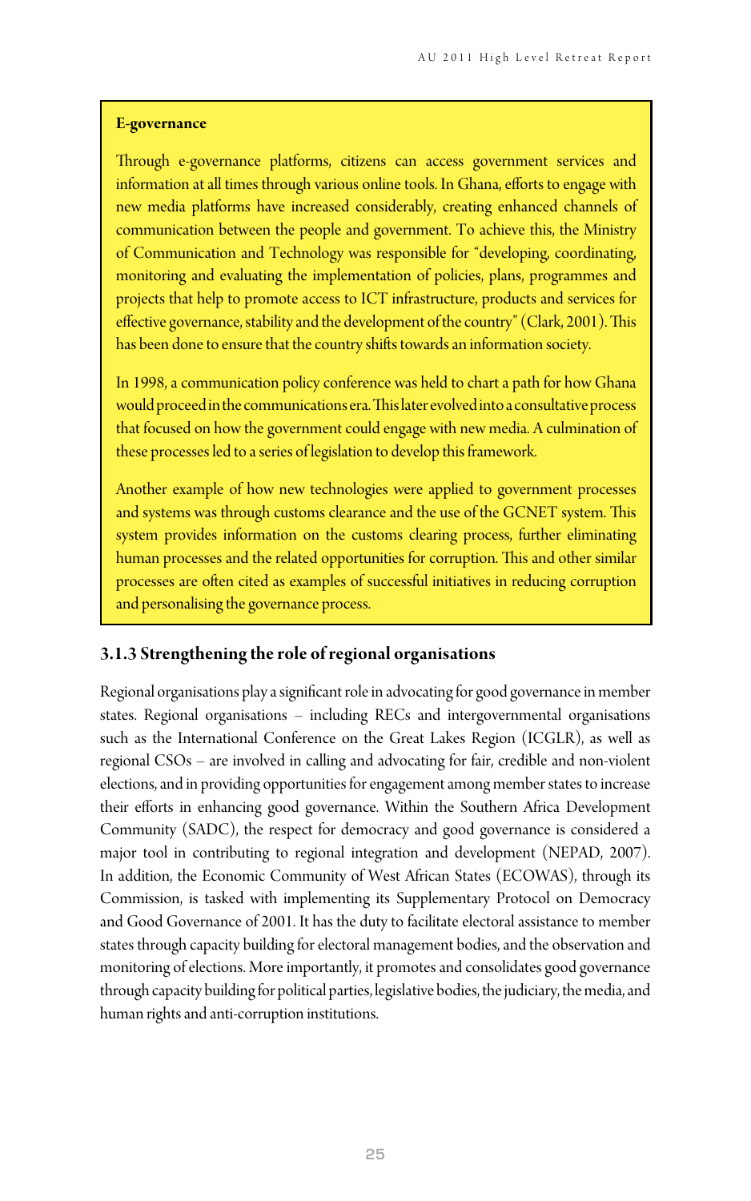**E-governance**

Through e-governance platforms, citizens can access government services and information at all times through various online tools. In Ghana, efforts to engage with new media platforms have increased considerably, creating enhanced channels of communication between the people and government. To achieve this, the Ministry of Communication and Technology was responsible for "developing, coordinating, monitoring and evaluating the implementation of policies, plans, programmes and projects that help to promote access to ICT infrastructure, products and services for effective governance, stability and the development of the country" (Clark, 2001). This has been done to ensure that the country shifts towards an information society.

In 1998, a communication policy conference was held to chart a path for how Ghana would proceed in the communications era. This later evolved into a consultative process that focused on how the government could engage with new media. A culmination of these processes led to a series of legislation to develop this framework.

Another example of how new technologies were applied to government processes and systems was through customs clearance and the use of the GCNET system. This system provides information on the customs clearing process, further eliminating human processes and the related opportunities for corruption. This and other similar processes are often cited as examples of successful initiatives in reducing corruption and personalising the governance process.

### 3.1.3 Strengthening the role of regional organisations

Regional organisations play a significant role in advocating for good governance in member states. Regional organisations – including RECs and intergovernmental organisations such as the International Conference on the Great Lakes Region (ICGLR), as well as regional CSOs – are involved in calling and advocating for fair, credible and non-violent elections, and in providing opportunities for engagement among member states to increase their efforts in enhancing good governance. Within the Southern Africa Development Community (SADC), the respect for democracy and good governance is considered a major tool in contributing to regional integration and development (NEPAD, 2007). In addition, the Economic Community of West African States (ECOWAS), through its Commission, is tasked with implementing its Supplementary Protocol on Democracy and Good Governance of 2001. It has the duty to facilitate electoral assistance to member states through capacity building for electoral management bodies, and the observation and monitoring of elections. More importantly, it promotes and consolidates good governance through capacity building for political parties, legislative bodies, the judiciary, the media, and human rights and anti-corruption institutions.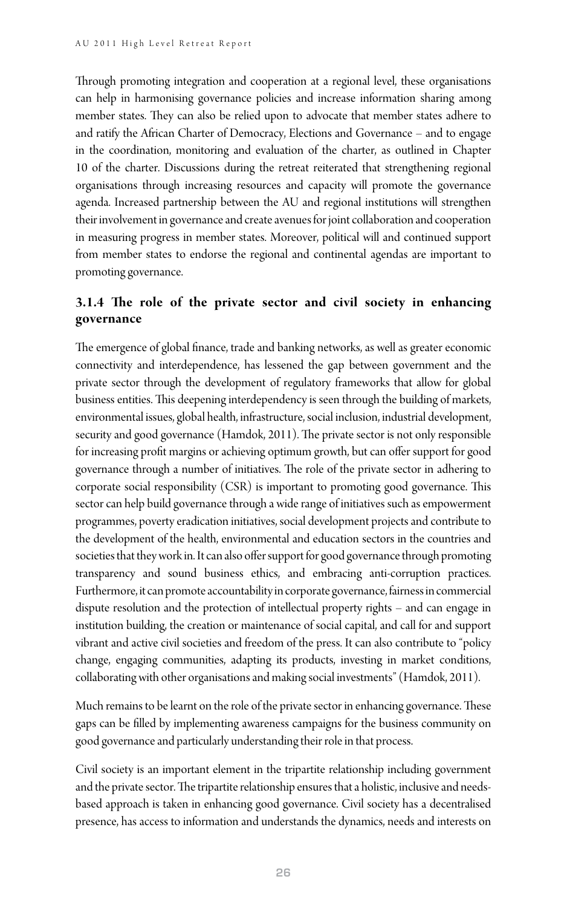Through promoting integration and cooperation at a regional level, these organisations can help in harmonising governance policies and increase information sharing among member states. They can also be relied upon to advocate that member states adhere to and ratify the African Charter of Democracy, Elections and Governance – and to engage in the coordination, monitoring and evaluation of the charter, as outlined in Chapter 10 of the charter. Discussions during the retreat reiterated that strengthening regional organisations through increasing resources and capacity will promote the governance agenda. Increased partnership between the AU and regional institutions will strengthen their involvement in governance and create avenues for joint collaboration and cooperation in measuring progress in member states. Moreover, political will and continued support from member states to endorse the regional and continental agendas are important to promoting governance.

### 3.1.4 The role of the private sector and civil society in enhancing governance

The emergence of global finance, trade and banking networks, as well as greater economic connectivity and interdependence, has lessened the gap between government and the private sector through the development of regulatory frameworks that allow for global business entities. This deepening interdependency is seen through the building of markets, environmental issues, global health, infrastructure, social inclusion, industrial development, security and good governance (Hamdok, 2011). The private sector is not only responsible for increasing profit margins or achieving optimum growth, but can offer support for good governance through a number of initiatives. The role of the private sector in adhering to corporate social responsibility (CSR) is important to promoting good governance. This sector can help build governance through a wide range of initiatives such as empowerment programmes, poverty eradication initiatives, social development projects and contribute to the development of the health, environmental and education sectors in the countries and societies that they work in. It can also offer support for good governance through promoting transparency and sound business ethics, and embracing anti-corruption practices. Furthermore, it can promote accountability in corporate governance, fairness in commercial dispute resolution and the protection of intellectual property rights – and can engage in institution building, the creation or maintenance of social capital, and call for and support vibrant and active civil societies and freedom of the press. It can also contribute to "policy change, engaging communities, adapting its products, investing in market conditions, collaborating with other organisations and making social investments" (Hamdok, 2011).

Much remains to be learnt on the role of the private sector in enhancing governance. These gaps can be filled by implementing awareness campaigns for the business community on good governance and particularly understanding their role in that process.

Civil society is an important element in the tripartite relationship including government and the private sector. The tripartite relationship ensures that a holistic, inclusive and needs-based approach is taken in enhancing good governance. Civil society has a decentralised presence, has access to information and understands the dynamics, needs and interests on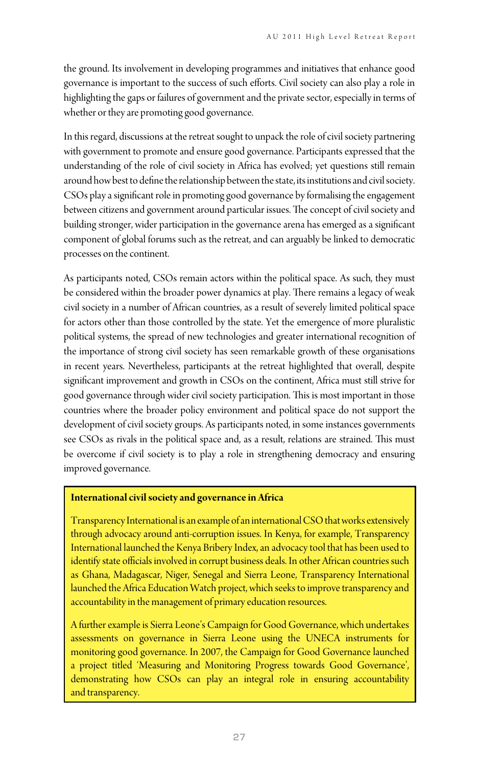the ground. Its involvement in developing programmes and initiatives that enhance good governance is important to the success of such efforts. Civil society can also play a role in highlighting the gaps or failures of government and the private sector, especially in terms of whether or they are promoting good governance.

In this regard, discussions at the retreat sought to unpack the role of civil society partnering with government to promote and ensure good governance. Participants expressed that the understanding of the role of civil society in Africa has evolved; yet questions still remain around how best to define the relationship between the state, its institutions and civil society. CSOs play a significant role in promoting good governance by formalising the engagement between citizens and government around particular issues. The concept of civil society and building stronger, wider participation in the governance arena has emerged as a significant component of global forums such as the retreat, and can arguably be linked to democratic processes on the continent.

As participants noted, CSOs remain actors within the political space. As such, they must be considered within the broader power dynamics at play. There remains a legacy of weak civil society in a number of African countries, as a result of severely limited political space for actors other than those controlled by the state. Yet the emergence of more pluralistic political systems, the spread of new technologies and greater international recognition of the importance of strong civil society has seen remarkable growth of these organisations in recent years. Nevertheless, participants at the retreat highlighted that overall, despite significant improvement and growth in CSOs on the continent, Africa must still strive for good governance through wider civil society participation. This is most important in those countries where the broader policy environment and political space do not support the development of civil society groups. As participants noted, in some instances governments see CSOs as rivals in the political space and, as a result, relations are strained. This must be overcome if civil society is to play a role in strengthening democracy and ensuring improved governance.

**International civil society and governance in Africa**

Transparency International is an example of an international CSO that works extensively through advocacy around anti-corruption issues. In Kenya, for example, Transparency International launched the Kenya Bribery Index, an advocacy tool that has been used to identify state officials involved in corrupt business deals. In other African countries such as Ghana, Madagascar, Niger, Senegal and Sierra Leone, Transparency International launched the Africa Education Watch project, which seeks to improve transparency and accountability in the management of primary education resources.

A further example is Sierra Leone's Campaign for Good Governance, which undertakes assessments on governance in Sierra Leone using the UNECA instruments for monitoring good governance. In 2007, the Campaign for Good Governance launched a project titled 'Measuring and Monitoring Progress towards Good Governance', demonstrating how CSOs can play an integral role in ensuring accountability and transparency.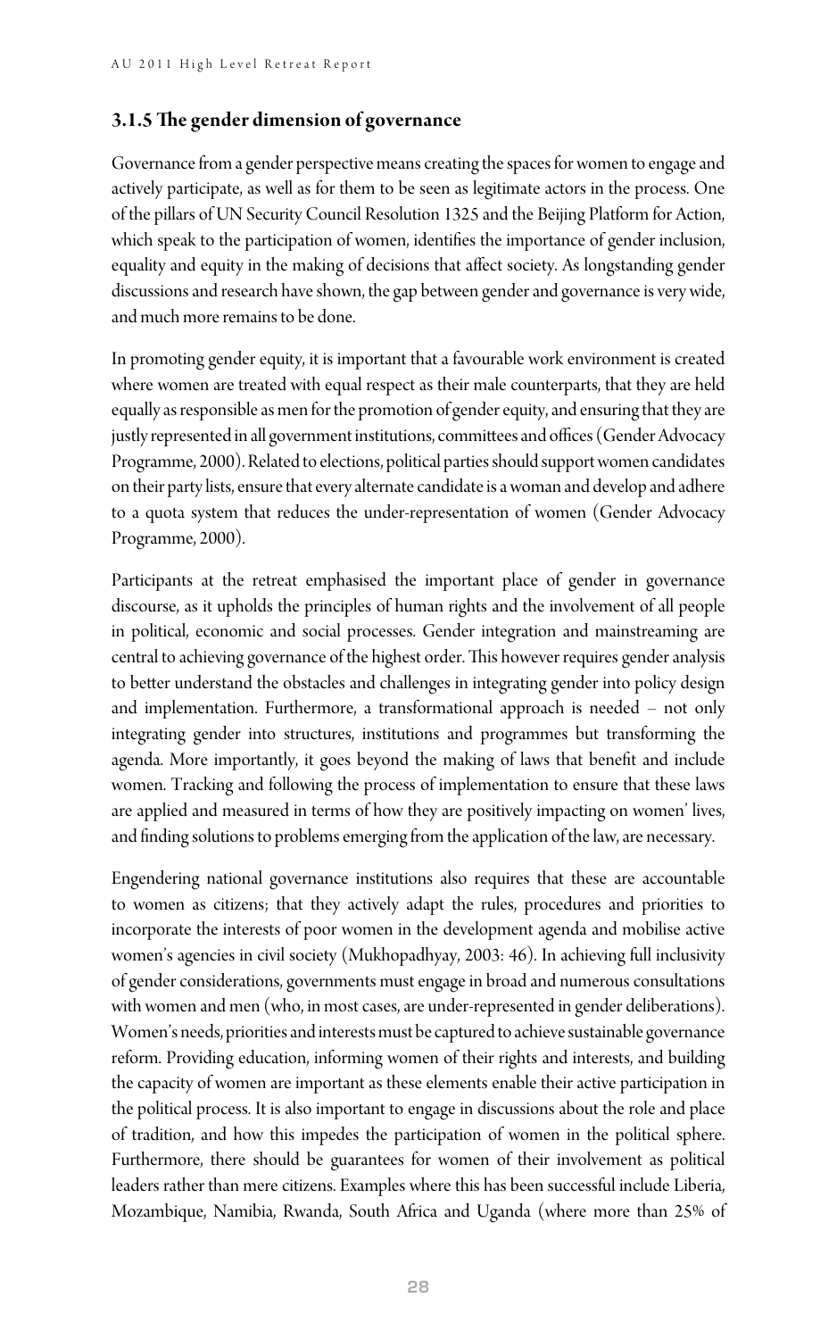### 3.1.5 The gender dimension of governance

Governance from a gender perspective means creating the spaces for women to engage and actively participate, as well as for them to be seen as legitimate actors in the process. One of the pillars of UN Security Council Resolution 1325 and the Beijing Platform for Action, which speak to the participation of women, identifies the importance of gender inclusion, equality and equity in the making of decisions that affect society. As longstanding gender discussions and research have shown, the gap between gender and governance is very wide, and much more remains to be done.

In promoting gender equity, it is important that a favourable work environment is created where women are treated with equal respect as their male counterparts, that they are held equally as responsible as men for the promotion of gender equity, and ensuring that they are justly represented in all government institutions, committees and offices (Gender Advocacy Programme, 2000). Related to elections, political parties should support women candidates on their party lists, ensure that every alternate candidate is a woman and develop and adhere to a quota system that reduces the under-representation of women (Gender Advocacy Programme, 2000).

Participants at the retreat emphasised the important place of gender in governance discourse, as it upholds the principles of human rights and the involvement of all people in political, economic and social processes. Gender integration and mainstreaming are central to achieving governance of the highest order. This however requires gender analysis to better understand the obstacles and challenges in integrating gender into policy design and implementation. Furthermore, a transformational approach is needed – not only integrating gender into structures, institutions and programmes but transforming the agenda. More importantly, it goes beyond the making of laws that benefit and include women. Tracking and following the process of implementation to ensure that these laws are applied and measured in terms of how they are positively impacting on women' lives, and finding solutions to problems emerging from the application of the law, are necessary.

Engendering national governance institutions also requires that these are accountable to women as citizens; that they actively adapt the rules, procedures and priorities to incorporate the interests of poor women in the development agenda and mobilise active women's agencies in civil society (Mukhopadhyay, 2003: 46). In achieving full inclusivity of gender considerations, governments must engage in broad and numerous consultations with women and men (who, in most cases, are under-represented in gender deliberations). Women's needs, priorities and interests must be captured to achieve sustainable governance reform. Providing education, informing women of their rights and interests, and building the capacity of women are important as these elements enable their active participation in the political process. It is also important to engage in discussions about the role and place of tradition, and how this impedes the participation of women in the political sphere. Furthermore, there should be guarantees for women of their involvement as political leaders rather than mere citizens. Examples where this has been successful include Liberia, Mozambique, Namibia, Rwanda, South Africa and Uganda (where more than 25% of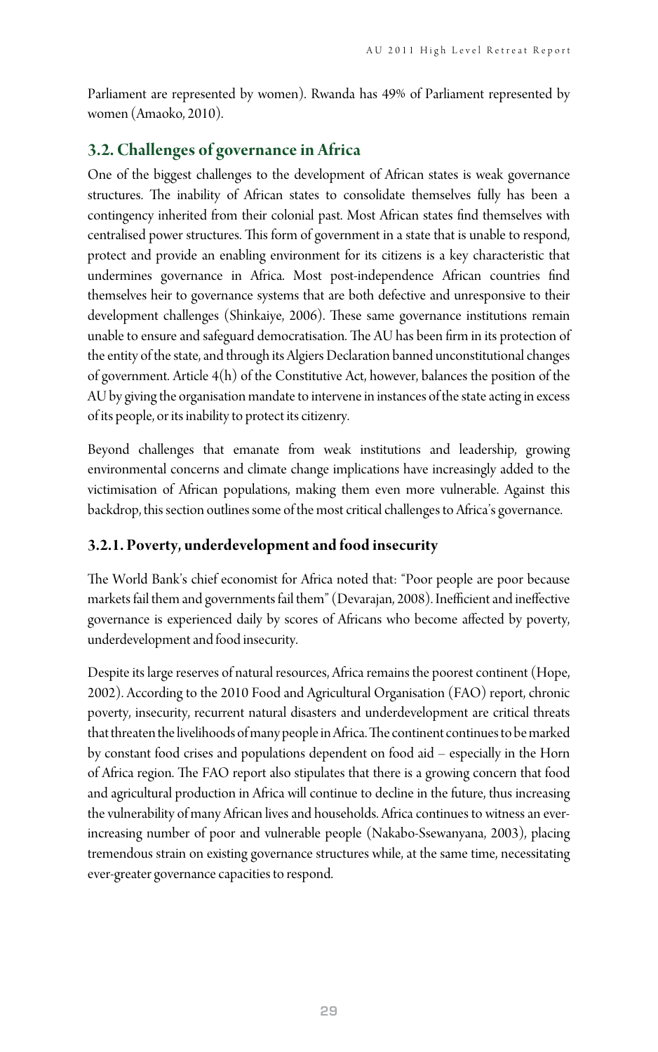Parliament are represented by women). Rwanda has 49% of Parliament represented by women (Amaoko, 2010).

## 3.2. Challenges of governance in Africa

One of the biggest challenges to the development of African states is weak governance structures. The inability of African states to consolidate themselves fully has been a contingency inherited from their colonial past. Most African states find themselves with centralised power structures. This form of government in a state that is unable to respond, protect and provide an enabling environment for its citizens is a key characteristic that undermines governance in Africa. Most post-independence African countries find themselves heir to governance systems that are both defective and unresponsive to their development challenges (Shinkaiye, 2006). These same governance institutions remain unable to ensure and safeguard democratisation. The AU has been firm in its protection of the entity of the state, and through its Algiers Declaration banned unconstitutional changes of government. Article 4(h) of the Constitutive Act, however, balances the position of the AU by giving the organisation mandate to intervene in instances of the state acting in excess of its people, or its inability to protect its citizenry.

Beyond challenges that emanate from weak institutions and leadership, growing environmental concerns and climate change implications have increasingly added to the victimisation of African populations, making them even more vulnerable. Against this backdrop, this section outlines some of the most critical challenges to Africa's governance.

### 3.2.1. Poverty, underdevelopment and food insecurity

The World Bank's chief economist for Africa noted that: "Poor people are poor because markets fail them and governments fail them" (Devarajan, 2008). Inefficient and ineffective governance is experienced daily by scores of Africans who become affected by poverty, underdevelopment and food insecurity.

Despite its large reserves of natural resources, Africa remains the poorest continent (Hope, 2002). According to the 2010 Food and Agricultural Organisation (FAO) report, chronic poverty, insecurity, recurrent natural disasters and underdevelopment are critical threats that threaten the livelihoods of many people in Africa. The continent continues to be marked by constant food crises and populations dependent on food aid – especially in the Horn of Africa region. The FAO report also stipulates that there is a growing concern that food and agricultural production in Africa will continue to decline in the future, thus increasing the vulnerability of many African lives and households. Africa continues to witness an ever-increasing number of poor and vulnerable people (Nakabo-Ssewanyana, 2003), placing tremendous strain on existing governance structures while, at the same time, necessitating ever-greater governance capacities to respond.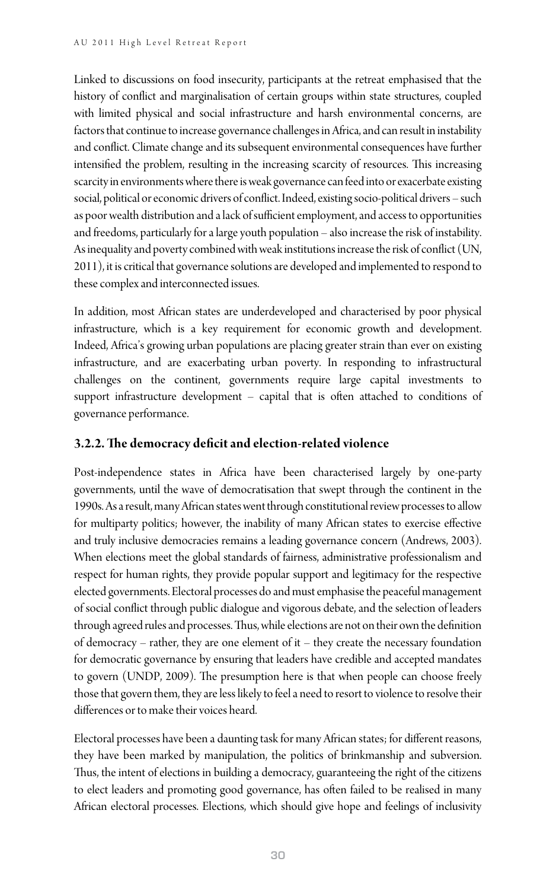Linked to discussions on food insecurity, participants at the retreat emphasised that the history of conflict and marginalisation of certain groups within state structures, coupled with limited physical and social infrastructure and harsh environmental concerns, are factors that continue to increase governance challenges in Africa, and can result in instability and conflict. Climate change and its subsequent environmental consequences have further intensified the problem, resulting in the increasing scarcity of resources. This increasing scarcity in environments where there is weak governance can feed into or exacerbate existing social, political or economic drivers of conflict. Indeed, existing socio-political drivers – such as poor wealth distribution and a lack of sufficient employment, and access to opportunities and freedoms, particularly for a large youth population – also increase the risk of instability. As inequality and poverty combined with weak institutions increase the risk of conflict (UN, 2011), it is critical that governance solutions are developed and implemented to respond to these complex and interconnected issues.

In addition, most African states are underdeveloped and characterised by poor physical infrastructure, which is a key requirement for economic growth and development. Indeed, Africa's growing urban populations are placing greater strain than ever on existing infrastructure, and are exacerbating urban poverty. In responding to infrastructural challenges on the continent, governments require large capital investments to support infrastructure development – capital that is often attached to conditions of governance performance.

### 3.2.2. The democracy deficit and election-related violence

Post-independence states in Africa have been characterised largely by one-party governments, until the wave of democratisation that swept through the continent in the 1990s. As a result, many African states went through constitutional review processes to allow for multiparty politics; however, the inability of many African states to exercise effective and truly inclusive democracies remains a leading governance concern (Andrews, 2003). When elections meet the global standards of fairness, administrative professionalism and respect for human rights, they provide popular support and legitimacy for the respective elected governments. Electoral processes do and must emphasise the peaceful management of social conflict through public dialogue and vigorous debate, and the selection of leaders through agreed rules and processes. Thus, while elections are not on their own the definition of democracy – rather, they are one element of it – they create the necessary foundation for democratic governance by ensuring that leaders have credible and accepted mandates to govern (UNDP, 2009). The presumption here is that when people can choose freely those that govern them, they are less likely to feel a need to resort to violence to resolve their differences or to make their voices heard.

Electoral processes have been a daunting task for many African states; for different reasons, they have been marked by manipulation, the politics of brinkmanship and subversion. Thus, the intent of elections in building a democracy, guaranteeing the right of the citizens to elect leaders and promoting good governance, has often failed to be realised in many African electoral processes. Elections, which should give hope and feelings of inclusivity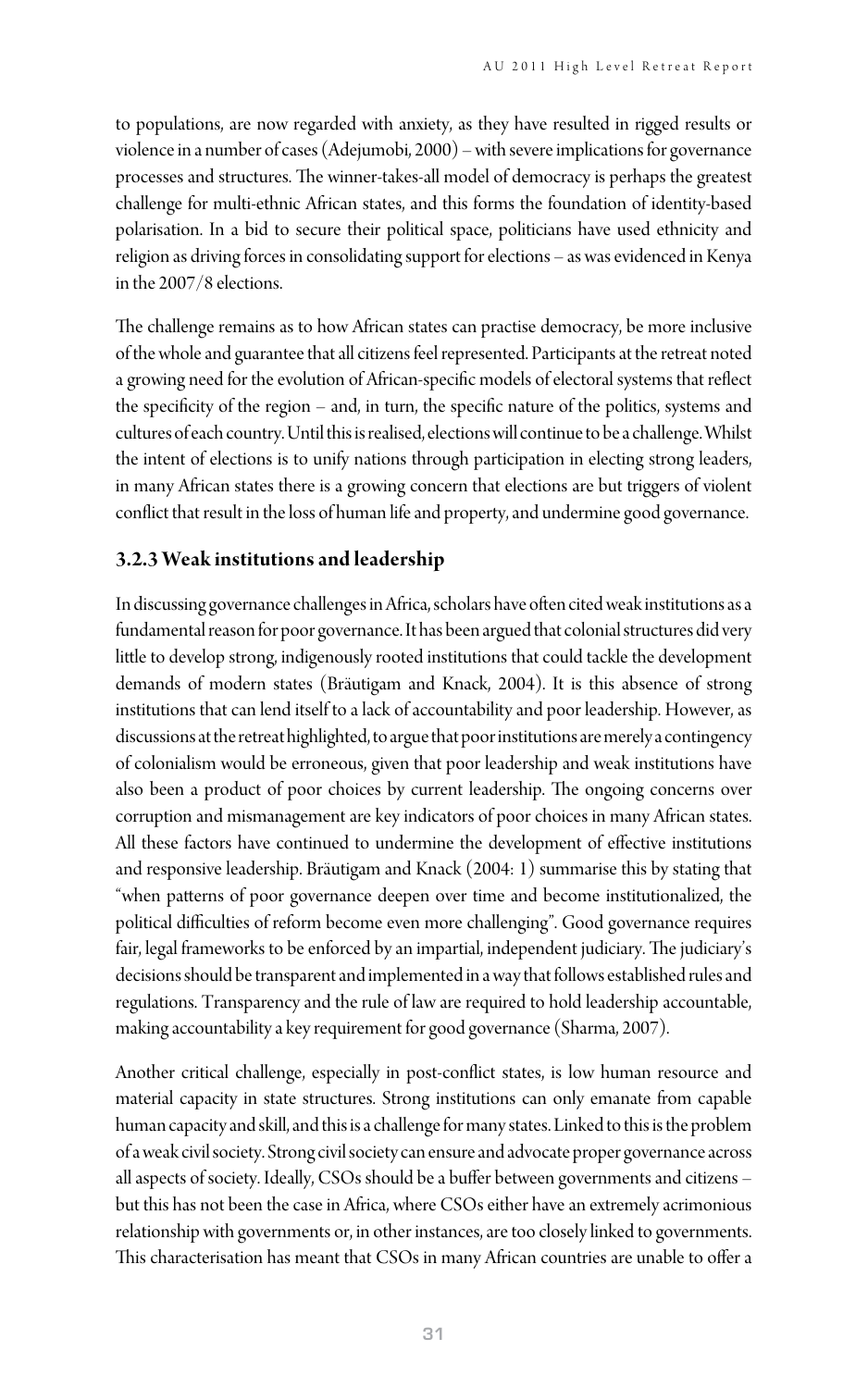to populations, are now regarded with anxiety, as they have resulted in rigged results or violence in a number of cases (Adejumobi, 2000) – with severe implications for governance processes and structures. The winner-takes-all model of democracy is perhaps the greatest challenge for multi-ethnic African states, and this forms the foundation of identity-based polarisation. In a bid to secure their political space, politicians have used ethnicity and religion as driving forces in consolidating support for elections – as was evidenced in Kenya in the 2007/8 elections.

The challenge remains as to how African states can practise democracy, be more inclusive of the whole and guarantee that all citizens feel represented. Participants at the retreat noted a growing need for the evolution of African-specific models of electoral systems that reflect the specificity of the region – and, in turn, the specific nature of the politics, systems and cultures of each country. Until this is realised, elections will continue to be a challenge. Whilst the intent of elections is to unify nations through participation in electing strong leaders, in many African states there is a growing concern that elections are but triggers of violent conflict that result in the loss of human life and property, and undermine good governance.

### 3.2.3 Weak institutions and leadership

In discussing governance challenges in Africa, scholars have often cited weak institutions as a fundamental reason for poor governance. It has been argued that colonial structures did very little to develop strong, indigenously rooted institutions that could tackle the development demands of modern states (Bräutigam and Knack, 2004). It is this absence of strong institutions that can lend itself to a lack of accountability and poor leadership. However, as discussions at the retreat highlighted, to argue that poor institutions are merely a contingency of colonialism would be erroneous, given that poor leadership and weak institutions have also been a product of poor choices by current leadership. The ongoing concerns over corruption and mismanagement are key indicators of poor choices in many African states. All these factors have continued to undermine the development of effective institutions and responsive leadership. Bräutigam and Knack (2004: 1) summarise this by stating that "when patterns of poor governance deepen over time and become institutionalized, the political difficulties of reform become even more challenging". Good governance requires fair, legal frameworks to be enforced by an impartial, independent judiciary. The judiciary's decisions should be transparent and implemented in a way that follows established rules and regulations. Transparency and the rule of law are required to hold leadership accountable, making accountability a key requirement for good governance (Sharma, 2007).

Another critical challenge, especially in post-conflict states, is low human resource and material capacity in state structures. Strong institutions can only emanate from capable human capacity and skill, and this is a challenge for many states. Linked to this is the problem of a weak civil society. Strong civil society can ensure and advocate proper governance across all aspects of society. Ideally, CSOs should be a buffer between governments and citizens – but this has not been the case in Africa, where CSOs either have an extremely acrimonious relationship with governments or, in other instances, are too closely linked to governments. This characterisation has meant that CSOs in many African countries are unable to offer a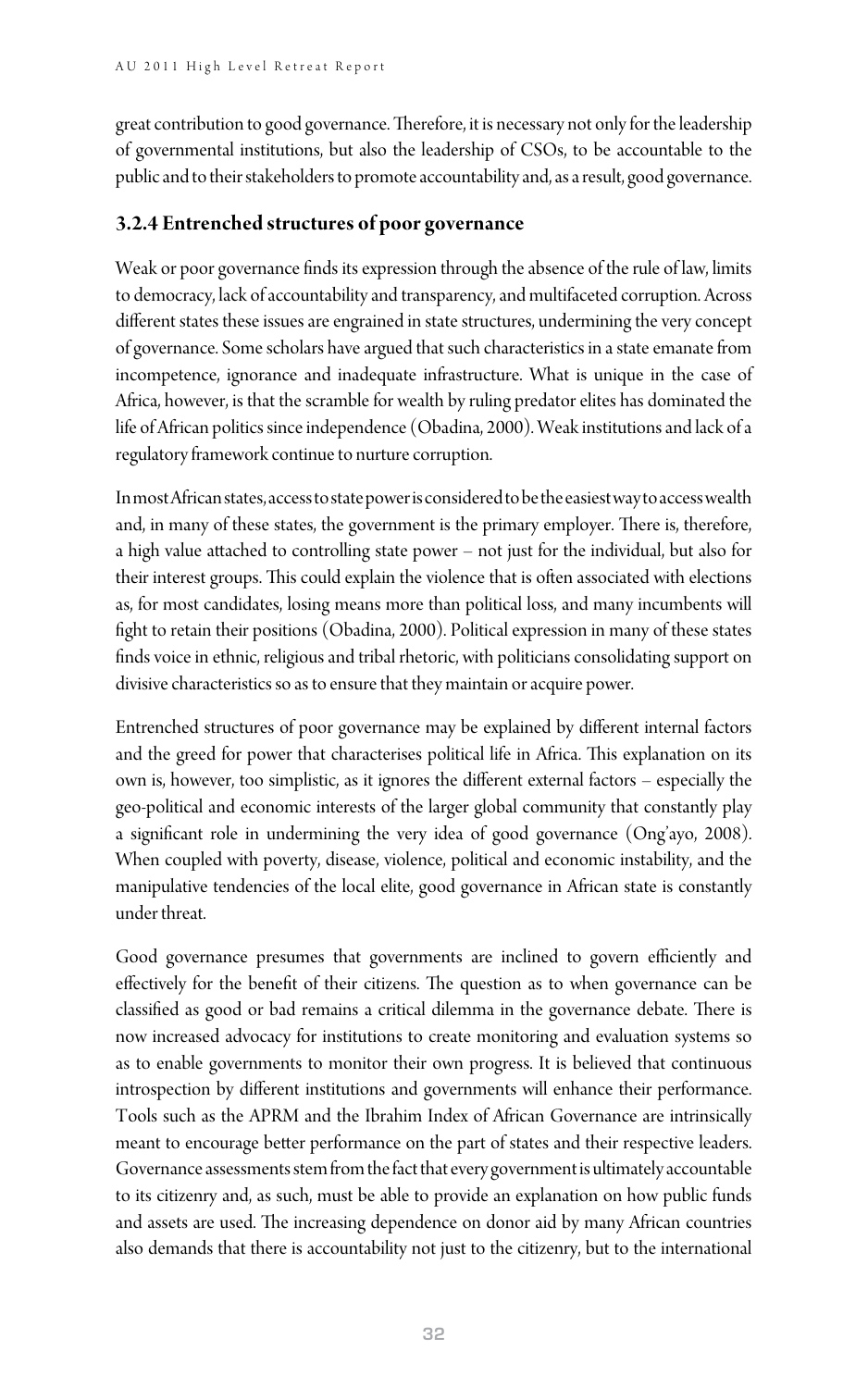great contribution to good governance. Therefore, it is necessary not only for the leadership of governmental institutions, but also the leadership of CSOs, to be accountable to the public and to their stakeholders to promote accountability and, as a result, good governance.

### 3.2.4 Entrenched structures of poor governance

Weak or poor governance finds its expression through the absence of the rule of law, limits to democracy, lack of accountability and transparency, and multifaceted corruption. Across different states these issues are engrained in state structures, undermining the very concept of governance. Some scholars have argued that such characteristics in a state emanate from incompetence, ignorance and inadequate infrastructure. What is unique in the case of Africa, however, is that the scramble for wealth by ruling predator elites has dominated the life of African politics since independence (Obadina, 2000). Weak institutions and lack of a regulatory framework continue to nurture corruption.

In most African states, access to state power is considered to be the easiest way to access wealth and, in many of these states, the government is the primary employer. There is, therefore, a high value attached to controlling state power – not just for the individual, but also for their interest groups. This could explain the violence that is often associated with elections as, for most candidates, losing means more than political loss, and many incumbents will fight to retain their positions (Obadina, 2000). Political expression in many of these states finds voice in ethnic, religious and tribal rhetoric, with politicians consolidating support on divisive characteristics so as to ensure that they maintain or acquire power.

Entrenched structures of poor governance may be explained by different internal factors and the greed for power that characterises political life in Africa. This explanation on its own is, however, too simplistic, as it ignores the different external factors – especially the geo-political and economic interests of the larger global community that constantly play a significant role in undermining the very idea of good governance (Ong'ayo, 2008). When coupled with poverty, disease, violence, political and economic instability, and the manipulative tendencies of the local elite, good governance in African state is constantly under threat.

Good governance presumes that governments are inclined to govern efficiently and effectively for the benefit of their citizens. The question as to when governance can be classified as good or bad remains a critical dilemma in the governance debate. There is now increased advocacy for institutions to create monitoring and evaluation systems so as to enable governments to monitor their own progress. It is believed that continuous introspection by different institutions and governments will enhance their performance. Tools such as the APRM and the Ibrahim Index of African Governance are intrinsically meant to encourage better performance on the part of states and their respective leaders. Governance assessments stem from the fact that every government is ultimately accountable to its citizenry and, as such, must be able to provide an explanation on how public funds and assets are used. The increasing dependence on donor aid by many African countries also demands that there is accountability not just to the citizenry, but to the international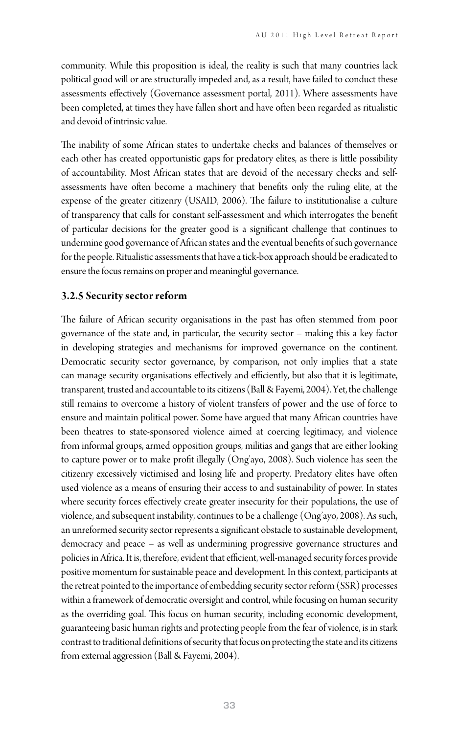community. While this proposition is ideal, the reality is such that many countries lack political good will or are structurally impeded and, as a result, have failed to conduct these assessments effectively (Governance assessment portal, 2011). Where assessments have been completed, at times they have fallen short and have often been regarded as ritualistic and devoid of intrinsic value.

The inability of some African states to undertake checks and balances of themselves or each other has created opportunistic gaps for predatory elites, as there is little possibility of accountability. Most African states that are devoid of the necessary checks and self-assessments have often become a machinery that benefits only the ruling elite, at the expense of the greater citizenry (USAID, 2006). The failure to institutionalise a culture of transparency that calls for constant self-assessment and which interrogates the benefit of particular decisions for the greater good is a significant challenge that continues to undermine good governance of African states and the eventual benefits of such governance for the people. Ritualistic assessments that have a tick-box approach should be eradicated to ensure the focus remains on proper and meaningful governance.

### 3.2.5 Security sector reform

The failure of African security organisations in the past has often stemmed from poor governance of the state and, in particular, the security sector – making this a key factor in developing strategies and mechanisms for improved governance on the continent. Democratic security sector governance, by comparison, not only implies that a state can manage security organisations effectively and efficiently, but also that it is legitimate, transparent, trusted and accountable to its citizens (Ball & Fayemi, 2004). Yet, the challenge still remains to overcome a history of violent transfers of power and the use of force to ensure and maintain political power. Some have argued that many African countries have been theatres to state-sponsored violence aimed at coercing legitimacy, and violence from informal groups, armed opposition groups, militias and gangs that are either looking to capture power or to make profit illegally (Ong'ayo, 2008). Such violence has seen the citizenry excessively victimised and losing life and property. Predatory elites have often used violence as a means of ensuring their access to and sustainability of power. In states where security forces effectively create greater insecurity for their populations, the use of violence, and subsequent instability, continues to be a challenge (Ong'ayo, 2008). As such, an unreformed security sector represents a significant obstacle to sustainable development, democracy and peace – as well as undermining progressive governance structures and policies in Africa. It is, therefore, evident that efficient, well-managed security forces provide positive momentum for sustainable peace and development. In this context, participants at the retreat pointed to the importance of embedding security sector reform (SSR) processes within a framework of democratic oversight and control, while focusing on human security as the overriding goal. This focus on human security, including economic development, guaranteeing basic human rights and protecting people from the fear of violence, is in stark contrast to traditional definitions of security that focus on protecting the state and its citizens from external aggression (Ball & Fayemi, 2004).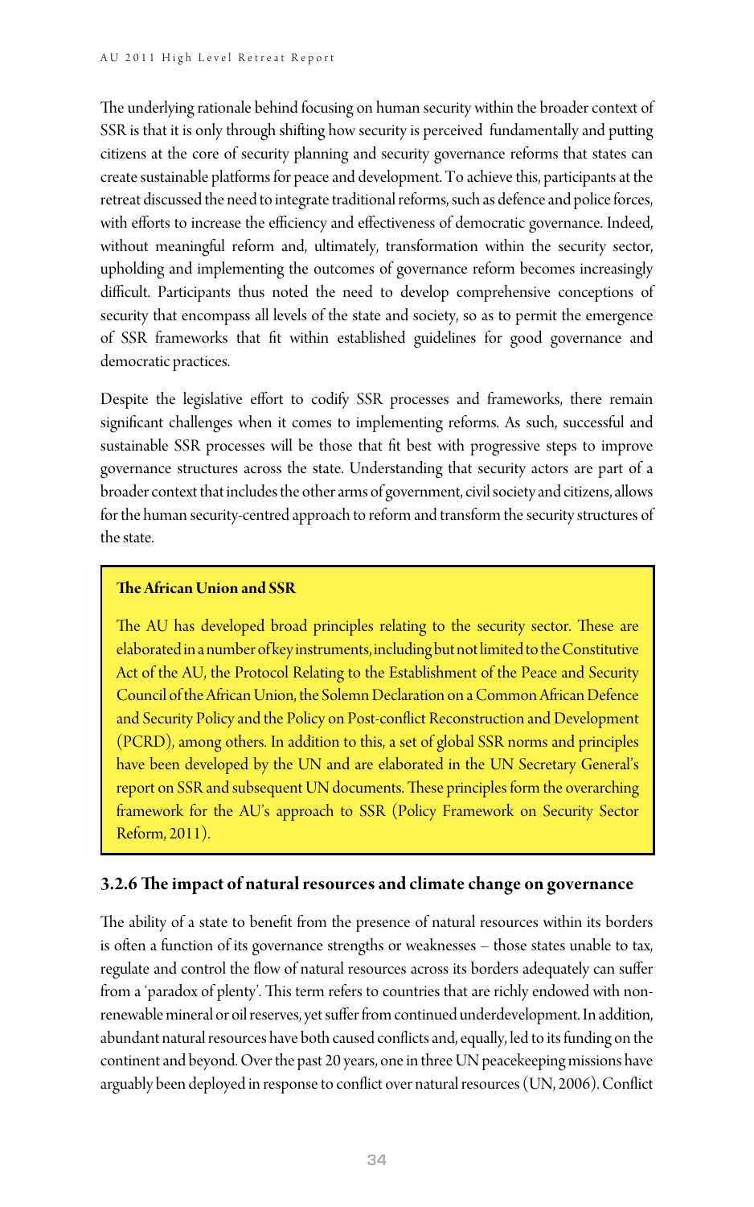The underlying rationale behind focusing on human security within the broader context of SSR is that it is only through shifting how security is perceived fundamentally and putting citizens at the core of security planning and security governance reforms that states can create sustainable platforms for peace and development. To achieve this, participants at the retreat discussed the need to integrate traditional reforms, such as defence and police forces, with efforts to increase the efficiency and effectiveness of democratic governance. Indeed, without meaningful reform and, ultimately, transformation within the security sector, upholding and implementing the outcomes of governance reform becomes increasingly difficult. Participants thus noted the need to develop comprehensive conceptions of security that encompass all levels of the state and society, so as to permit the emergence of SSR frameworks that fit within established guidelines for good governance and democratic practices.

Despite the legislative effort to codify SSR processes and frameworks, there remain significant challenges when it comes to implementing reforms. As such, successful and sustainable SSR processes will be those that fit best with progressive steps to improve governance structures across the state. Understanding that security actors are part of a broader context that includes the other arms of government, civil society and citizens, allows for the human security-centred approach to reform and transform the security structures of the state.

> **The African Union and SSR**
>
> The AU has developed broad principles relating to the security sector. These are elaborated in a number of key instruments, including but not limited to the Constitutive Act of the AU, the Protocol Relating to the Establishment of the Peace and Security Council of the African Union, the Solemn Declaration on a Common African Defence and Security Policy and the Policy on Post-conflict Reconstruction and Development (PCRD), among others. In addition to this, a set of global SSR norms and principles have been developed by the UN and are elaborated in the UN Secretary General's report on SSR and subsequent UN documents. These principles form the overarching framework for the AU's approach to SSR (Policy Framework on Security Sector Reform, 2011).

### 3.2.6 The impact of natural resources and climate change on governance

The ability of a state to benefit from the presence of natural resources within its borders is often a function of its governance strengths or weaknesses – those states unable to tax, regulate and control the flow of natural resources across its borders adequately can suffer from a 'paradox of plenty'. This term refers to countries that are richly endowed with non-renewable mineral or oil reserves, yet suffer from continued underdevelopment. In addition, abundant natural resources have both caused conflicts and, equally, led to its funding on the continent and beyond. Over the past 20 years, one in three UN peacekeeping missions have arguably been deployed in response to conflict over natural resources (UN, 2006). Conflict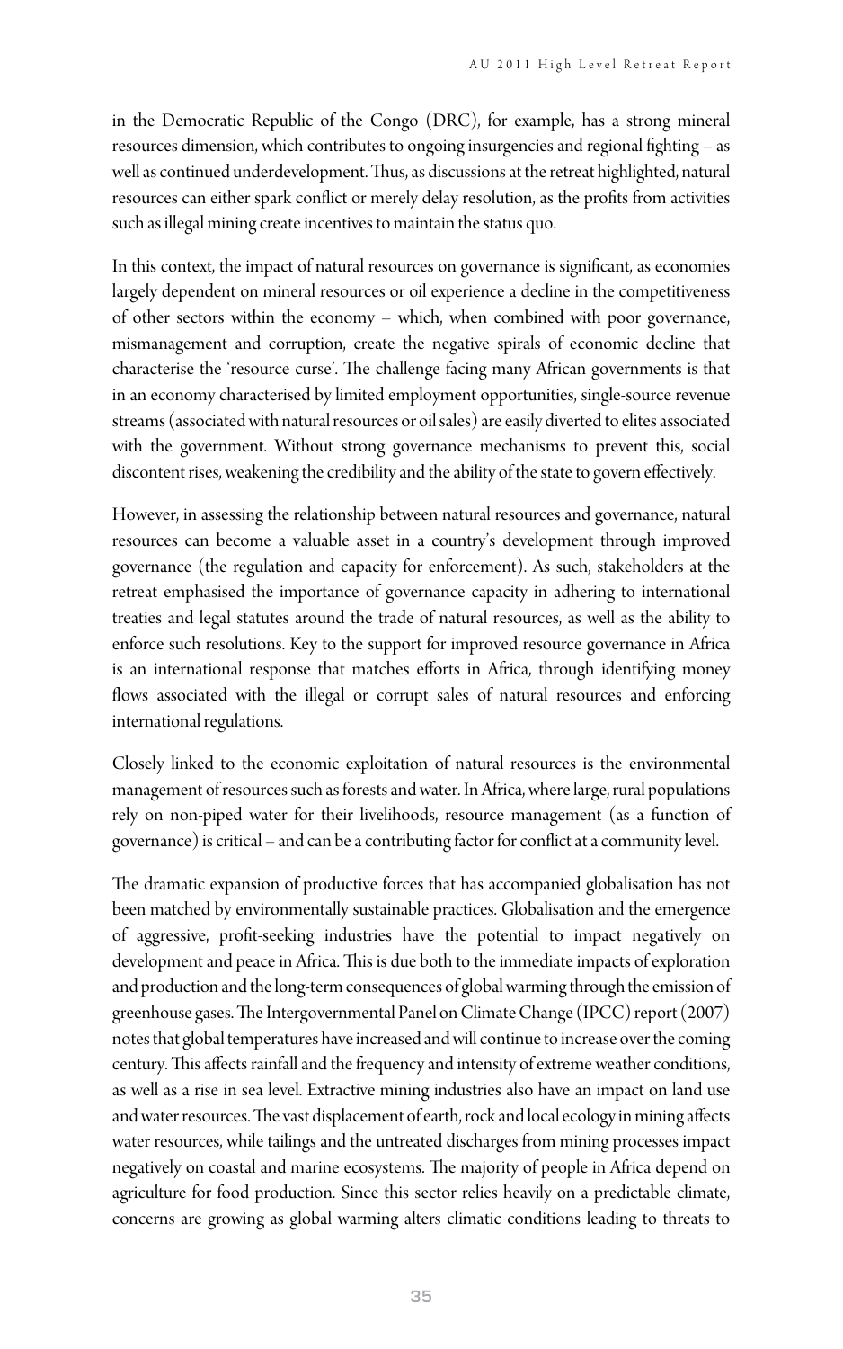in the Democratic Republic of the Congo (DRC), for example, has a strong mineral resources dimension, which contributes to ongoing insurgencies and regional fighting – as well as continued underdevelopment. Thus, as discussions at the retreat highlighted, natural resources can either spark conflict or merely delay resolution, as the profits from activities such as illegal mining create incentives to maintain the status quo.

In this context, the impact of natural resources on governance is significant, as economies largely dependent on mineral resources or oil experience a decline in the competitiveness of other sectors within the economy – which, when combined with poor governance, mismanagement and corruption, create the negative spirals of economic decline that characterise the 'resource curse'. The challenge facing many African governments is that in an economy characterised by limited employment opportunities, single-source revenue streams (associated with natural resources or oil sales) are easily diverted to elites associated with the government. Without strong governance mechanisms to prevent this, social discontent rises, weakening the credibility and the ability of the state to govern effectively.

However, in assessing the relationship between natural resources and governance, natural resources can become a valuable asset in a country's development through improved governance (the regulation and capacity for enforcement). As such, stakeholders at the retreat emphasised the importance of governance capacity in adhering to international treaties and legal statutes around the trade of natural resources, as well as the ability to enforce such resolutions. Key to the support for improved resource governance in Africa is an international response that matches efforts in Africa, through identifying money flows associated with the illegal or corrupt sales of natural resources and enforcing international regulations.

Closely linked to the economic exploitation of natural resources is the environmental management of resources such as forests and water. In Africa, where large, rural populations rely on non-piped water for their livelihoods, resource management (as a function of governance) is critical – and can be a contributing factor for conflict at a community level.

The dramatic expansion of productive forces that has accompanied globalisation has not been matched by environmentally sustainable practices. Globalisation and the emergence of aggressive, profit-seeking industries have the potential to impact negatively on development and peace in Africa. This is due both to the immediate impacts of exploration and production and the long-term consequences of global warming through the emission of greenhouse gases. The Intergovernmental Panel on Climate Change (IPCC) report (2007) notes that global temperatures have increased and will continue to increase over the coming century. This affects rainfall and the frequency and intensity of extreme weather conditions, as well as a rise in sea level. Extractive mining industries also have an impact on land use and water resources. The vast displacement of earth, rock and local ecology in mining affects water resources, while tailings and the untreated discharges from mining processes impact negatively on coastal and marine ecosystems. The majority of people in Africa depend on agriculture for food production. Since this sector relies heavily on a predictable climate, concerns are growing as global warming alters climatic conditions leading to threats to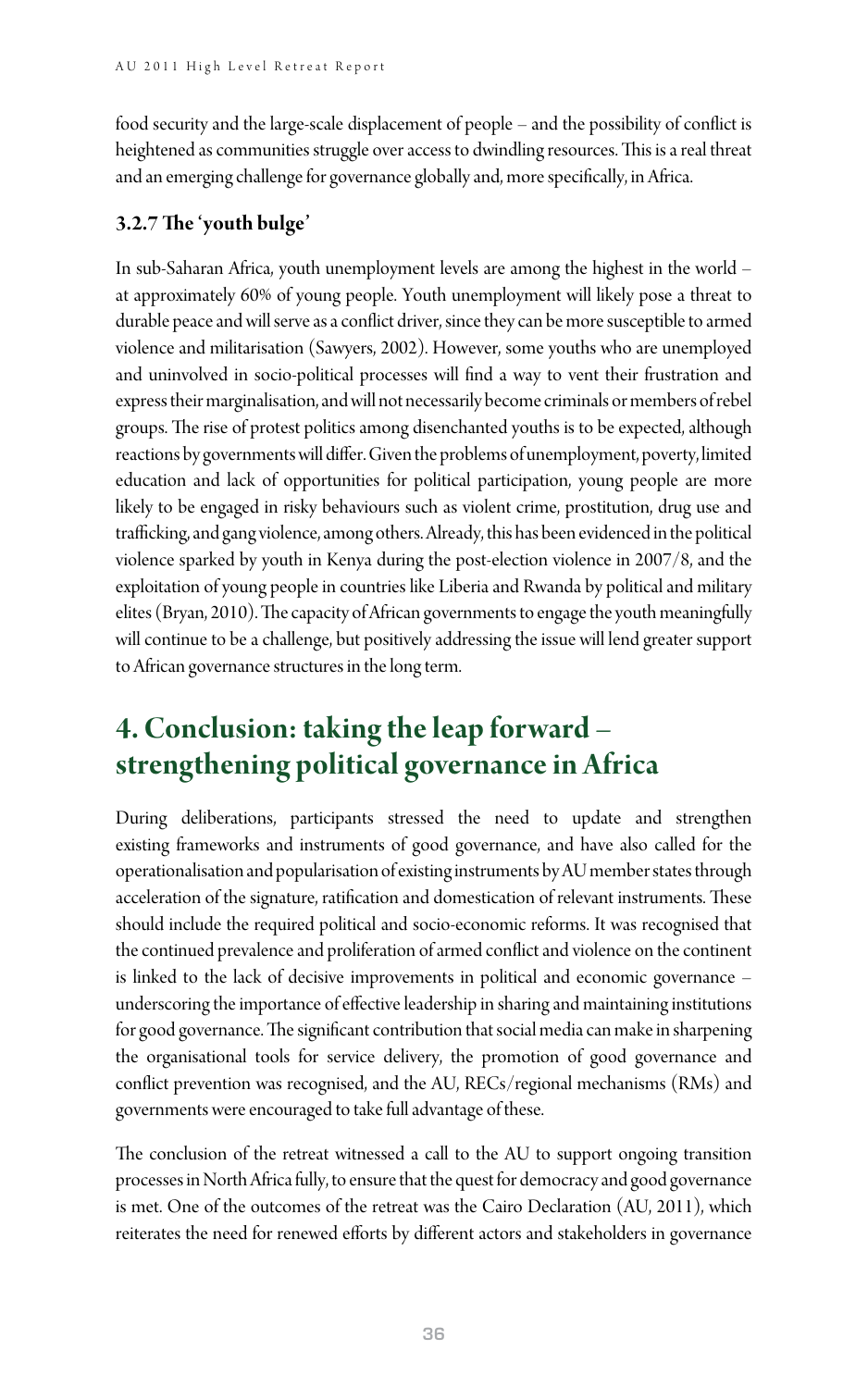food security and the large-scale displacement of people – and the possibility of conflict is heightened as communities struggle over access to dwindling resources. This is a real threat and an emerging challenge for governance globally and, more specifically, in Africa.

### 3.2.7 The 'youth bulge'

In sub-Saharan Africa, youth unemployment levels are among the highest in the world – at approximately 60% of young people. Youth unemployment will likely pose a threat to durable peace and will serve as a conflict driver, since they can be more susceptible to armed violence and militarisation (Sawyers, 2002). However, some youths who are unemployed and uninvolved in socio-political processes will find a way to vent their frustration and express their marginalisation, and will not necessarily become criminals or members of rebel groups. The rise of protest politics among disenchanted youths is to be expected, although reactions by governments will differ. Given the problems of unemployment, poverty, limited education and lack of opportunities for political participation, young people are more likely to be engaged in risky behaviours such as violent crime, prostitution, drug use and trafficking, and gang violence, among others. Already, this has been evidenced in the political violence sparked by youth in Kenya during the post-election violence in 2007/8, and the exploitation of young people in countries like Liberia and Rwanda by political and military elites (Bryan, 2010). The capacity of African governments to engage the youth meaningfully will continue to be a challenge, but positively addressing the issue will lend greater support to African governance structures in the long term.

## 4. Conclusion: taking the leap forward – strengthening political governance in Africa

During deliberations, participants stressed the need to update and strengthen existing frameworks and instruments of good governance, and have also called for the operationalisation and popularisation of existing instruments by AU member states through acceleration of the signature, ratification and domestication of relevant instruments. These should include the required political and socio-economic reforms. It was recognised that the continued prevalence and proliferation of armed conflict and violence on the continent is linked to the lack of decisive improvements in political and economic governance – underscoring the importance of effective leadership in sharing and maintaining institutions for good governance. The significant contribution that social media can make in sharpening the organisational tools for service delivery, the promotion of good governance and conflict prevention was recognised, and the AU, RECs/regional mechanisms (RMs) and governments were encouraged to take full advantage of these.

The conclusion of the retreat witnessed a call to the AU to support ongoing transition processes in North Africa fully, to ensure that the quest for democracy and good governance is met. One of the outcomes of the retreat was the Cairo Declaration (AU, 2011), which reiterates the need for renewed efforts by different actors and stakeholders in governance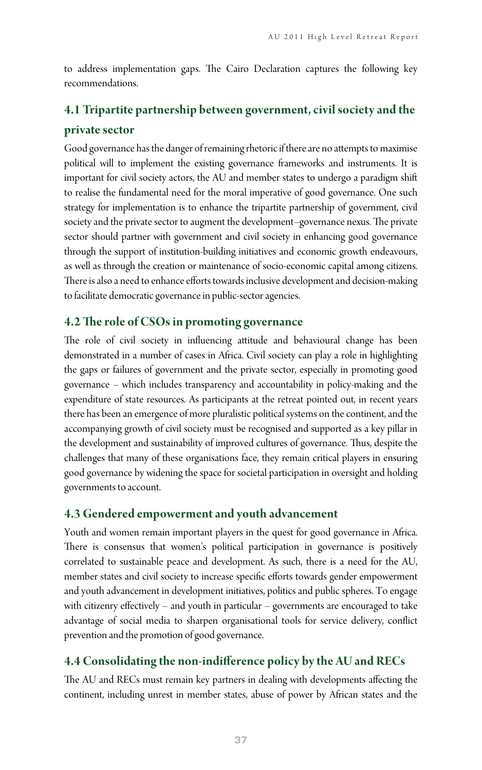to address implementation gaps. The Cairo Declaration captures the following key recommendations.

## 4.1 Tripartite partnership between government, civil society and the private sector

Good governance has the danger of remaining rhetoric if there are no attempts to maximise political will to implement the existing governance frameworks and instruments. It is important for civil society actors, the AU and member states to undergo a paradigm shift to realise the fundamental need for the moral imperative of good governance. One such strategy for implementation is to enhance the tripartite partnership of government, civil society and the private sector to augment the development–governance nexus. The private sector should partner with government and civil society in enhancing good governance through the support of institution-building initiatives and economic growth endeavours, as well as through the creation or maintenance of socio-economic capital among citizens. There is also a need to enhance efforts towards inclusive development and decision-making to facilitate democratic governance in public-sector agencies.

## 4.2 The role of CSOs in promoting governance

The role of civil society in influencing attitude and behavioural change has been demonstrated in a number of cases in Africa. Civil society can play a role in highlighting the gaps or failures of government and the private sector, especially in promoting good governance – which includes transparency and accountability in policy-making and the expenditure of state resources. As participants at the retreat pointed out, in recent years there has been an emergence of more pluralistic political systems on the continent, and the accompanying growth of civil society must be recognised and supported as a key pillar in the development and sustainability of improved cultures of governance. Thus, despite the challenges that many of these organisations face, they remain critical players in ensuring good governance by widening the space for societal participation in oversight and holding governments to account.

## 4.3 Gendered empowerment and youth advancement

Youth and women remain important players in the quest for good governance in Africa. There is consensus that women's political participation in governance is positively correlated to sustainable peace and development. As such, there is a need for the AU, member states and civil society to increase specific efforts towards gender empowerment and youth advancement in development initiatives, politics and public spheres. To engage with citizenry effectively – and youth in particular – governments are encouraged to take advantage of social media to sharpen organisational tools for service delivery, conflict prevention and the promotion of good governance.

## 4.4 Consolidating the non-indifference policy by the AU and RECs

The AU and RECs must remain key partners in dealing with developments affecting the continent, including unrest in member states, abuse of power by African states and the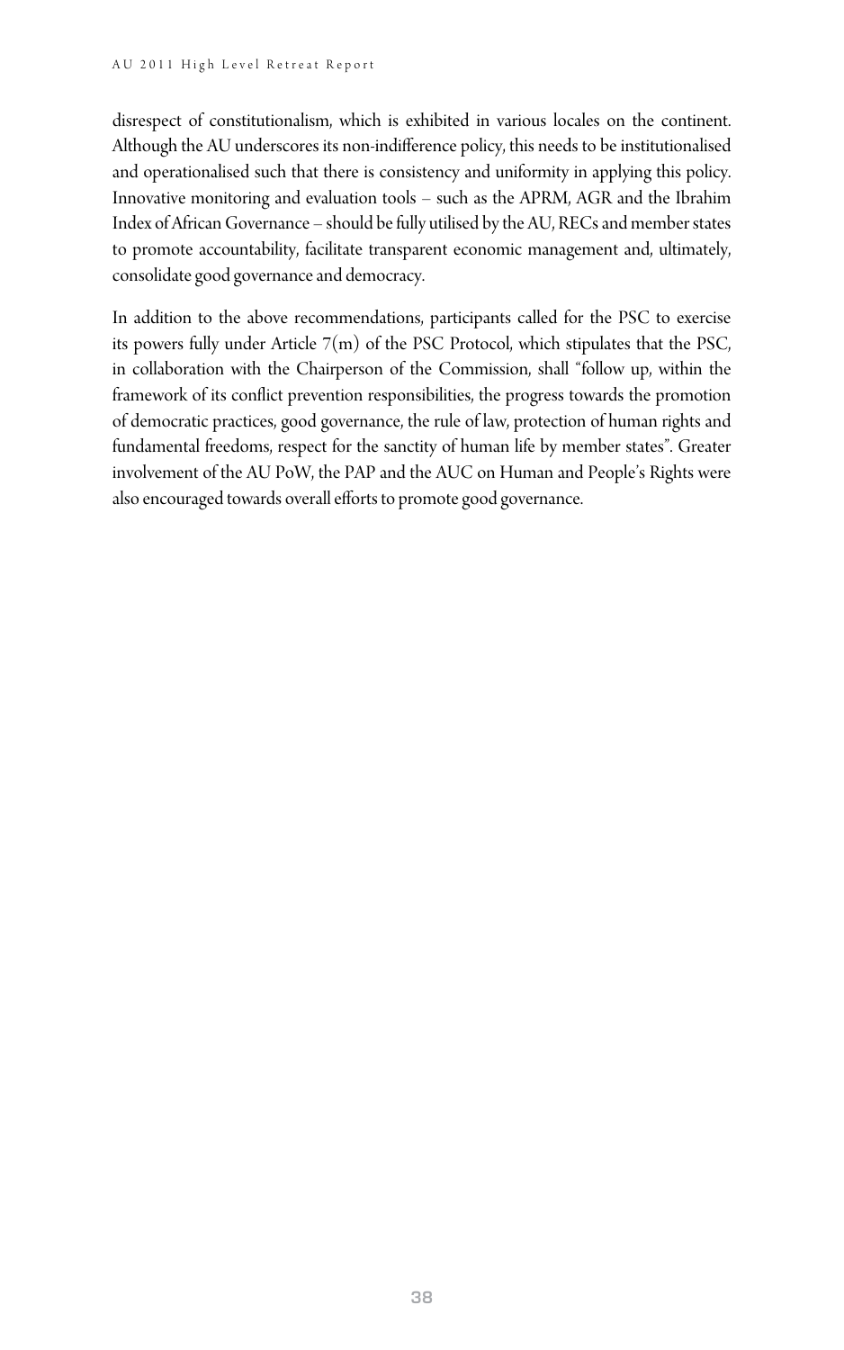disrespect of constitutionalism, which is exhibited in various locales on the continent. Although the AU underscores its non-indifference policy, this needs to be institutionalised and operationalised such that there is consistency and uniformity in applying this policy. Innovative monitoring and evaluation tools – such as the APRM, AGR and the Ibrahim Index of African Governance – should be fully utilised by the AU, RECs and member states to promote accountability, facilitate transparent economic management and, ultimately, consolidate good governance and democracy.

In addition to the above recommendations, participants called for the PSC to exercise its powers fully under Article 7(m) of the PSC Protocol, which stipulates that the PSC, in collaboration with the Chairperson of the Commission, shall "follow up, within the framework of its conflict prevention responsibilities, the progress towards the promotion of democratic practices, good governance, the rule of law, protection of human rights and fundamental freedoms, respect for the sanctity of human life by member states". Greater involvement of the AU PoW, the PAP and the AUC on Human and People's Rights were also encouraged towards overall efforts to promote good governance.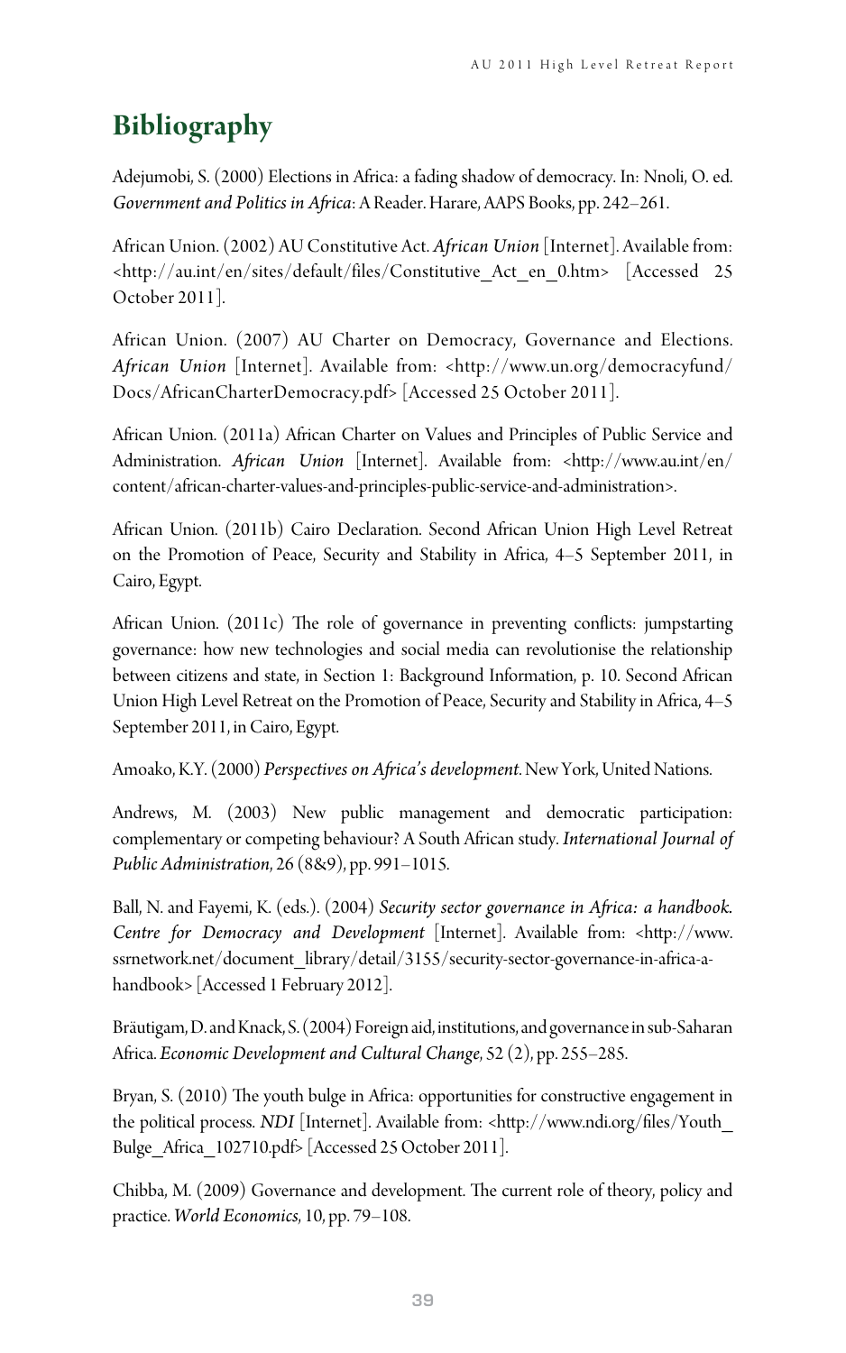# Bibliography

Adejumobi, S. (2000) Elections in Africa: a fading shadow of democracy. In: Nnoli, O. ed. *Government and Politics in Africa*: A Reader. Harare, AAPS Books, pp. 242–261.

African Union. (2002) AU Constitutive Act. *African Union* [Internet]. Available from: <http://au.int/en/sites/default/files/Constitutive_Act_en_0.htm> [Accessed 25 October 2011].

African Union. (2007) AU Charter on Democracy, Governance and Elections. *African Union* [Internet]. Available from: <http://www.un.org/democracyfund/Docs/AfricanCharterDemocracy.pdf> [Accessed 25 October 2011].

African Union. (2011a) African Charter on Values and Principles of Public Service and Administration. *African Union* [Internet]. Available from: <http://www.au.int/en/content/african-charter-values-and-principles-public-service-and-administration>.

African Union. (2011b) Cairo Declaration. Second African Union High Level Retreat on the Promotion of Peace, Security and Stability in Africa, 4–5 September 2011, in Cairo, Egypt.

African Union. (2011c) The role of governance in preventing conflicts: jumpstarting governance: how new technologies and social media can revolutionise the relationship between citizens and state, in Section 1: Background Information, p. 10. Second African Union High Level Retreat on the Promotion of Peace, Security and Stability in Africa, 4–5 September 2011, in Cairo, Egypt.

Amoako, K.Y. (2000) *Perspectives on Africa's development*. New York, United Nations.

Andrews, M. (2003) New public management and democratic participation: complementary or competing behaviour? A South African study. *International Journal of Public Administration*, 26 (8&9), pp. 991–1015.

Ball, N. and Fayemi, K. (eds.). (2004) *Security sector governance in Africa: a handbook. Centre for Democracy and Development* [Internet]. Available from: <http://www.ssrnetwork.net/document_library/detail/3155/security-sector-governance-in-africa-a-handbook> [Accessed 1 February 2012].

Bräutigam, D. and Knack, S. (2004) Foreign aid, institutions, and governance in sub-Saharan Africa. *Economic Development and Cultural Change*, 52 (2), pp. 255–285.

Bryan, S. (2010) The youth bulge in Africa: opportunities for constructive engagement in the political process. *NDI* [Internet]. Available from: <http://www.ndi.org/files/Youth_Bulge_Africa_102710.pdf> [Accessed 25 October 2011].

Chibba, M. (2009) Governance and development. The current role of theory, policy and practice. *World Economics*, 10, pp. 79–108.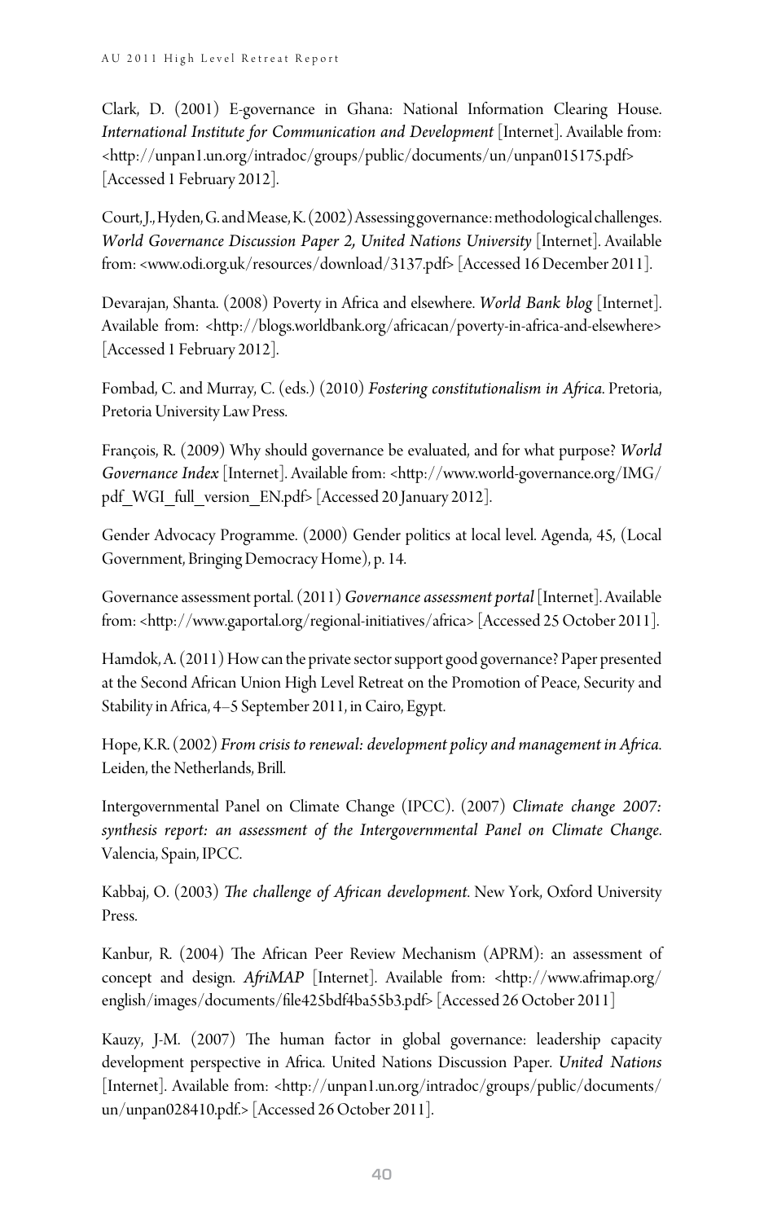Clark, D. (2001) E-governance in Ghana: National Information Clearing House. *International Institute for Communication and Development* [Internet]. Available from: <http://unpan1.un.org/intradoc/groups/public/documents/un/unpan015175.pdf> [Accessed 1 February 2012].

Court, J., Hyden, G. and Mease, K. (2002) Assessing governance: methodological challenges. *World Governance Discussion Paper 2, United Nations University* [Internet]. Available from: <www.odi.org.uk/resources/download/3137.pdf> [Accessed 16 December 2011].

Devarajan, Shanta. (2008) Poverty in Africa and elsewhere. *World Bank blog* [Internet]. Available from: <http://blogs.worldbank.org/africacan/poverty-in-africa-and-elsewhere> [Accessed 1 February 2012].

Fombad, C. and Murray, C. (eds.) (2010) *Fostering constitutionalism in Africa.* Pretoria, Pretoria University Law Press.

François, R. (2009) Why should governance be evaluated, and for what purpose? *World Governance Index* [Internet]. Available from: <http://www.world-governance.org/IMG/pdf_WGI_full_version_EN.pdf> [Accessed 20 January 2012].

Gender Advocacy Programme. (2000) Gender politics at local level. Agenda, 45, (Local Government, Bringing Democracy Home), p. 14.

Governance assessment portal. (2011) *Governance assessment portal* [Internet]. Available from: <http://www.gaportal.org/regional-initiatives/africa> [Accessed 25 October 2011].

Hamdok, A. (2011) How can the private sector support good governance? Paper presented at the Second African Union High Level Retreat on the Promotion of Peace, Security and Stability in Africa, 4–5 September 2011, in Cairo, Egypt.

Hope, K.R. (2002) *From crisis to renewal: development policy and management in Africa.* Leiden, the Netherlands, Brill.

Intergovernmental Panel on Climate Change (IPCC). (2007) *Climate change 2007: synthesis report: an assessment of the Intergovernmental Panel on Climate Change.* Valencia, Spain, IPCC.

Kabbaj, O. (2003) *The challenge of African development.* New York, Oxford University Press.

Kanbur, R. (2004) The African Peer Review Mechanism (APRM): an assessment of concept and design. *AfriMAP* [Internet]. Available from: <http://www.afrimap.org/english/images/documents/file425bdf4ba55b3.pdf> [Accessed 26 October 2011]

Kauzy, J-M. (2007) The human factor in global governance: leadership capacity development perspective in Africa. United Nations Discussion Paper. *United Nations* [Internet]. Available from: <http://unpan1.un.org/intradoc/groups/public/documents/un/unpan028410.pdf.> [Accessed 26 October 2011].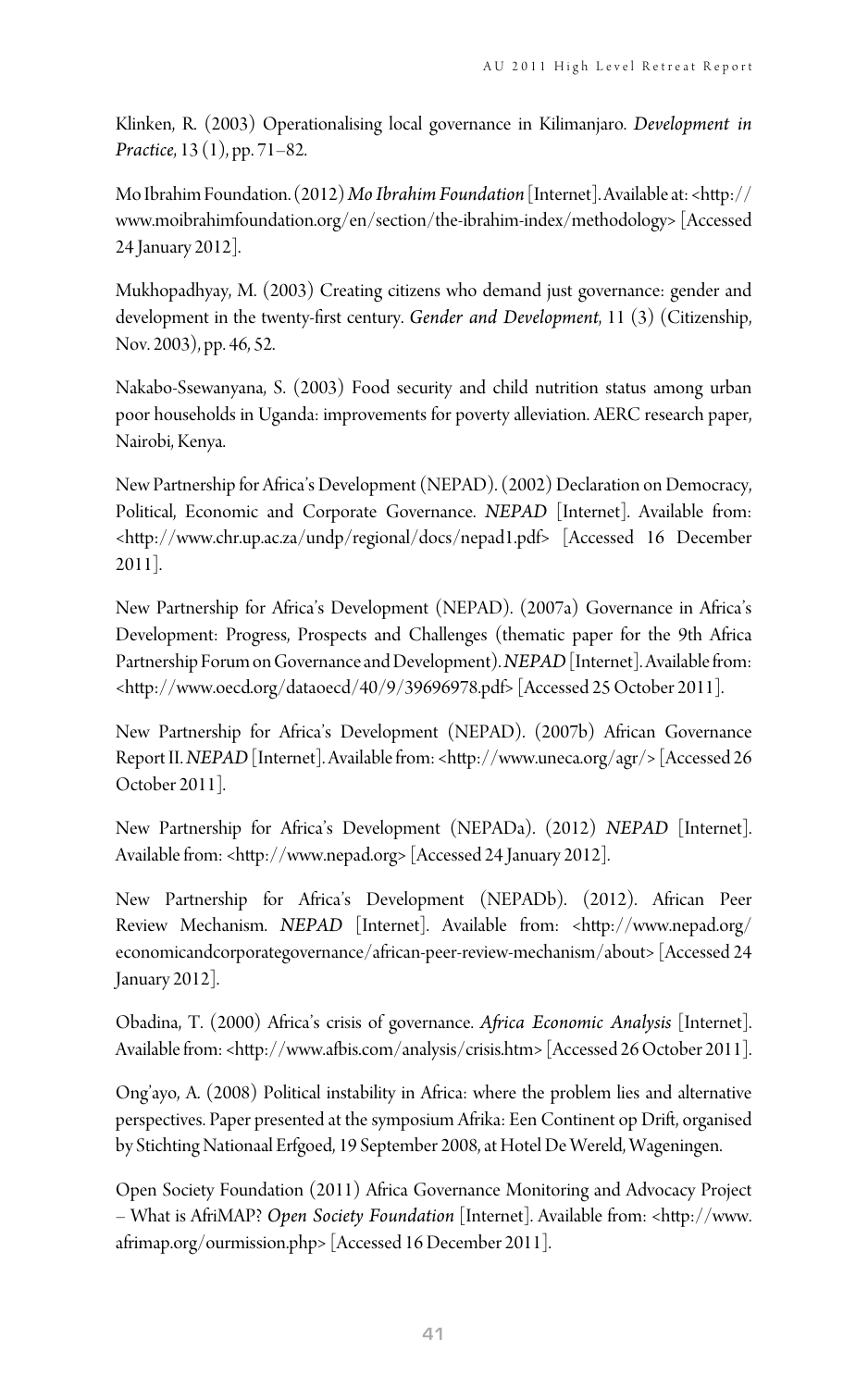Klinken, R. (2003) Operationalising local governance in Kilimanjaro. *Development in Practice*, 13 (1), pp. 71–82.

Mo Ibrahim Foundation. (2012) *Mo Ibrahim Foundation* [Internet]. Available at: <http://www.moibrahimfoundation.org/en/section/the-ibrahim-index/methodology> [Accessed 24 January 2012].

Mukhopadhyay, M. (2003) Creating citizens who demand just governance: gender and development in the twenty-first century. *Gender and Development*, 11 (3) (Citizenship, Nov. 2003), pp. 46, 52.

Nakabo-Ssewanyana, S. (2003) Food security and child nutrition status among urban poor households in Uganda: improvements for poverty alleviation. AERC research paper, Nairobi, Kenya.

New Partnership for Africa's Development (NEPAD). (2002) Declaration on Democracy, Political, Economic and Corporate Governance. *NEPAD* [Internet]. Available from: <http://www.chr.up.ac.za/undp/regional/docs/nepad1.pdf> [Accessed 16 December 2011].

New Partnership for Africa's Development (NEPAD). (2007a) Governance in Africa's Development: Progress, Prospects and Challenges (thematic paper for the 9th Africa Partnership Forum on Governance and Development). *NEPAD* [Internet]. Available from: <http://www.oecd.org/dataoecd/40/9/39696978.pdf> [Accessed 25 October 2011].

New Partnership for Africa's Development (NEPAD). (2007b) African Governance Report II. *NEPAD* [Internet]. Available from: <http://www.uneca.org/agr/> [Accessed 26 October 2011].

New Partnership for Africa's Development (NEPADa). (2012) *NEPAD* [Internet]. Available from: <http://www.nepad.org> [Accessed 24 January 2012].

New Partnership for Africa's Development (NEPADb). (2012). African Peer Review Mechanism. *NEPAD* [Internet]. Available from: <http://www.nepad.org/economicandcorporategovernance/african-peer-review-mechanism/about> [Accessed 24 January 2012].

Obadina, T. (2000) Africa's crisis of governance. *Africa Economic Analysis* [Internet]. Available from: <http://www.afbis.com/analysis/crisis.htm> [Accessed 26 October 2011].

Ong'ayo, A. (2008) Political instability in Africa: where the problem lies and alternative perspectives. Paper presented at the symposium Afrika: Een Continent op Drift, organised by Stichting Nationaal Erfgoed, 19 September 2008, at Hotel De Wereld, Wageningen.

Open Society Foundation (2011) Africa Governance Monitoring and Advocacy Project – What is AfriMAP? *Open Society Foundation* [Internet]. Available from: <http://www.afrimap.org/ourmission.php> [Accessed 16 December 2011].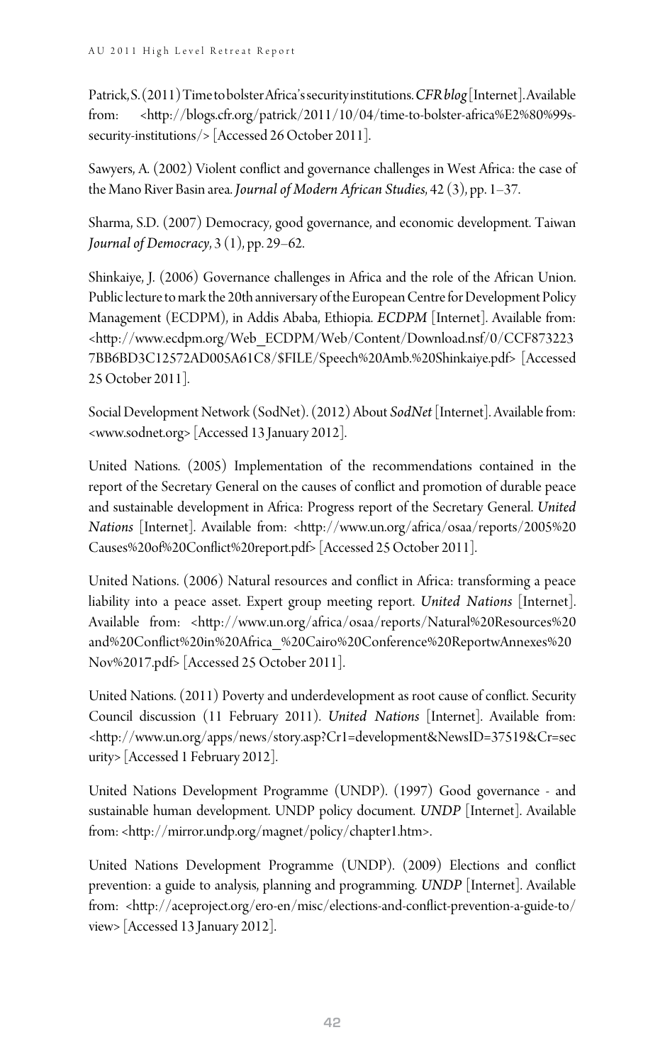Patrick, S. (2011) Time to bolster Africa's security institutions. *CFR blog* [Internet]. Available from: <http://blogs.cfr.org/patrick/2011/10/04/time-to-bolster-africa%E2%80%99s-security-institutions/> [Accessed 26 October 2011].

Sawyers, A. (2002) Violent conflict and governance challenges in West Africa: the case of the Mano River Basin area. *Journal of Modern African Studies*, 42 (3), pp. 1–37.

Sharma, S.D. (2007) Democracy, good governance, and economic development. Taiwan *Journal of Democracy*, 3 (1), pp. 29–62.

Shinkaiye, J. (2006) Governance challenges in Africa and the role of the African Union. Public lecture to mark the 20th anniversary of the European Centre for Development Policy Management (ECDPM), in Addis Ababa, Ethiopia. *ECDPM* [Internet]. Available from: <http://www.ecdpm.org/Web_ECDPM/Web/Content/Download.nsf/0/CCF873223 7BB6BD3C12572AD005A61C8/$FILE/Speech%20Amb.%20Shinkaiye.pdf> [Accessed 25 October 2011].

Social Development Network (SodNet). (2012) About *SodNet* [Internet]. Available from: <www.sodnet.org> [Accessed 13 January 2012].

United Nations. (2005) Implementation of the recommendations contained in the report of the Secretary General on the causes of conflict and promotion of durable peace and sustainable development in Africa: Progress report of the Secretary General. *United Nations* [Internet]. Available from: <http://www.un.org/africa/osaa/reports/2005%20 Causes%20of%20Conflict%20report.pdf> [Accessed 25 October 2011].

United Nations. (2006) Natural resources and conflict in Africa: transforming a peace liability into a peace asset. Expert group meeting report. *United Nations* [Internet]. Available from: <http://www.un.org/africa/osaa/reports/Natural%20Resources%20 and%20Conflict%20in%20Africa_%20Cairo%20Conference%20ReportwAnnexes%20 Nov%2017.pdf> [Accessed 25 October 2011].

United Nations. (2011) Poverty and underdevelopment as root cause of conflict. Security Council discussion (11 February 2011). *United Nations* [Internet]. Available from: <http://www.un.org/apps/news/story.asp?Cr1=development&NewsID=37519&Cr=sec urity> [Accessed 1 February 2012].

United Nations Development Programme (UNDP). (1997) Good governance - and sustainable human development. UNDP policy document. *UNDP* [Internet]. Available from: <http://mirror.undp.org/magnet/policy/chapter1.htm>.

United Nations Development Programme (UNDP). (2009) Elections and conflict prevention: a guide to analysis, planning and programming. *UNDP* [Internet]. Available from: <http://aceproject.org/ero-en/misc/elections-and-conflict-prevention-a-guide-to/ view> [Accessed 13 January 2012].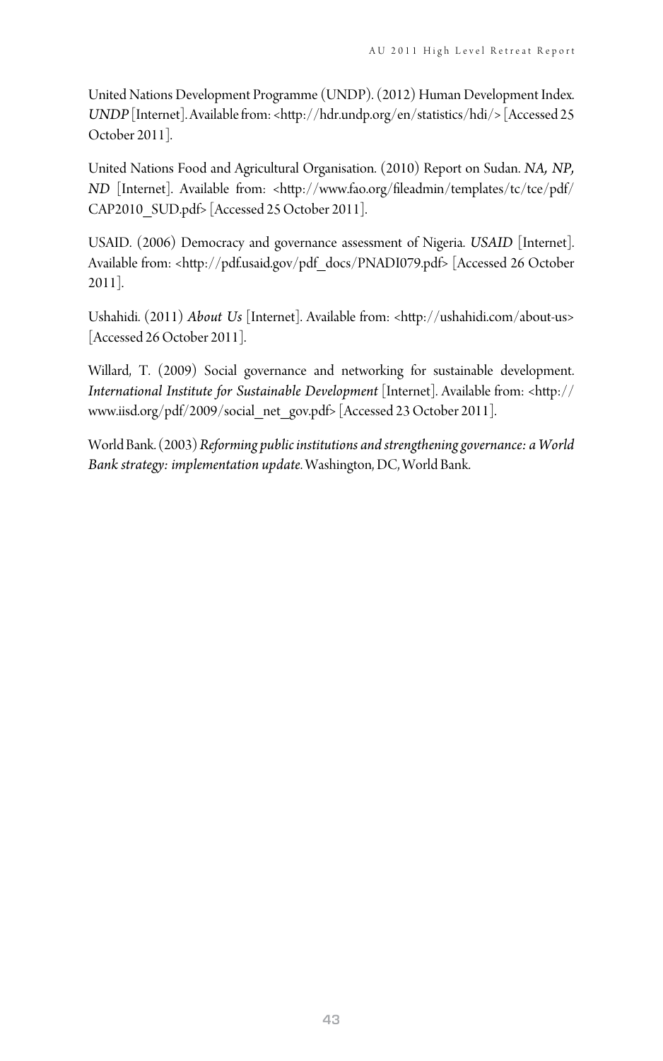United Nations Development Programme (UNDP). (2012) Human Development Index. *UNDP* [Internet]. Available from: <http://hdr.undp.org/en/statistics/hdi/> [Accessed 25 October 2011].

United Nations Food and Agricultural Organisation. (2010) Report on Sudan. *NA, NP, ND* [Internet]. Available from: <http://www.fao.org/fileadmin/templates/tc/tce/pdf/CAP2010_SUD.pdf> [Accessed 25 October 2011].

USAID. (2006) Democracy and governance assessment of Nigeria. *USAID* [Internet]. Available from: <http://pdf.usaid.gov/pdf_docs/PNADI079.pdf> [Accessed 26 October 2011].

Ushahidi. (2011) *About Us* [Internet]. Available from: <http://ushahidi.com/about-us> [Accessed 26 October 2011].

Willard, T. (2009) Social governance and networking for sustainable development. *International Institute for Sustainable Development* [Internet]. Available from: <http://www.iisd.org/pdf/2009/social_net_gov.pdf> [Accessed 23 October 2011].

World Bank. (2003) *Reforming public institutions and strengthening governance: a World Bank strategy: implementation update.* Washington, DC, World Bank.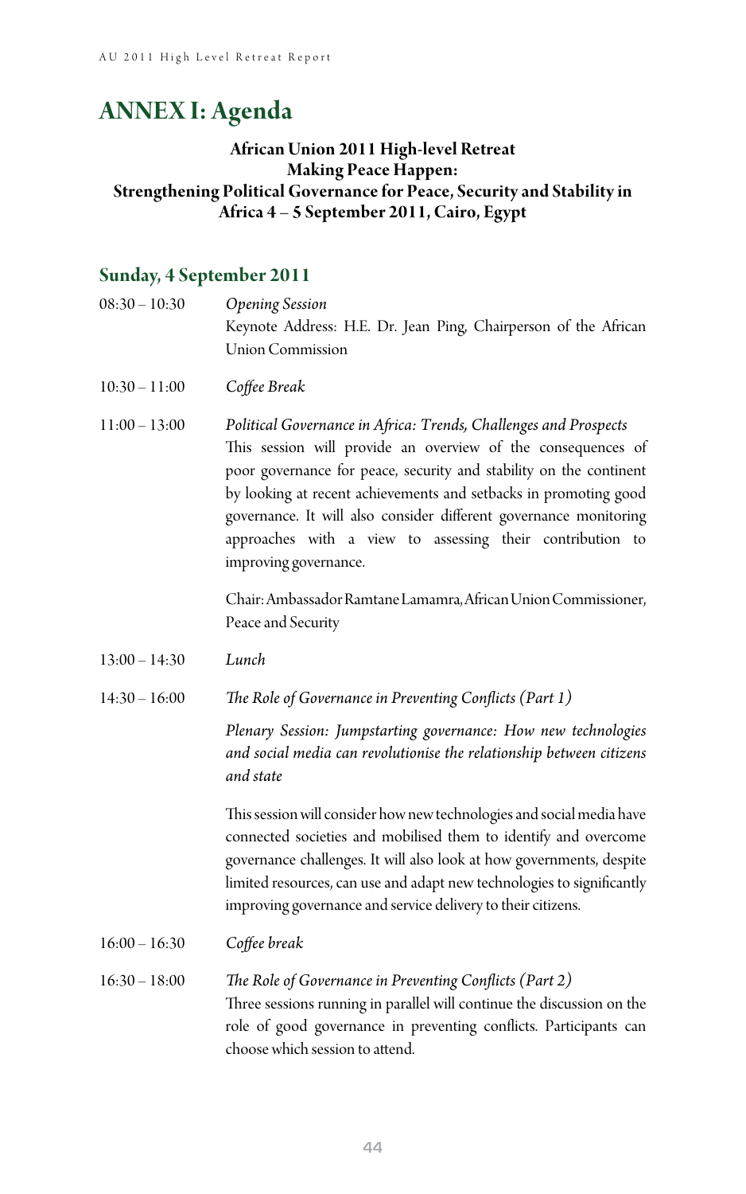# ANNEX I: Agenda

**African Union 2011 High-level Retreat**
**Making Peace Happen:**
**Strengthening Political Governance for Peace, Security and Stability in Africa 4 – 5 September 2011, Cairo, Egypt**

## Sunday, 4 September 2011

08:30 – 10:30 *Opening Session*
Keynote Address: H.E. Dr. Jean Ping, Chairperson of the African Union Commission

10:30 – 11:00 *Coffee Break*

11:00 – 13:00 *Political Governance in Africa: Trends, Challenges and Prospects*
This session will provide an overview of the consequences of poor governance for peace, security and stability on the continent by looking at recent achievements and setbacks in promoting good governance. It will also consider different governance monitoring approaches with a view to assessing their contribution to improving governance.

Chair: Ambassador Ramtane Lamamra, African Union Commissioner, Peace and Security

13:00 – 14:30 *Lunch*

14:30 – 16:00 *The Role of Governance in Preventing Conflicts (Part 1)*

*Plenary Session: Jumpstarting governance: How new technologies and social media can revolutionise the relationship between citizens and state*

This session will consider how new technologies and social media have connected societies and mobilised them to identify and overcome governance challenges. It will also look at how governments, despite limited resources, can use and adapt new technologies to significantly improving governance and service delivery to their citizens.

16:00 – 16:30 *Coffee break*

16:30 – 18:00 *The Role of Governance in Preventing Conflicts (Part 2)*
Three sessions running in parallel will continue the discussion on the role of good governance in preventing conflicts. Participants can choose which session to attend.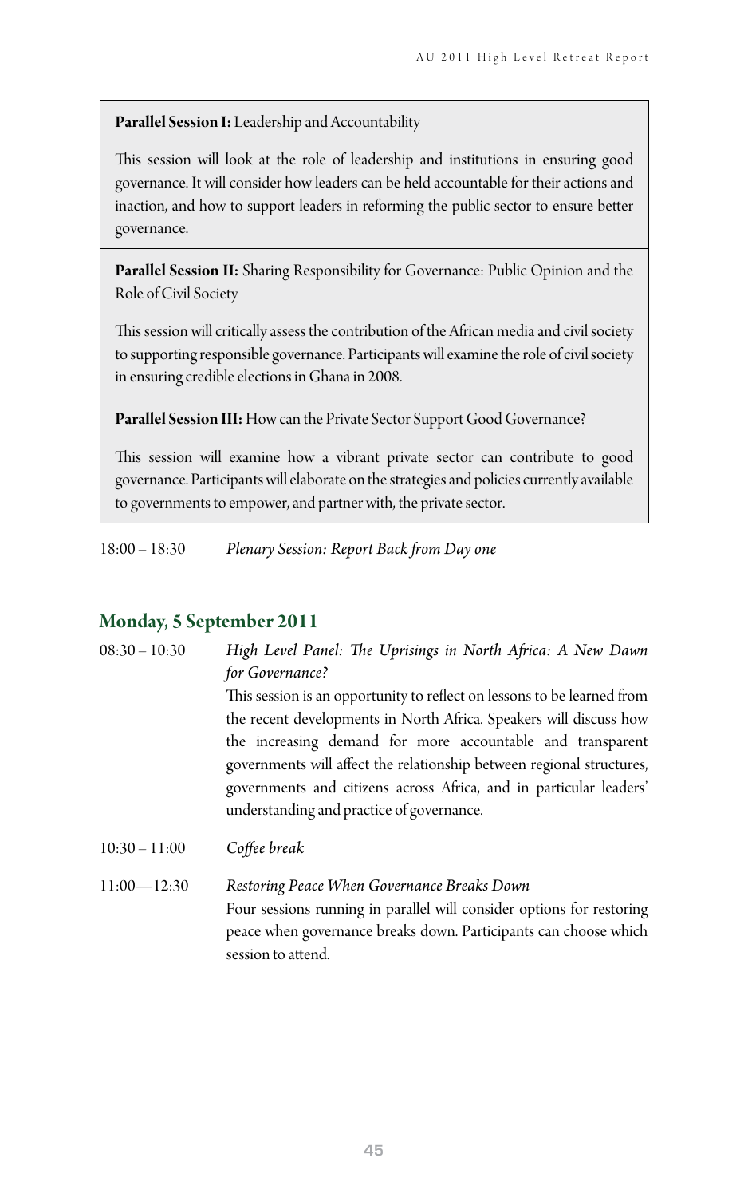**Parallel Session I:** Leadership and Accountability

This session will look at the role of leadership and institutions in ensuring good governance. It will consider how leaders can be held accountable for their actions and inaction, and how to support leaders in reforming the public sector to ensure better governance.

**Parallel Session II:** Sharing Responsibility for Governance: Public Opinion and the Role of Civil Society

This session will critically assess the contribution of the African media and civil society to supporting responsible governance. Participants will examine the role of civil society in ensuring credible elections in Ghana in 2008.

**Parallel Session III:** How can the Private Sector Support Good Governance?

This session will examine how a vibrant private sector can contribute to good governance. Participants will elaborate on the strategies and policies currently available to governments to empower, and partner with, the private sector.

18:00 – 18:30 *Plenary Session: Report Back from Day one*

## Monday, 5 September 2011

08:30 – 10:30 *High Level Panel: The Uprisings in North Africa: A New Dawn for Governance?*

This session is an opportunity to reflect on lessons to be learned from the recent developments in North Africa. Speakers will discuss how the increasing demand for more accountable and transparent governments will affect the relationship between regional structures, governments and citizens across Africa, and in particular leaders' understanding and practice of governance.

10:30 – 11:00 *Coffee break*

11:00—12:30 *Restoring Peace When Governance Breaks Down*

Four sessions running in parallel will consider options for restoring peace when governance breaks down. Participants can choose which session to attend.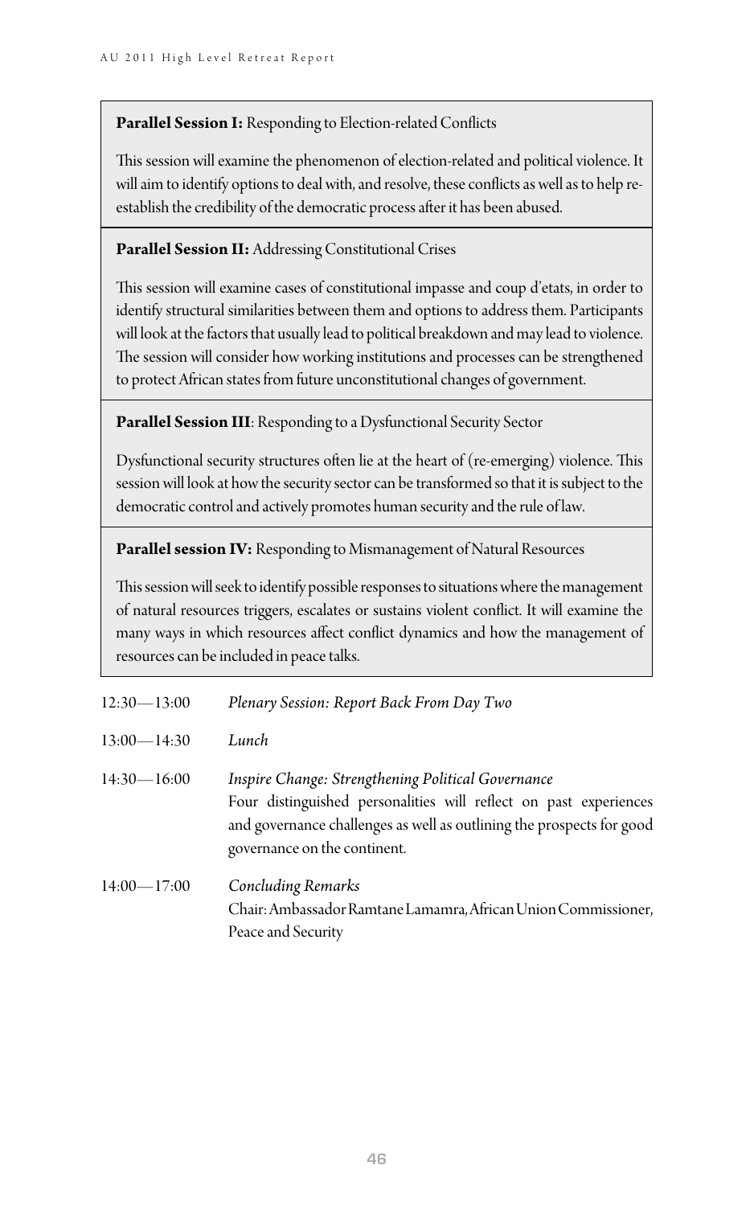**Parallel Session I:** Responding to Election-related Conflicts

This session will examine the phenomenon of election-related and political violence. It will aim to identify options to deal with, and resolve, these conflicts as well as to help re-establish the credibility of the democratic process after it has been abused.

**Parallel Session II:** Addressing Constitutional Crises

This session will examine cases of constitutional impasse and coup d'etats, in order to identify structural similarities between them and options to address them. Participants will look at the factors that usually lead to political breakdown and may lead to violence. The session will consider how working institutions and processes can be strengthened to protect African states from future unconstitutional changes of government.

**Parallel Session III**: Responding to a Dysfunctional Security Sector

Dysfunctional security structures often lie at the heart of (re-emerging) violence. This session will look at how the security sector can be transformed so that it is subject to the democratic control and actively promotes human security and the rule of law.

**Parallel session IV:** Responding to Mismanagement of Natural Resources

This session will seek to identify possible responses to situations where the management of natural resources triggers, escalates or sustains violent conflict. It will examine the many ways in which resources affect conflict dynamics and how the management of resources can be included in peace talks.

12:30—13:00 *Plenary Session: Report Back From Day Two*

13:00—14:30 *Lunch*

14:30—16:00 *Inspire Change: Strengthening Political Governance*
Four distinguished personalities will reflect on past experiences and governance challenges as well as outlining the prospects for good governance on the continent.

14:00—17:00 *Concluding Remarks*
Chair: Ambassador Ramtane Lamamra, African Union Commissioner, Peace and Security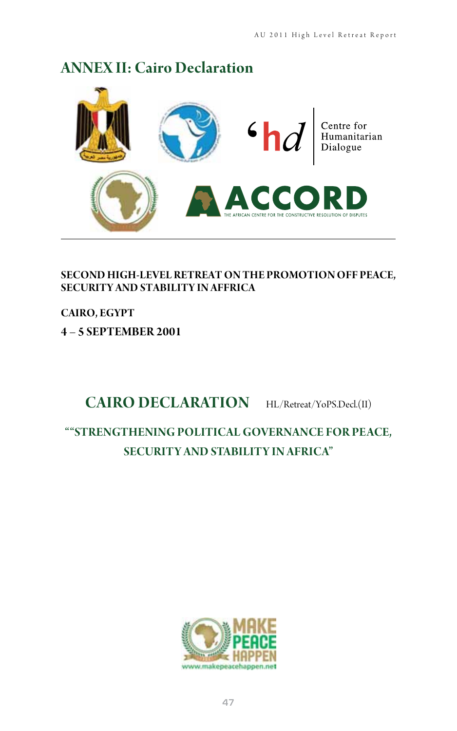# ANNEX II: Cairo Declaration

Centre for Humanitarian Dialogue

ACCORD THE AFRICAN CENTRE FOR THE CONSTRUCTIVE RESOLUTION OF DISPUTES

**SECOND HIGH-LEVEL RETREAT ON THE PROMOTION OFF PEACE, SECURITY AND STABILITY IN AFFRICA**

**CAIRO, EGYPT**

**4 – 5 SEPTEMBER 2001**

## CAIRO DECLARATION HL/Retreat/YoPS.Decl.(II)

## ""STRENGTHENING POLITICAL GOVERNANCE FOR PEACE, SECURITY AND STABILITY IN AFRICA"

MAKE PEACE HAPPEN
www.makepeacehappen.net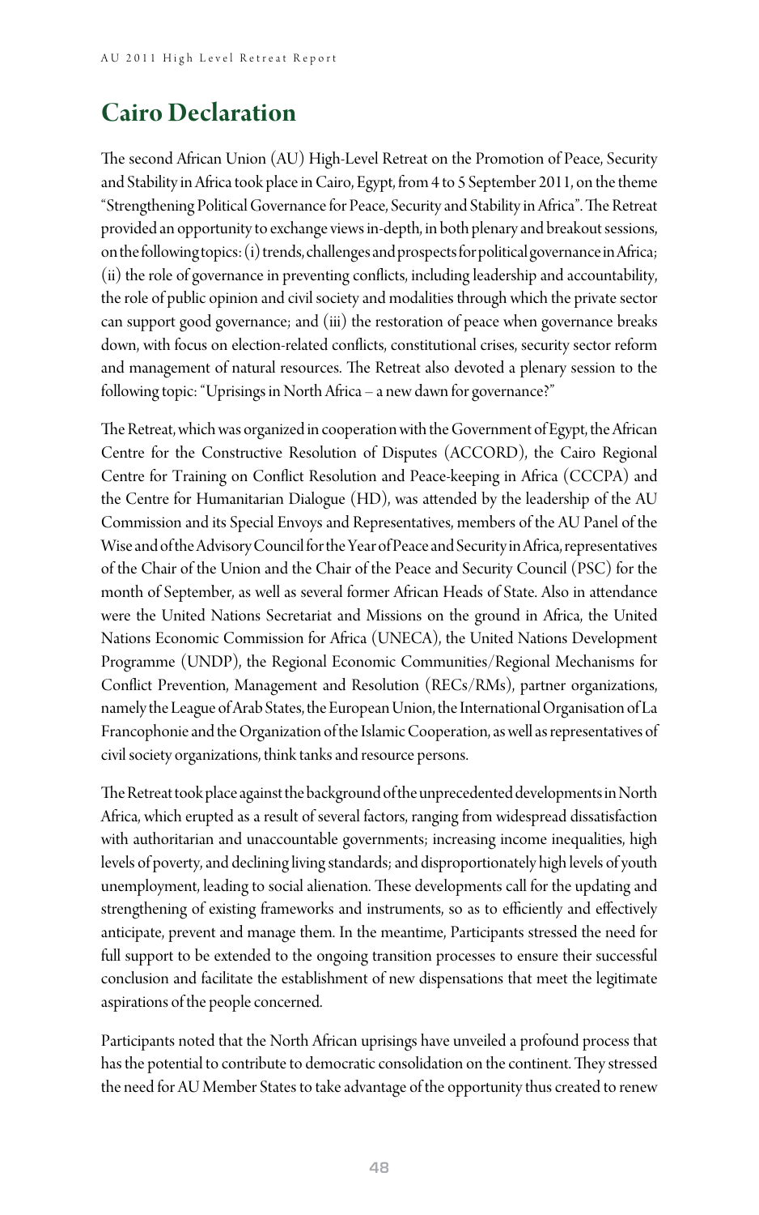# Cairo Declaration

The second African Union (AU) High-Level Retreat on the Promotion of Peace, Security and Stability in Africa took place in Cairo, Egypt, from 4 to 5 September 2011, on the theme "Strengthening Political Governance for Peace, Security and Stability in Africa". The Retreat provided an opportunity to exchange views in-depth, in both plenary and breakout sessions, on the following topics: (i) trends, challenges and prospects for political governance in Africa; (ii) the role of governance in preventing conflicts, including leadership and accountability, the role of public opinion and civil society and modalities through which the private sector can support good governance; and (iii) the restoration of peace when governance breaks down, with focus on election-related conflicts, constitutional crises, security sector reform and management of natural resources. The Retreat also devoted a plenary session to the following topic: "Uprisings in North Africa – a new dawn for governance?"

The Retreat, which was organized in cooperation with the Government of Egypt, the African Centre for the Constructive Resolution of Disputes (ACCORD), the Cairo Regional Centre for Training on Conflict Resolution and Peace-keeping in Africa (CCCPA) and the Centre for Humanitarian Dialogue (HD), was attended by the leadership of the AU Commission and its Special Envoys and Representatives, members of the AU Panel of the Wise and of the Advisory Council for the Year of Peace and Security in Africa, representatives of the Chair of the Union and the Chair of the Peace and Security Council (PSC) for the month of September, as well as several former African Heads of State. Also in attendance were the United Nations Secretariat and Missions on the ground in Africa, the United Nations Economic Commission for Africa (UNECA), the United Nations Development Programme (UNDP), the Regional Economic Communities/Regional Mechanisms for Conflict Prevention, Management and Resolution (RECs/RMs), partner organizations, namely the League of Arab States, the European Union, the International Organisation of La Francophonie and the Organization of the Islamic Cooperation, as well as representatives of civil society organizations, think tanks and resource persons.

The Retreat took place against the background of the unprecedented developments in North Africa, which erupted as a result of several factors, ranging from widespread dissatisfaction with authoritarian and unaccountable governments; increasing income inequalities, high levels of poverty, and declining living standards; and disproportionately high levels of youth unemployment, leading to social alienation. These developments call for the updating and strengthening of existing frameworks and instruments, so as to efficiently and effectively anticipate, prevent and manage them. In the meantime, Participants stressed the need for full support to be extended to the ongoing transition processes to ensure their successful conclusion and facilitate the establishment of new dispensations that meet the legitimate aspirations of the people concerned.

Participants noted that the North African uprisings have unveiled a profound process that has the potential to contribute to democratic consolidation on the continent. They stressed the need for AU Member States to take advantage of the opportunity thus created to renew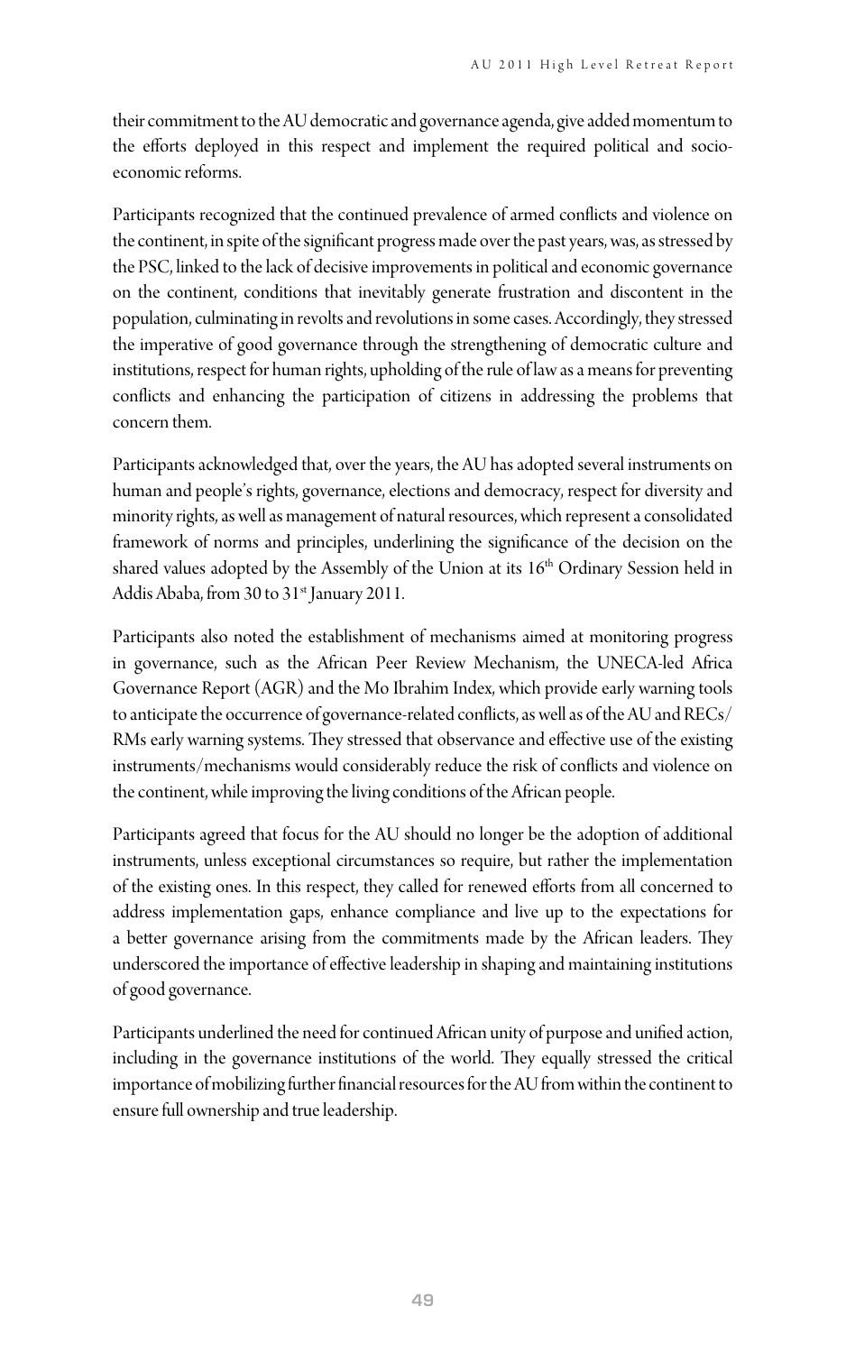their commitment to the AU democratic and governance agenda, give added momentum to the efforts deployed in this respect and implement the required political and socio-economic reforms.

Participants recognized that the continued prevalence of armed conflicts and violence on the continent, in spite of the significant progress made over the past years, was, as stressed by the PSC, linked to the lack of decisive improvements in political and economic governance on the continent, conditions that inevitably generate frustration and discontent in the population, culminating in revolts and revolutions in some cases. Accordingly, they stressed the imperative of good governance through the strengthening of democratic culture and institutions, respect for human rights, upholding of the rule of law as a means for preventing conflicts and enhancing the participation of citizens in addressing the problems that concern them.

Participants acknowledged that, over the years, the AU has adopted several instruments on human and people's rights, governance, elections and democracy, respect for diversity and minority rights, as well as management of natural resources, which represent a consolidated framework of norms and principles, underlining the significance of the decision on the shared values adopted by the Assembly of the Union at its 16th Ordinary Session held in Addis Ababa, from 30 to 31st January 2011.

Participants also noted the establishment of mechanisms aimed at monitoring progress in governance, such as the African Peer Review Mechanism, the UNECA-led Africa Governance Report (AGR) and the Mo Ibrahim Index, which provide early warning tools to anticipate the occurrence of governance-related conflicts, as well as of the AU and RECs/RMs early warning systems. They stressed that observance and effective use of the existing instruments/mechanisms would considerably reduce the risk of conflicts and violence on the continent, while improving the living conditions of the African people.

Participants agreed that focus for the AU should no longer be the adoption of additional instruments, unless exceptional circumstances so require, but rather the implementation of the existing ones. In this respect, they called for renewed efforts from all concerned to address implementation gaps, enhance compliance and live up to the expectations for a better governance arising from the commitments made by the African leaders. They underscored the importance of effective leadership in shaping and maintaining institutions of good governance.

Participants underlined the need for continued African unity of purpose and unified action, including in the governance institutions of the world. They equally stressed the critical importance of mobilizing further financial resources for the AU from within the continent to ensure full ownership and true leadership.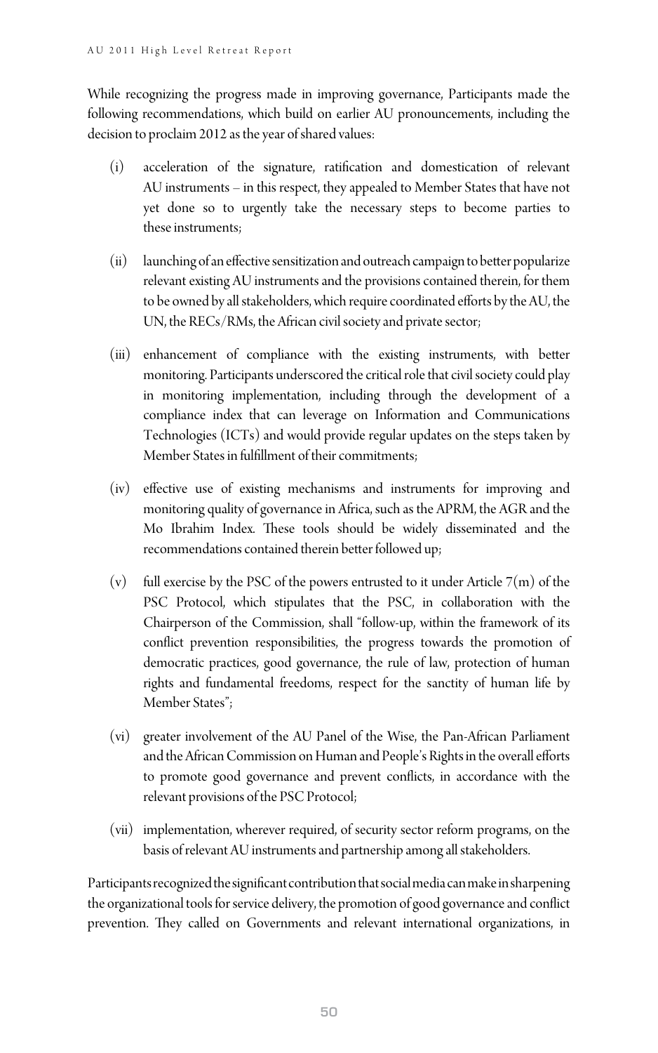While recognizing the progress made in improving governance, Participants made the following recommendations, which build on earlier AU pronouncements, including the decision to proclaim 2012 as the year of shared values:

(i) acceleration of the signature, ratification and domestication of relevant AU instruments – in this respect, they appealed to Member States that have not yet done so to urgently take the necessary steps to become parties to these instruments;

(ii) launching of an effective sensitization and outreach campaign to better popularize relevant existing AU instruments and the provisions contained therein, for them to be owned by all stakeholders, which require coordinated efforts by the AU, the UN, the RECs/RMs, the African civil society and private sector;

(iii) enhancement of compliance with the existing instruments, with better monitoring. Participants underscored the critical role that civil society could play in monitoring implementation, including through the development of a compliance index that can leverage on Information and Communications Technologies (ICTs) and would provide regular updates on the steps taken by Member States in fulfillment of their commitments;

(iv) effective use of existing mechanisms and instruments for improving and monitoring quality of governance in Africa, such as the APRM, the AGR and the Mo Ibrahim Index. These tools should be widely disseminated and the recommendations contained therein better followed up;

(v) full exercise by the PSC of the powers entrusted to it under Article 7(m) of the PSC Protocol, which stipulates that the PSC, in collaboration with the Chairperson of the Commission, shall "follow-up, within the framework of its conflict prevention responsibilities, the progress towards the promotion of democratic practices, good governance, the rule of law, protection of human rights and fundamental freedoms, respect for the sanctity of human life by Member States";

(vi) greater involvement of the AU Panel of the Wise, the Pan-African Parliament and the African Commission on Human and People's Rights in the overall efforts to promote good governance and prevent conflicts, in accordance with the relevant provisions of the PSC Protocol;

(vii) implementation, wherever required, of security sector reform programs, on the basis of relevant AU instruments and partnership among all stakeholders.

Participants recognized the significant contribution that social media can make in sharpening the organizational tools for service delivery, the promotion of good governance and conflict prevention. They called on Governments and relevant international organizations, in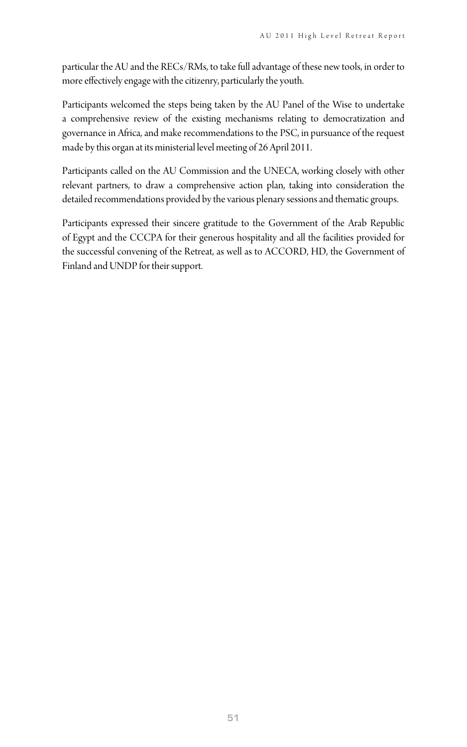particular the AU and the RECs/RMs, to take full advantage of these new tools, in order to more effectively engage with the citizenry, particularly the youth.

Participants welcomed the steps being taken by the AU Panel of the Wise to undertake a comprehensive review of the existing mechanisms relating to democratization and governance in Africa, and make recommendations to the PSC, in pursuance of the request made by this organ at its ministerial level meeting of 26 April 2011.

Participants called on the AU Commission and the UNECA, working closely with other relevant partners, to draw a comprehensive action plan, taking into consideration the detailed recommendations provided by the various plenary sessions and thematic groups.

Participants expressed their sincere gratitude to the Government of the Arab Republic of Egypt and the CCCPA for their generous hospitality and all the facilities provided for the successful convening of the Retreat, as well as to ACCORD, HD, the Government of Finland and UNDP for their support.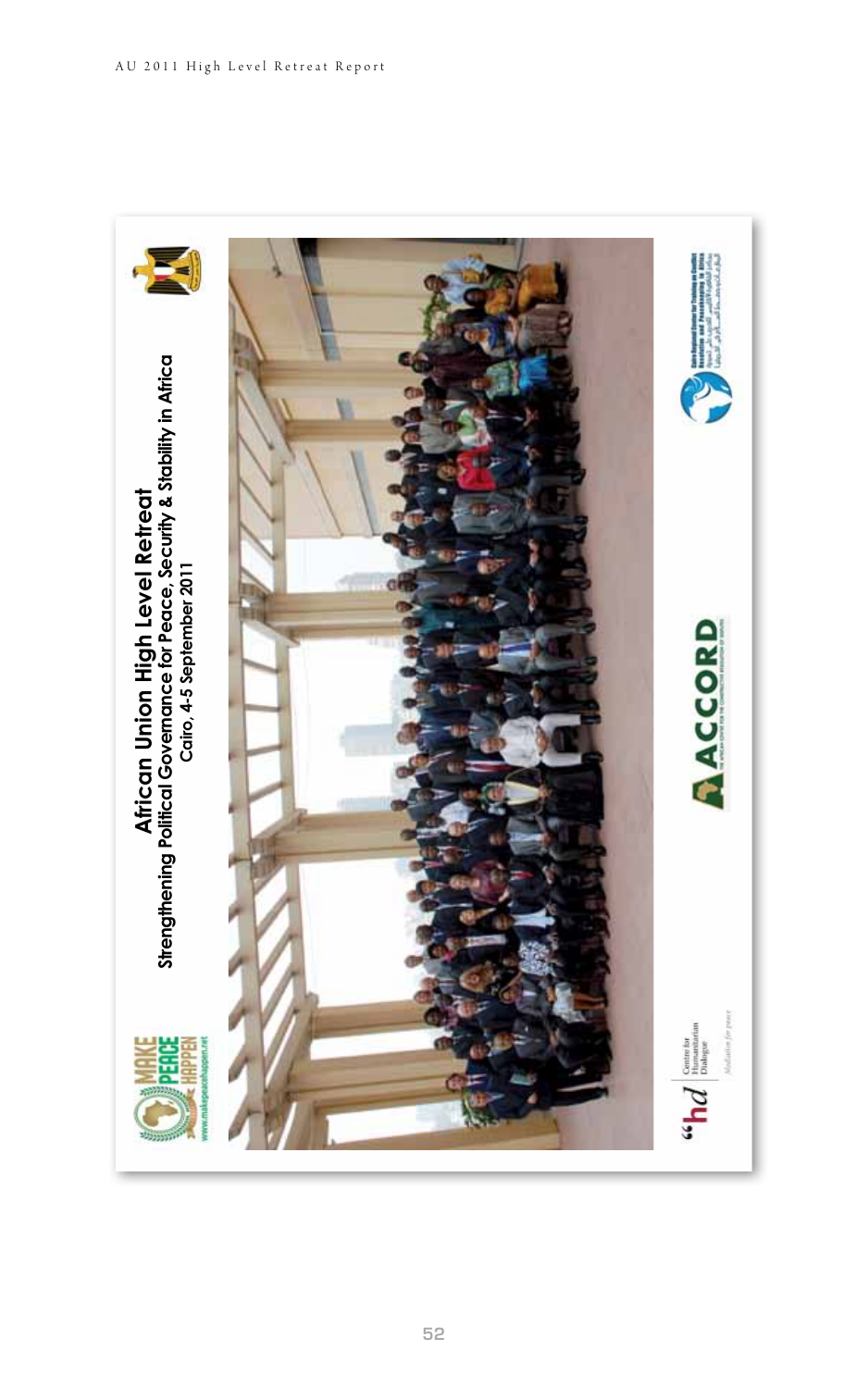# African Union High Level Retreat

Strengthening Political Governance for Peace, Security & Stability in Africa

Cairo, 4-5 September 2011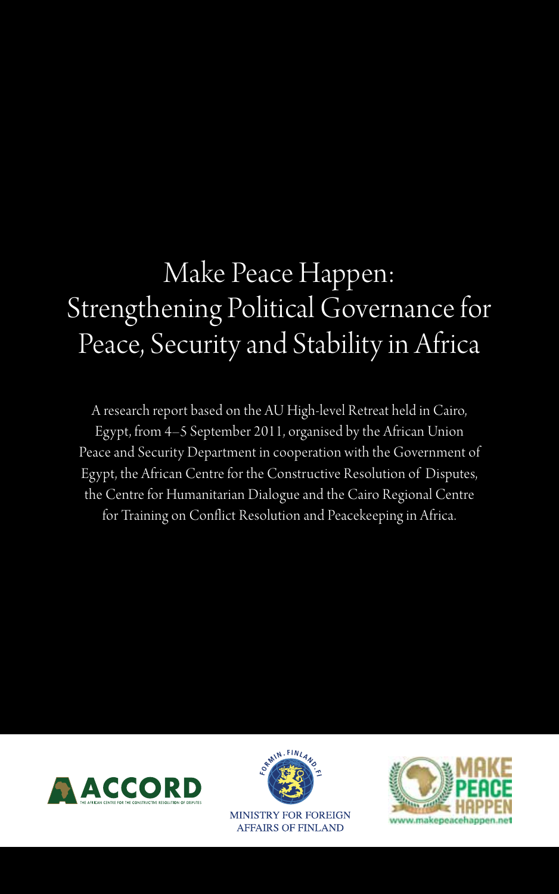# Make Peace Happen: Strengthening Political Governance for Peace, Security and Stability in Africa

A research report based on the AU High-level Retreat held in Cairo, Egypt, from 4–5 September 2011, organised by the African Union Peace and Security Department in cooperation with the Government of Egypt, the African Centre for the Constructive Resolution of Disputes, the Centre for Humanitarian Dialogue and the Cairo Regional Centre for Training on Conflict Resolution and Peacekeeping in Africa.

ACCORD
THE AFRICAN CENTRE FOR THE CONSTRUCTIVE RESOLUTION OF DISPUTES

FORMIN.FINLAND.FI
MINISTRY FOR FOREIGN AFFAIRS OF FINLAND

MAKE PEACE HAPPEN
www.makepeacehappen.net